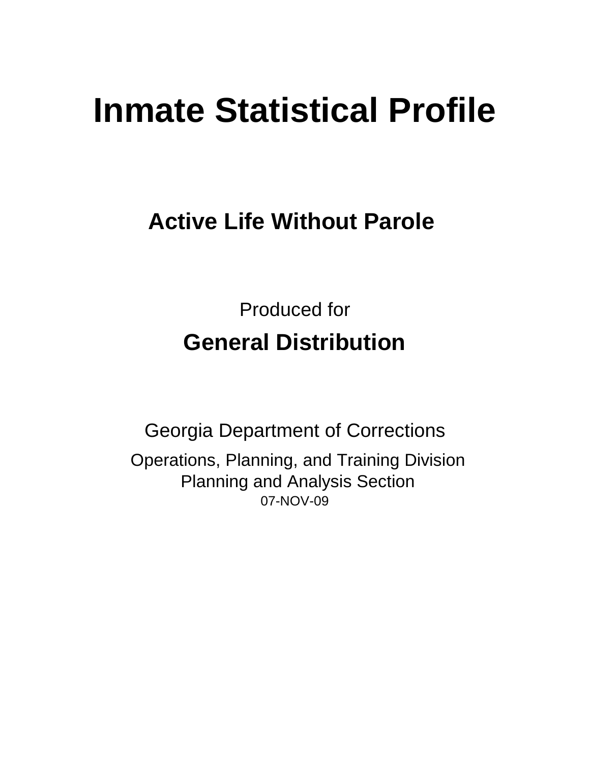# Inmate Statistical Profile

## Active Life Without Parole

Produced for

**General Distribution**

Georgia Department of Corrections

Operations, Planning, and Training Division
Planning and Analysis Section
07-NOV-09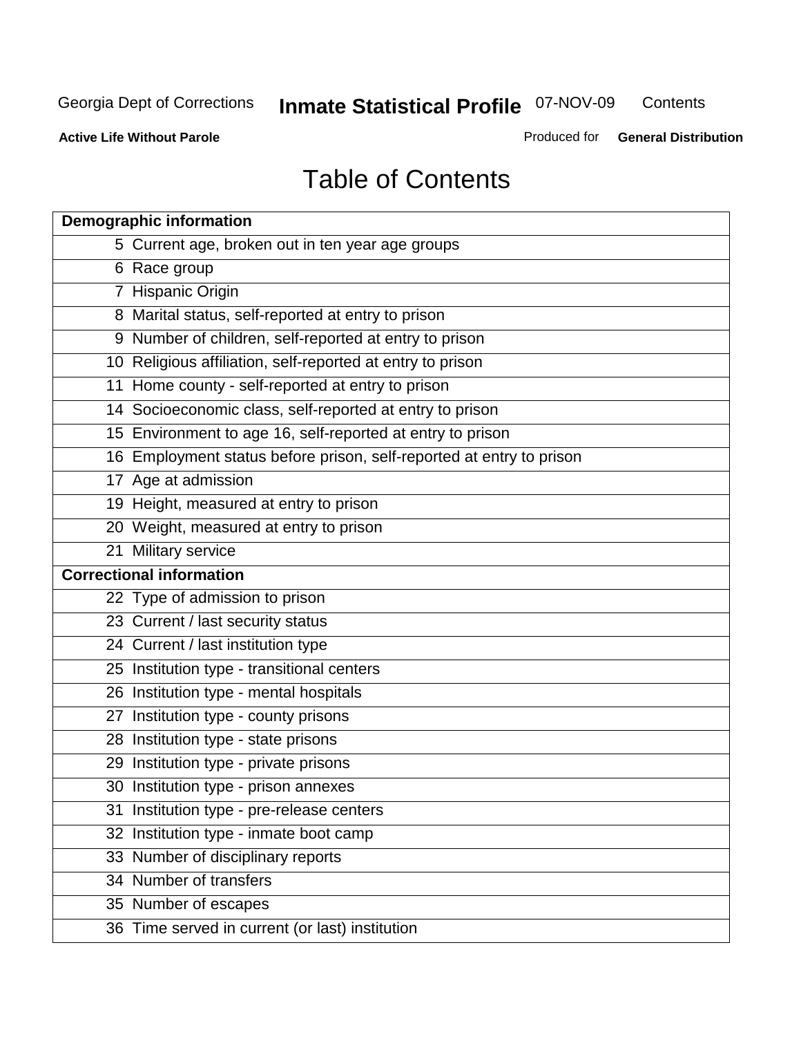# Table of Contents

| Demographic information | |
|---|---|
| 5 | Current age, broken out in ten year age groups |
| 6 | Race group |
| 7 | Hispanic Origin |
| 8 | Marital status, self-reported at entry to prison |
| 9 | Number of children, self-reported at entry to prison |
| 10 | Religious affiliation, self-reported at entry to prison |
| 11 | Home county - self-reported at entry to prison |
| 14 | Socioeconomic class, self-reported at entry to prison |
| 15 | Environment to age 16, self-reported at entry to prison |
| 16 | Employment status before prison, self-reported at entry to prison |
| 17 | Age at admission |
| 19 | Height, measured at entry to prison |
| 20 | Weight, measured at entry to prison |
| 21 | Military service |
| **Correctional information** | |
| 22 | Type of admission to prison |
| 23 | Current / last security status |
| 24 | Current / last institution type |
| 25 | Institution type - transitional centers |
| 26 | Institution type - mental hospitals |
| 27 | Institution type - county prisons |
| 28 | Institution type - state prisons |
| 29 | Institution type - private prisons |
| 30 | Institution type - prison annexes |
| 31 | Institution type - pre-release centers |
| 32 | Institution type - inmate boot camp |
| 33 | Number of disciplinary reports |
| 34 | Number of transfers |
| 35 | Number of escapes |
| 36 | Time served in current (or last) institution |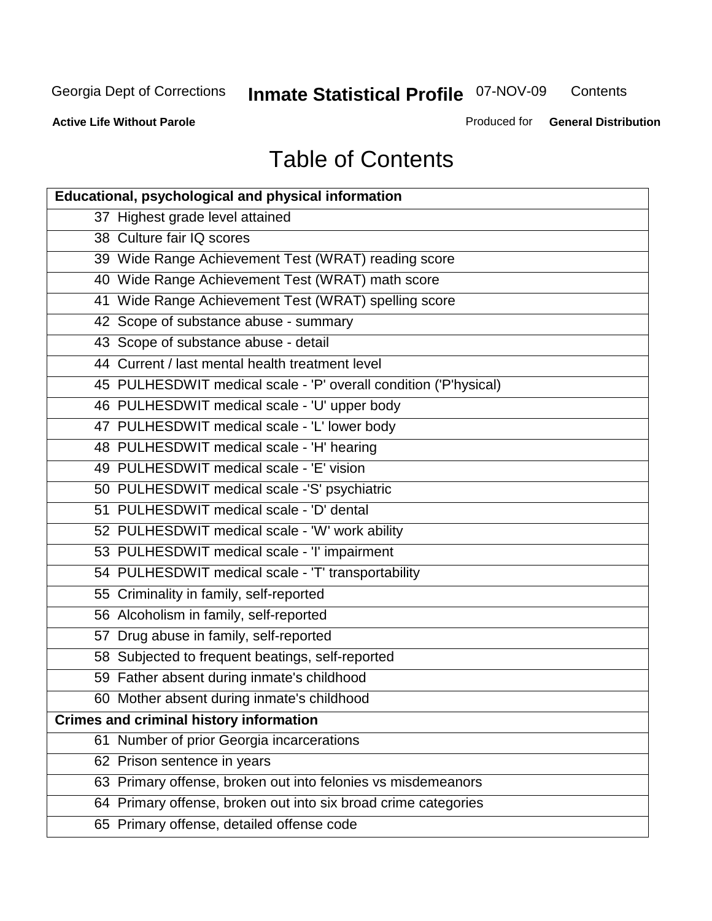# Table of Contents

| Educational, psychological and physical information | |
|---|---|
| 37 | Highest grade level attained |
| 38 | Culture fair IQ scores |
| 39 | Wide Range Achievement Test (WRAT) reading score |
| 40 | Wide Range Achievement Test (WRAT) math score |
| 41 | Wide Range Achievement Test (WRAT) spelling score |
| 42 | Scope of substance abuse - summary |
| 43 | Scope of substance abuse - detail |
| 44 | Current / last mental health treatment level |
| 45 | PULHESDWIT medical scale - 'P' overall condition ('P'hysical) |
| 46 | PULHESDWIT medical scale - 'U' upper body |
| 47 | PULHESDWIT medical scale - 'L' lower body |
| 48 | PULHESDWIT medical scale - 'H' hearing |
| 49 | PULHESDWIT medical scale - 'E' vision |
| 50 | PULHESDWIT medical scale -'S' psychiatric |
| 51 | PULHESDWIT medical scale - 'D' dental |
| 52 | PULHESDWIT medical scale - 'W' work ability |
| 53 | PULHESDWIT medical scale - 'I' impairment |
| 54 | PULHESDWIT medical scale - 'T' transportability |
| 55 | Criminality in family, self-reported |
| 56 | Alcoholism in family, self-reported |
| 57 | Drug abuse in family, self-reported |
| 58 | Subjected to frequent beatings, self-reported |
| 59 | Father absent during inmate's childhood |
| 60 | Mother absent during inmate's childhood |
| **Crimes and criminal history information** | |
| 61 | Number of prior Georgia incarcerations |
| 62 | Prison sentence in years |
| 63 | Primary offense, broken out into felonies vs misdemeanors |
| 64 | Primary offense, broken out into six broad crime categories |
| 65 | Primary offense, detailed offense code |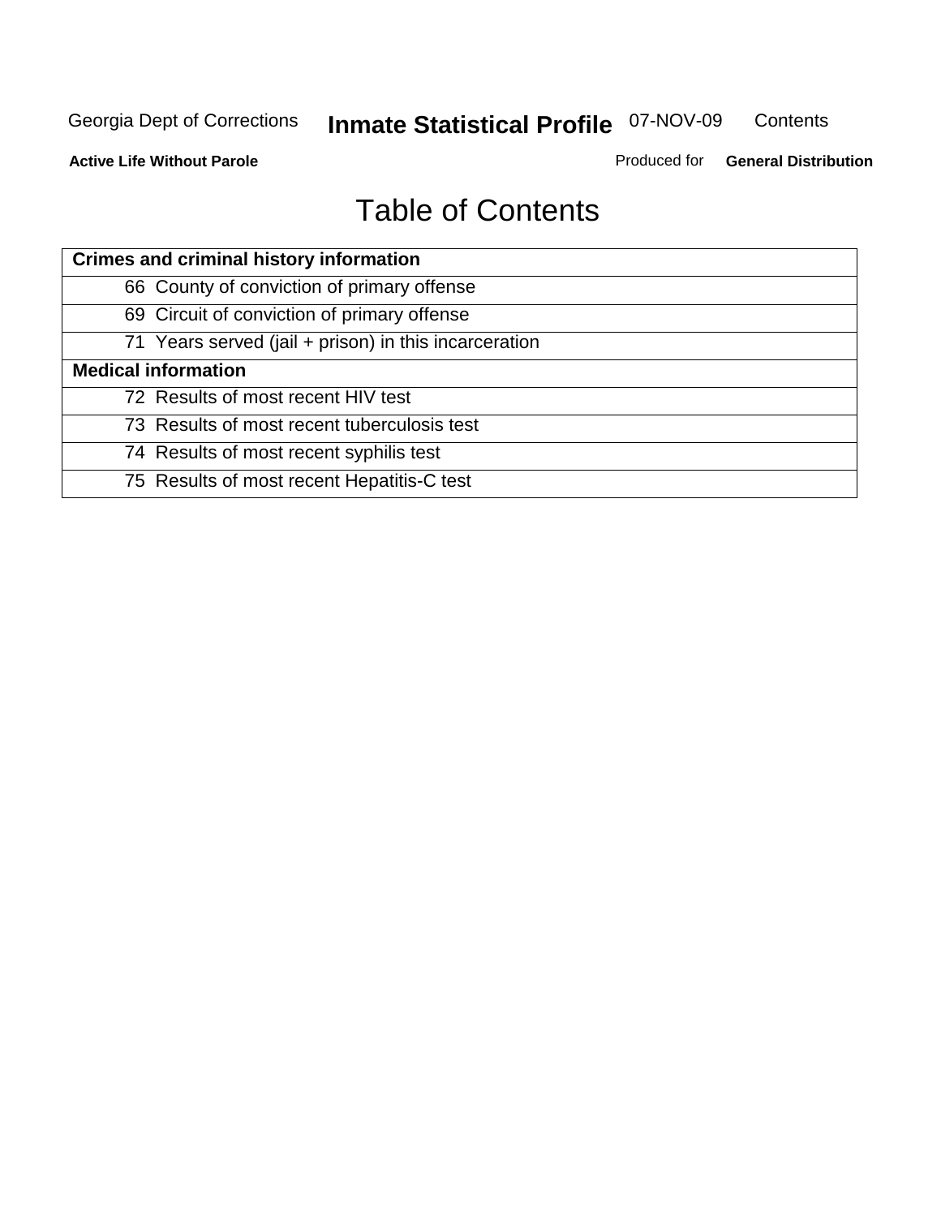# Table of Contents

| Crimes and criminal history information |
|---|
| 66 County of conviction of primary offense |
| 69 Circuit of conviction of primary offense |
| 71 Years served (jail + prison) in this incarceration |
| **Medical information** |
| 72 Results of most recent HIV test |
| 73 Results of most recent tuberculosis test |
| 74 Results of most recent syphilis test |
| 75 Results of most recent Hepatitis-C test |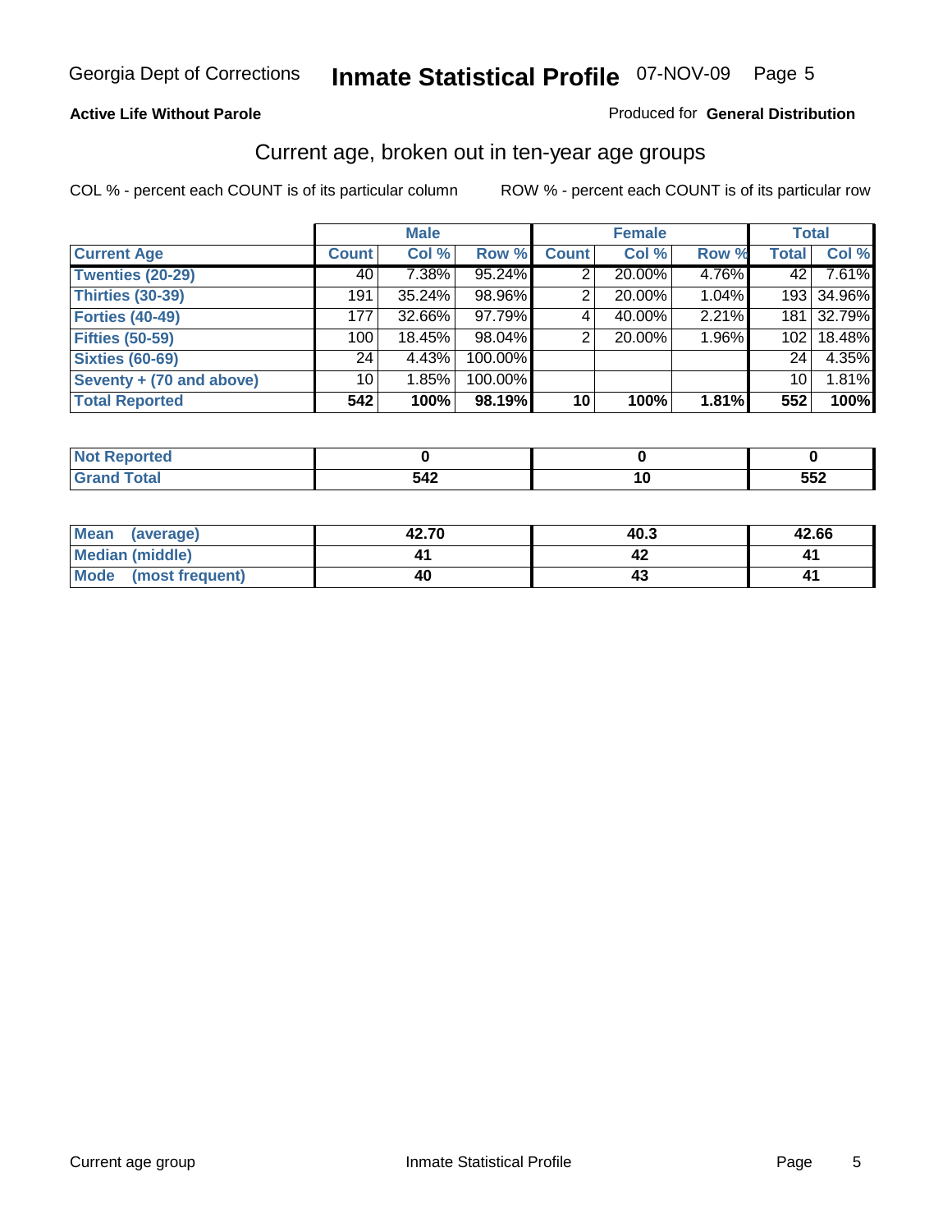# Georgia Dept of Corrections — Inmate Statistical Profile 07-NOV-09

**Active Life Without Parole**

Produced for **General Distribution**

## Current age, broken out in ten-year age groups

COL % - percent each COUNT is of its particular column

ROW % - percent each COUNT is of its particular row

| | Male | | | Female | | | Total | |
|---|---|---|---|---|---|---|---|---|
| **Current Age** | **Count** | **Col %** | **Row %** | **Count** | **Col %** | **Row %** | **Total** | **Col %** |
| Twenties (20-29) | 40 | 7.38% | 95.24% | 2 | 20.00% | 4.76% | 42 | 7.61% |
| Thirties (30-39) | 191 | 35.24% | 98.96% | 2 | 20.00% | 1.04% | 193 | 34.96% |
| Forties (40-49) | 177 | 32.66% | 97.79% | 4 | 40.00% | 2.21% | 181 | 32.79% |
| Fifties (50-59) | 100 | 18.45% | 98.04% | 2 | 20.00% | 1.96% | 102 | 18.48% |
| Sixties (60-69) | 24 | 4.43% | 100.00% | | | | 24 | 4.35% |
| Seventy + (70 and above) | 10 | 1.85% | 100.00% | | | | 10 | 1.81% |
| **Total Reported** | **542** | **100%** | **98.19%** | **10** | **100%** | **1.81%** | **552** | **100%** |

| | Male | Female | Total |
|---|---|---|---|
| Not Reported | **0** | **0** | **0** |
| Grand Total | **542** | **10** | **552** |

| | Male | Female | Total |
|---|---|---|---|
| Mean (average) | **42.70** | **40.3** | **42.66** |
| Median (middle) | **41** | **42** | **41** |
| Mode (most frequent) | **40** | **43** | **41** |

Current age group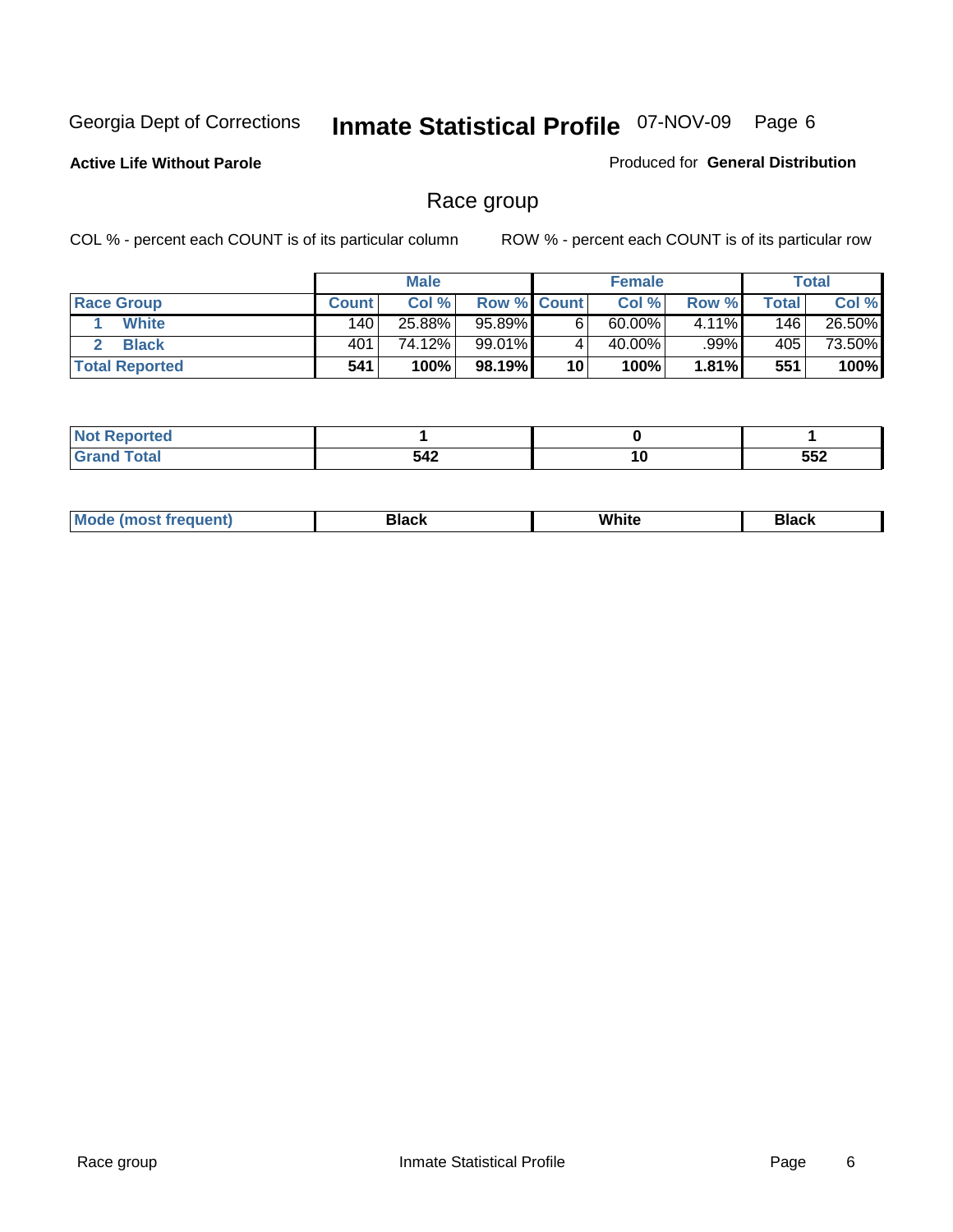Georgia Dept of Corrections **Inmate Statistical Profile** 07-NOV-09

**Active Life Without Parole**

Produced for **General Distribution**

## Race group

COL % - percent each COUNT is of its particular column

ROW % - percent each COUNT is of its particular row

| | Male | | | Female | | | Total | |
|---|---|---|---|---|---|---|---|---|
| **Race Group** | **Count** | **Col %** | **Row %** | **Count** | **Col %** | **Row %** | **Total** | **Col %** |
| 1 **White** | 140 | 25.88% | 95.89% | 6 | 60.00% | 4.11% | 146 | 26.50% |
| 2 **Black** | 401 | 74.12% | 99.01% | 4 | 40.00% | .99% | 405 | 73.50% |
| **Total Reported** | **541** | **100%** | **98.19%** | **10** | **100%** | **1.81%** | **551** | **100%** |

| | Male | Female | Total |
|---|---|---|---|
| **Not Reported** | **1** | **0** | **1** |
| **Grand Total** | **542** | **10** | **552** |

| | Male | Female | Total |
|---|---|---|---|
| **Mode (most frequent)** | **Black** | **White** | **Black** |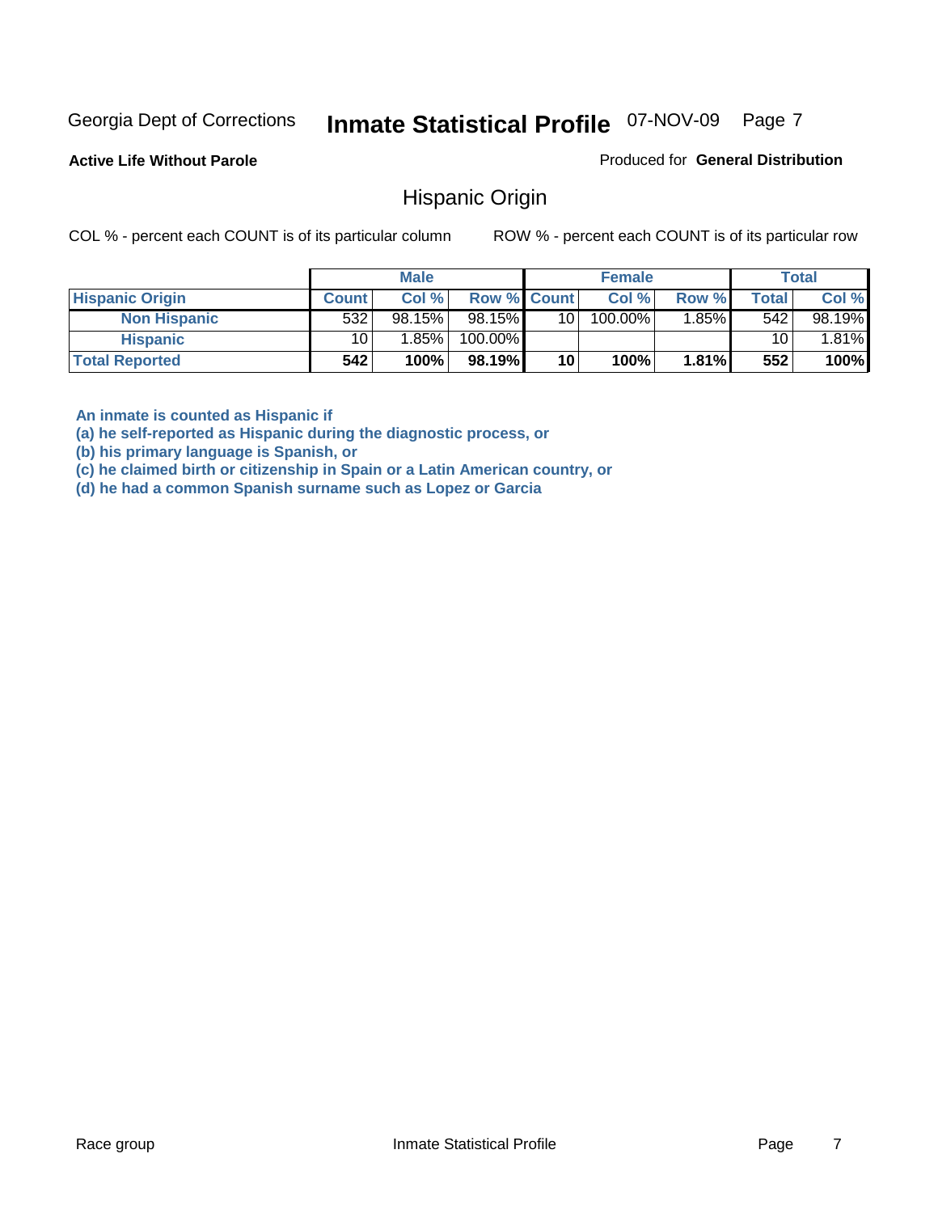Georgia Dept of Corrections **Inmate Statistical Profile** 07-NOV-09

**Active Life Without Parole**

Produced for **General Distribution**

## Hispanic Origin

COL % - percent each COUNT is of its particular column

ROW % - percent each COUNT is of its particular row

| | Male | | | Female | | | Total | |
|---|---|---|---|---|---|---|---|---|
| **Hispanic Origin** | **Count** | **Col %** | **Row %** | **Count** | **Col %** | **Row %** | **Total** | **Col %** |
| **Non Hispanic** | 532 | 98.15% | 98.15% | 10 | 100.00% | 1.85% | 542 | 98.19% |
| **Hispanic** | 10 | 1.85% | 100.00% | | | | 10 | 1.81% |
| **Total Reported** | **542** | **100%** | **98.19%** | **10** | **100%** | **1.81%** | **552** | **100%** |

**An inmate is counted as Hispanic if**
**(a) he self-reported as Hispanic during the diagnostic process, or**
**(b) his primary language is Spanish, or**
**(c) he claimed birth or citizenship in Spain or a Latin American country, or**
**(d) he had a common Spanish surname such as Lopez or Garcia**

Race group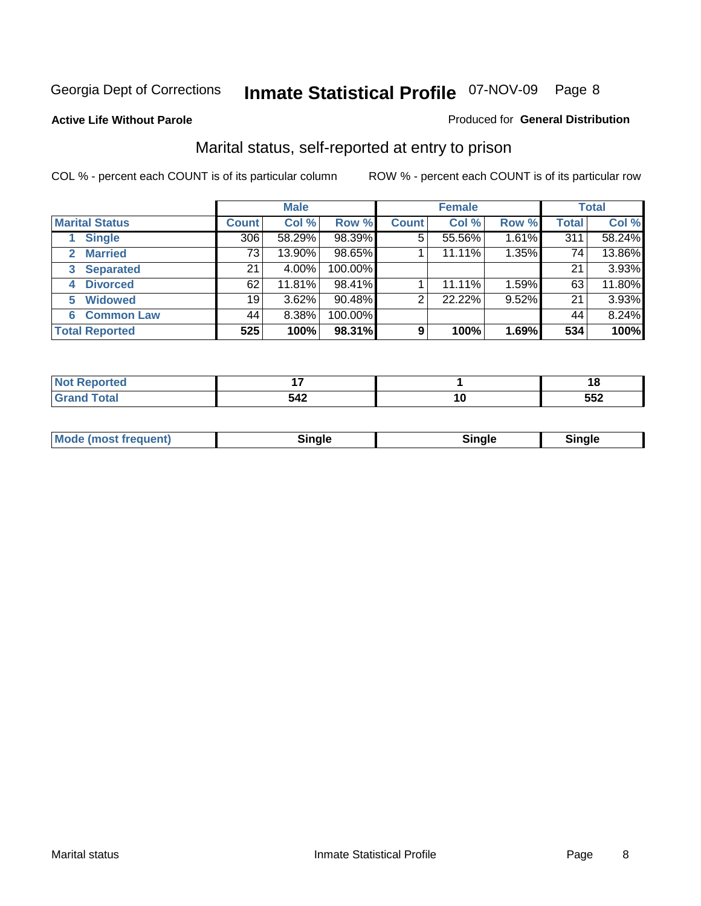Georgia Dept of Corrections **Inmate Statistical Profile** 07-NOV-09

**Active Life Without Parole**

Produced for **General Distribution**

## Marital status, self-reported at entry to prison

COL % - percent each COUNT is of its particular column

ROW % - percent each COUNT is of its particular row

| | Male | | | Female | | | Total | |
|---|---|---|---|---|---|---|---|---|
| **Marital Status** | **Count** | **Col %** | **Row %** | **Count** | **Col %** | **Row %** | **Total** | **Col %** |
| 1 Single | 306 | 58.29% | 98.39% | 5 | 55.56% | 1.61% | 311 | 58.24% |
| 2 Married | 73 | 13.90% | 98.65% | 1 | 11.11% | 1.35% | 74 | 13.86% |
| 3 Separated | 21 | 4.00% | 100.00% | | | | 21 | 3.93% |
| 4 Divorced | 62 | 11.81% | 98.41% | 1 | 11.11% | 1.59% | 63 | 11.80% |
| 5 Widowed | 19 | 3.62% | 90.48% | 2 | 22.22% | 9.52% | 21 | 3.93% |
| 6 Common Law | 44 | 8.38% | 100.00% | | | | 44 | 8.24% |
| **Total Reported** | **525** | **100%** | **98.31%** | **9** | **100%** | **1.69%** | **534** | **100%** |

| | Male | Female | Total |
|---|---|---|---|
| Not Reported | 17 | 1 | 18 |
| Grand Total | 542 | 10 | 552 |

| | Male | Female | Total |
|---|---|---|---|
| Mode (most frequent) | Single | Single | Single |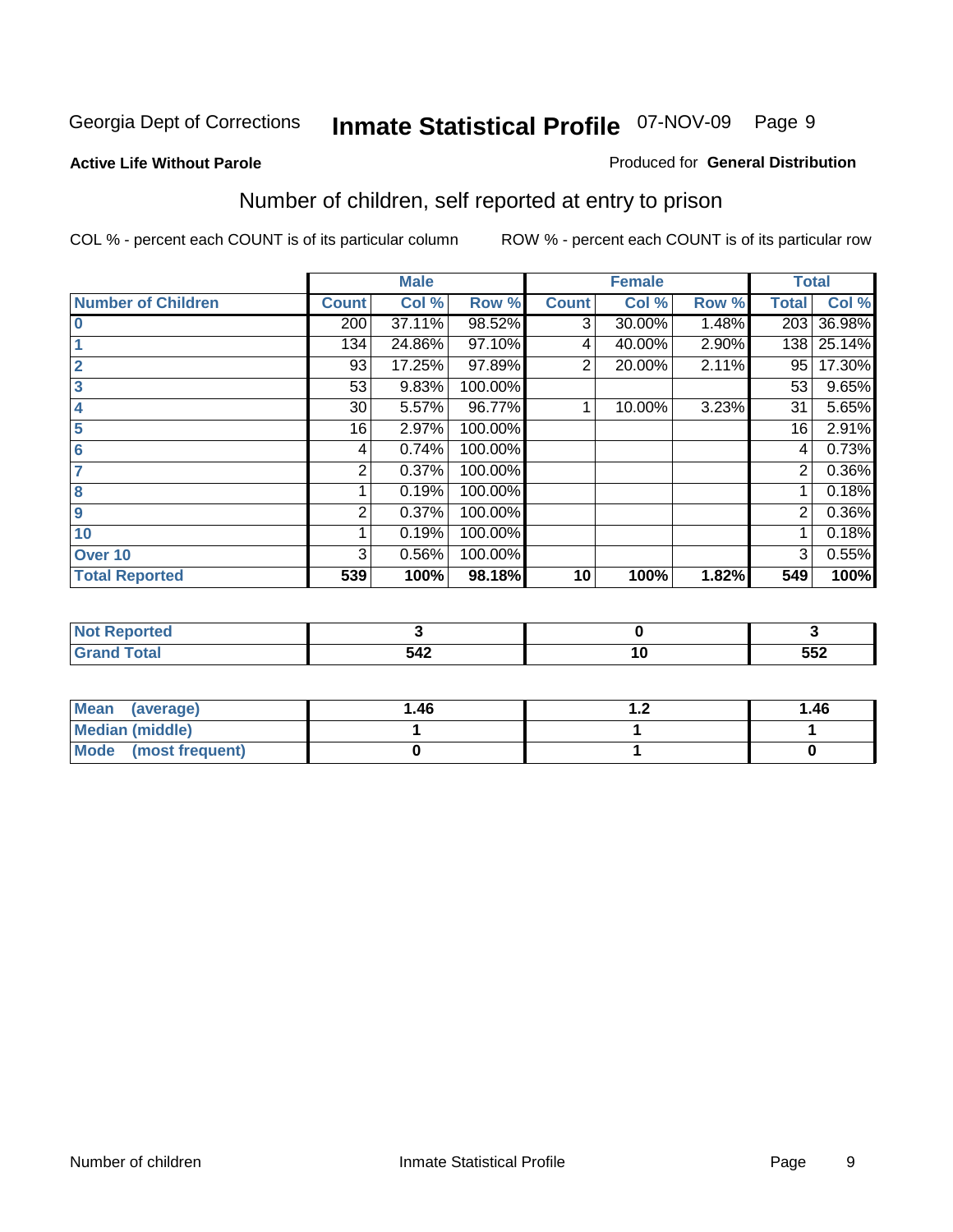Georgia Dept of Corrections **Inmate Statistical Profile** 07-NOV-09

**Active Life Without Parole**

Produced for **General Distribution**

## Number of children, self reported at entry to prison

COL % - percent each COUNT is of its particular column

ROW % - percent each COUNT is of its particular row

| | Male | | | Female | | | Total | |
|---|---|---|---|---|---|---|---|---|
| **Number of Children** | **Count** | **Col %** | **Row %** | **Count** | **Col %** | **Row %** | **Total** | **Col %** |
| **0** | 200 | 37.11% | 98.52% | 3 | 30.00% | 1.48% | 203 | 36.98% |
| **1** | 134 | 24.86% | 97.10% | 4 | 40.00% | 2.90% | 138 | 25.14% |
| **2** | 93 | 17.25% | 97.89% | 2 | 20.00% | 2.11% | 95 | 17.30% |
| **3** | 53 | 9.83% | 100.00% | | | | 53 | 9.65% |
| **4** | 30 | 5.57% | 96.77% | 1 | 10.00% | 3.23% | 31 | 5.65% |
| **5** | 16 | 2.97% | 100.00% | | | | 16 | 2.91% |
| **6** | 4 | 0.74% | 100.00% | | | | 4 | 0.73% |
| **7** | 2 | 0.37% | 100.00% | | | | 2 | 0.36% |
| **8** | 1 | 0.19% | 100.00% | | | | 1 | 0.18% |
| **9** | 2 | 0.37% | 100.00% | | | | 2 | 0.36% |
| **10** | 1 | 0.19% | 100.00% | | | | 1 | 0.18% |
| **Over 10** | 3 | 0.56% | 100.00% | | | | 3 | 0.55% |
| **Total Reported** | **539** | **100%** | **98.18%** | **10** | **100%** | **1.82%** | **549** | **100%** |

| | Male | Female | Total |
|---|---|---|---|
| **Not Reported** | **3** | **0** | **3** |
| **Grand Total** | **542** | **10** | **552** |

| | Male | Female | Total |
|---|---|---|---|
| **Mean (average)** | **1.46** | **1.2** | **1.46** |
| **Median (middle)** | **1** | **1** | **1** |
| **Mode (most frequent)** | **0** | **1** | **0** |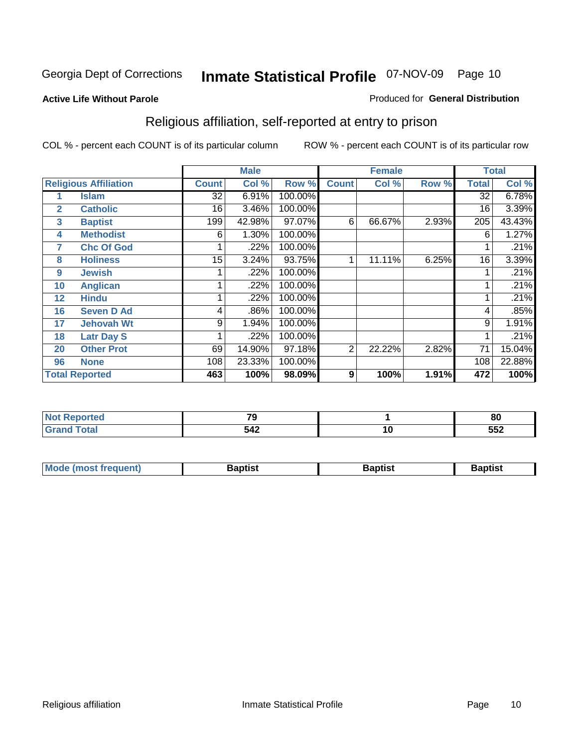Georgia Dept of Corrections **Inmate Statistical Profile** 07-NOV-09

**Active Life Without Parole**

Produced for **General Distribution**

## Religious affiliation, self-reported at entry to prison

COL % - percent each COUNT is of its particular column    ROW % - percent each COUNT is of its particular row

| | | Male | | | Female | | | Total | |
|---|---|---|---|---|---|---|---|---|---|
| **Religious Affiliation** | | **Count** | **Col %** | **Row %** | **Count** | **Col %** | **Row %** | **Total** | **Col %** |
| 1 | Islam | 32 | 6.91% | 100.00% | | | | 32 | 6.78% |
| 2 | Catholic | 16 | 3.46% | 100.00% | | | | 16 | 3.39% |
| 3 | Baptist | 199 | 42.98% | 97.07% | 6 | 66.67% | 2.93% | 205 | 43.43% |
| 4 | Methodist | 6 | 1.30% | 100.00% | | | | 6 | 1.27% |
| 7 | Chc Of God | 1 | .22% | 100.00% | | | | 1 | .21% |
| 8 | Holiness | 15 | 3.24% | 93.75% | 1 | 11.11% | 6.25% | 16 | 3.39% |
| 9 | Jewish | 1 | .22% | 100.00% | | | | 1 | .21% |
| 10 | Anglican | 1 | .22% | 100.00% | | | | 1 | .21% |
| 12 | Hindu | 1 | .22% | 100.00% | | | | 1 | .21% |
| 16 | Seven D Ad | 4 | .86% | 100.00% | | | | 4 | .85% |
| 17 | Jehovah Wt | 9 | 1.94% | 100.00% | | | | 9 | 1.91% |
| 18 | Latr Day S | 1 | .22% | 100.00% | | | | 1 | .21% |
| 20 | Other Prot | 69 | 14.90% | 97.18% | 2 | 22.22% | 2.82% | 71 | 15.04% |
| 96 | None | 108 | 23.33% | 100.00% | | | | 108 | 22.88% |
| **Total Reported** | | **463** | **100%** | **98.09%** | **9** | **100%** | **1.91%** | **472** | **100%** |

| | Male | Female | Total |
|---|---|---|---|
| **Not Reported** | **79** | **1** | **80** |
| **Grand Total** | **542** | **10** | **552** |

| | Male | Female | Total |
|---|---|---|---|
| **Mode (most frequent)** | **Baptist** | **Baptist** | **Baptist** |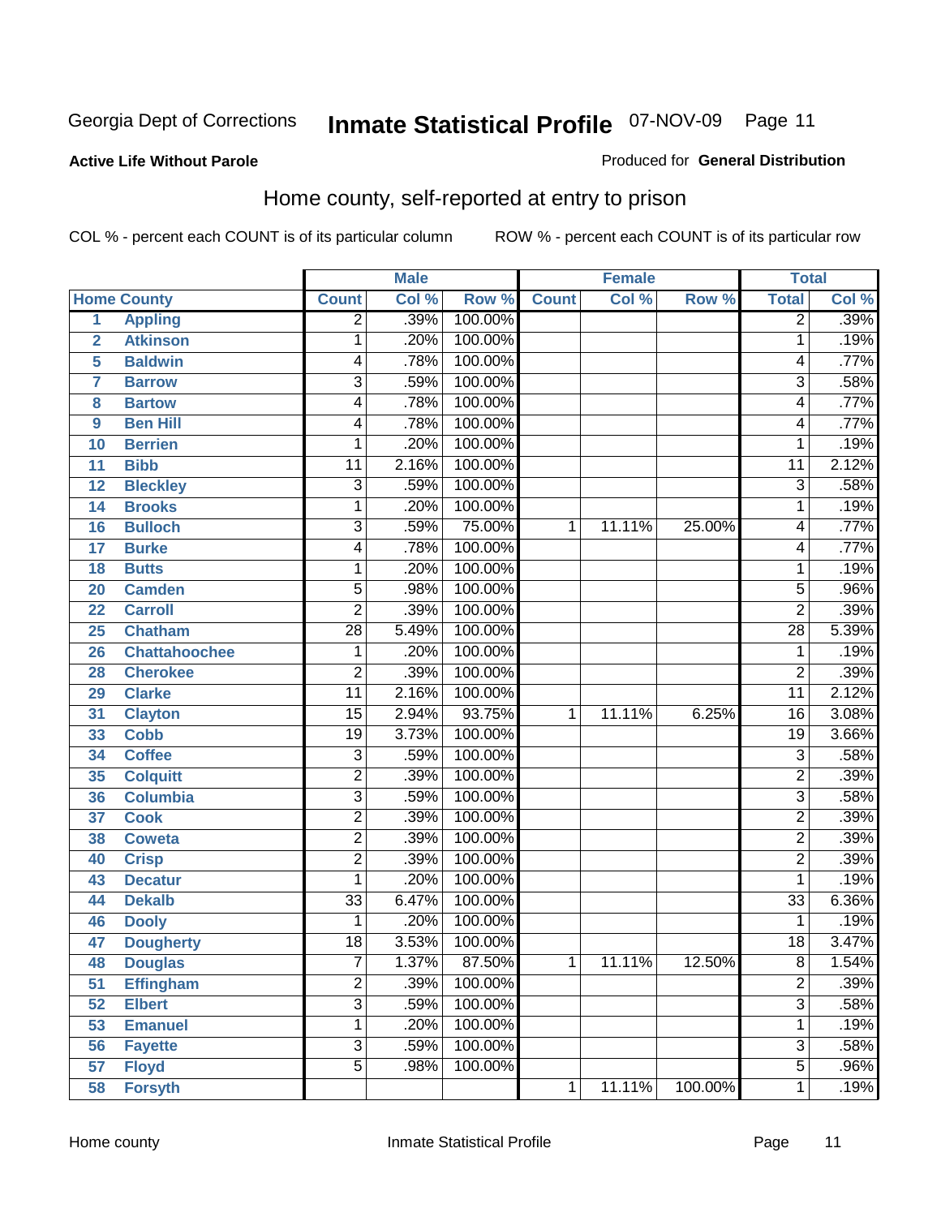Georgia Dept of Corrections **Inmate Statistical Profile** 07-NOV-09

**Active Life Without Parole**

Produced for **General Distribution**

## Home county, self-reported at entry to prison

COL % - percent each COUNT is of its particular column ROW % - percent each COUNT is of its particular row

| | | Male | | | Female | | | Total | |
|---|---|---|---|---|---|---|---|---|---|
| Home County | | Count | Col % | Row % | Count | Col % | Row % | Total | Col % |
| 1 | Appling | 2 | .39% | 100.00% | | | | 2 | .39% |
| 2 | Atkinson | 1 | .20% | 100.00% | | | | 1 | .19% |
| 5 | Baldwin | 4 | .78% | 100.00% | | | | 4 | .77% |
| 7 | Barrow | 3 | .59% | 100.00% | | | | 3 | .58% |
| 8 | Bartow | 4 | .78% | 100.00% | | | | 4 | .77% |
| 9 | Ben Hill | 4 | .78% | 100.00% | | | | 4 | .77% |
| 10 | Berrien | 1 | .20% | 100.00% | | | | 1 | .19% |
| 11 | Bibb | 11 | 2.16% | 100.00% | | | | 11 | 2.12% |
| 12 | Bleckley | 3 | .59% | 100.00% | | | | 3 | .58% |
| 14 | Brooks | 1 | .20% | 100.00% | | | | 1 | .19% |
| 16 | Bulloch | 3 | .59% | 75.00% | 1 | 11.11% | 25.00% | 4 | .77% |
| 17 | Burke | 4 | .78% | 100.00% | | | | 4 | .77% |
| 18 | Butts | 1 | .20% | 100.00% | | | | 1 | .19% |
| 20 | Camden | 5 | .98% | 100.00% | | | | 5 | .96% |
| 22 | Carroll | 2 | .39% | 100.00% | | | | 2 | .39% |
| 25 | Chatham | 28 | 5.49% | 100.00% | | | | 28 | 5.39% |
| 26 | Chattahoochee | 1 | .20% | 100.00% | | | | 1 | .19% |
| 28 | Cherokee | 2 | .39% | 100.00% | | | | 2 | .39% |
| 29 | Clarke | 11 | 2.16% | 100.00% | | | | 11 | 2.12% |
| 31 | Clayton | 15 | 2.94% | 93.75% | 1 | 11.11% | 6.25% | 16 | 3.08% |
| 33 | Cobb | 19 | 3.73% | 100.00% | | | | 19 | 3.66% |
| 34 | Coffee | 3 | .59% | 100.00% | | | | 3 | .58% |
| 35 | Colquitt | 2 | .39% | 100.00% | | | | 2 | .39% |
| 36 | Columbia | 3 | .59% | 100.00% | | | | 3 | .58% |
| 37 | Cook | 2 | .39% | 100.00% | | | | 2 | .39% |
| 38 | Coweta | 2 | .39% | 100.00% | | | | 2 | .39% |
| 40 | Crisp | 2 | .39% | 100.00% | | | | 2 | .39% |
| 43 | Decatur | 1 | .20% | 100.00% | | | | 1 | .19% |
| 44 | Dekalb | 33 | 6.47% | 100.00% | | | | 33 | 6.36% |
| 46 | Dooly | 1 | .20% | 100.00% | | | | 1 | .19% |
| 47 | Dougherty | 18 | 3.53% | 100.00% | | | | 18 | 3.47% |
| 48 | Douglas | 7 | 1.37% | 87.50% | 1 | 11.11% | 12.50% | 8 | 1.54% |
| 51 | Effingham | 2 | .39% | 100.00% | | | | 2 | .39% |
| 52 | Elbert | 3 | .59% | 100.00% | | | | 3 | .58% |
| 53 | Emanuel | 1 | .20% | 100.00% | | | | 1 | .19% |
| 56 | Fayette | 3 | .59% | 100.00% | | | | 3 | .58% |
| 57 | Floyd | 5 | .98% | 100.00% | | | | 5 | .96% |
| 58 | Forsyth | | | | 1 | 11.11% | 100.00% | 1 | .19% |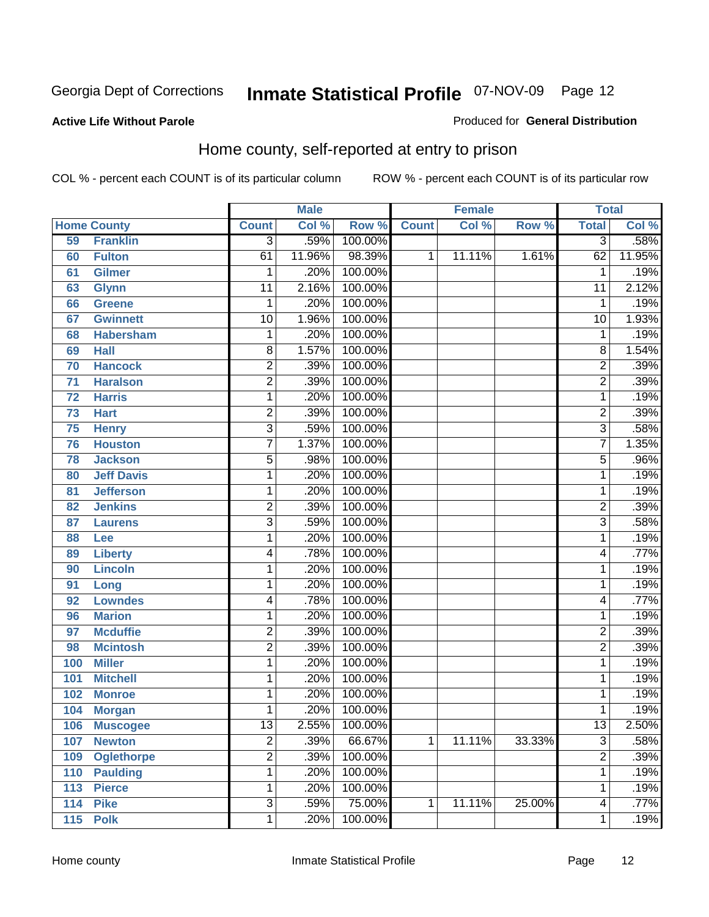Georgia Dept of Corrections

# Inmate Statistical Profile 07-NOV-09

**Active Life Without Parole**

Produced for **General Distribution**

## Home county, self-reported at entry to prison

COL % - percent each COUNT is of its particular column

ROW % - percent each COUNT is of its particular row

| | | Male | | | Female | | | Total | |
|---|---|---|---|---|---|---|---|---|---|
| **Home County** | | **Count** | **Col %** | **Row %** | **Count** | **Col %** | **Row %** | **Total** | **Col %** |
| 59 | Franklin | 3 | .59% | 100.00% | | | | 3 | .58% |
| 60 | Fulton | 61 | 11.96% | 98.39% | 1 | 11.11% | 1.61% | 62 | 11.95% |
| 61 | Gilmer | 1 | .20% | 100.00% | | | | 1 | .19% |
| 63 | Glynn | 11 | 2.16% | 100.00% | | | | 11 | 2.12% |
| 66 | Greene | 1 | .20% | 100.00% | | | | 1 | .19% |
| 67 | Gwinnett | 10 | 1.96% | 100.00% | | | | 10 | 1.93% |
| 68 | Habersham | 1 | .20% | 100.00% | | | | 1 | .19% |
| 69 | Hall | 8 | 1.57% | 100.00% | | | | 8 | 1.54% |
| 70 | Hancock | 2 | .39% | 100.00% | | | | 2 | .39% |
| 71 | Haralson | 2 | .39% | 100.00% | | | | 2 | .39% |
| 72 | Harris | 1 | .20% | 100.00% | | | | 1 | .19% |
| 73 | Hart | 2 | .39% | 100.00% | | | | 2 | .39% |
| 75 | Henry | 3 | .59% | 100.00% | | | | 3 | .58% |
| 76 | Houston | 7 | 1.37% | 100.00% | | | | 7 | 1.35% |
| 78 | Jackson | 5 | .98% | 100.00% | | | | 5 | .96% |
| 80 | Jeff Davis | 1 | .20% | 100.00% | | | | 1 | .19% |
| 81 | Jefferson | 1 | .20% | 100.00% | | | | 1 | .19% |
| 82 | Jenkins | 2 | .39% | 100.00% | | | | 2 | .39% |
| 87 | Laurens | 3 | .59% | 100.00% | | | | 3 | .58% |
| 88 | Lee | 1 | .20% | 100.00% | | | | 1 | .19% |
| 89 | Liberty | 4 | .78% | 100.00% | | | | 4 | .77% |
| 90 | Lincoln | 1 | .20% | 100.00% | | | | 1 | .19% |
| 91 | Long | 1 | .20% | 100.00% | | | | 1 | .19% |
| 92 | Lowndes | 4 | .78% | 100.00% | | | | 4 | .77% |
| 96 | Marion | 1 | .20% | 100.00% | | | | 1 | .19% |
| 97 | Mcduffie | 2 | .39% | 100.00% | | | | 2 | .39% |
| 98 | Mcintosh | 2 | .39% | 100.00% | | | | 2 | .39% |
| 100 | Miller | 1 | .20% | 100.00% | | | | 1 | .19% |
| 101 | Mitchell | 1 | .20% | 100.00% | | | | 1 | .19% |
| 102 | Monroe | 1 | .20% | 100.00% | | | | 1 | .19% |
| 104 | Morgan | 1 | .20% | 100.00% | | | | 1 | .19% |
| 106 | Muscogee | 13 | 2.55% | 100.00% | | | | 13 | 2.50% |
| 107 | Newton | 2 | .39% | 66.67% | 1 | 11.11% | 33.33% | 3 | .58% |
| 109 | Oglethorpe | 2 | .39% | 100.00% | | | | 2 | .39% |
| 110 | Paulding | 1 | .20% | 100.00% | | | | 1 | .19% |
| 113 | Pierce | 1 | .20% | 100.00% | | | | 1 | .19% |
| 114 | Pike | 3 | .59% | 75.00% | 1 | 11.11% | 25.00% | 4 | .77% |
| 115 | Polk | 1 | .20% | 100.00% | | | | 1 | .19% |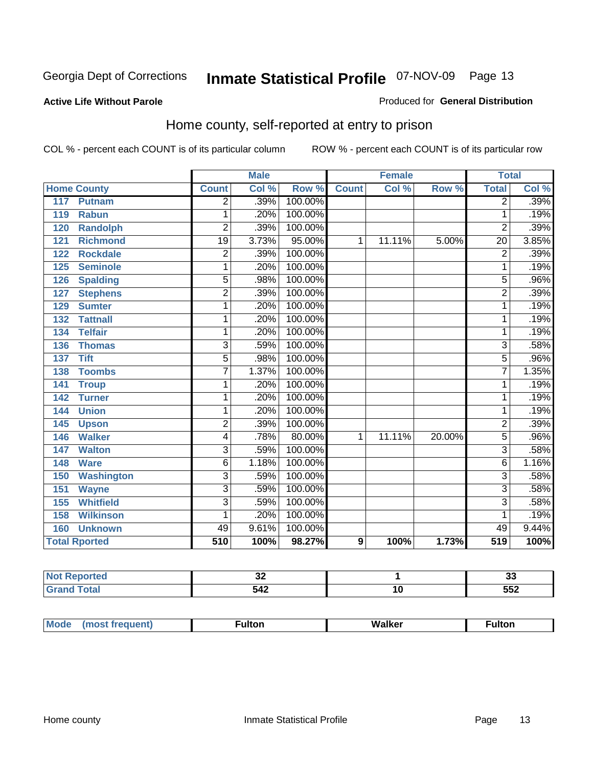Georgia Dept of Corrections **Inmate Statistical Profile** 07-NOV-09

**Active Life Without Parole**

Produced for **General Distribution**

## Home county, self-reported at entry to prison

COL % - percent each COUNT is of its particular column ROW % - percent each COUNT is of its particular row

| Home County | Male | | | Female | | | Total | |
|---|---|---|---|---|---|---|---|---|
| | Count | Col % | Row % | Count | Col % | Row % | Total | Col % |
| 117 Putnam | 2 | .39% | 100.00% | | | | 2 | .39% |
| 119 Rabun | 1 | .20% | 100.00% | | | | 1 | .19% |
| 120 Randolph | 2 | .39% | 100.00% | | | | 2 | .39% |
| 121 Richmond | 19 | 3.73% | 95.00% | 1 | 11.11% | 5.00% | 20 | 3.85% |
| 122 Rockdale | 2 | .39% | 100.00% | | | | 2 | .39% |
| 125 Seminole | 1 | .20% | 100.00% | | | | 1 | .19% |
| 126 Spalding | 5 | .98% | 100.00% | | | | 5 | .96% |
| 127 Stephens | 2 | .39% | 100.00% | | | | 2 | .39% |
| 129 Sumter | 1 | .20% | 100.00% | | | | 1 | .19% |
| 132 Tattnall | 1 | .20% | 100.00% | | | | 1 | .19% |
| 134 Telfair | 1 | .20% | 100.00% | | | | 1 | .19% |
| 136 Thomas | 3 | .59% | 100.00% | | | | 3 | .58% |
| 137 Tift | 5 | .98% | 100.00% | | | | 5 | .96% |
| 138 Toombs | 7 | 1.37% | 100.00% | | | | 7 | 1.35% |
| 141 Troup | 1 | .20% | 100.00% | | | | 1 | .19% |
| 142 Turner | 1 | .20% | 100.00% | | | | 1 | .19% |
| 144 Union | 1 | .20% | 100.00% | | | | 1 | .19% |
| 145 Upson | 2 | .39% | 100.00% | | | | 2 | .39% |
| 146 Walker | 4 | .78% | 80.00% | 1 | 11.11% | 20.00% | 5 | .96% |
| 147 Walton | 3 | .59% | 100.00% | | | | 3 | .58% |
| 148 Ware | 6 | 1.18% | 100.00% | | | | 6 | 1.16% |
| 150 Washington | 3 | .59% | 100.00% | | | | 3 | .58% |
| 151 Wayne | 3 | .59% | 100.00% | | | | 3 | .58% |
| 155 Whitfield | 3 | .59% | 100.00% | | | | 3 | .58% |
| 158 Wilkinson | 1 | .20% | 100.00% | | | | 1 | .19% |
| 160 Unknown | 49 | 9.61% | 100.00% | | | | 49 | 9.44% |
| **Total Rported** | **510** | **100%** | **98.27%** | **9** | **100%** | **1.73%** | **519** | **100%** |

| | Male | Female | Total |
|---|---|---|---|
| Not Reported | 32 | 1 | 33 |
| Grand Total | 542 | 10 | 552 |

| | Male | Female | Total |
|---|---|---|---|
| Mode (most frequent) | Fulton | Walker | Fulton |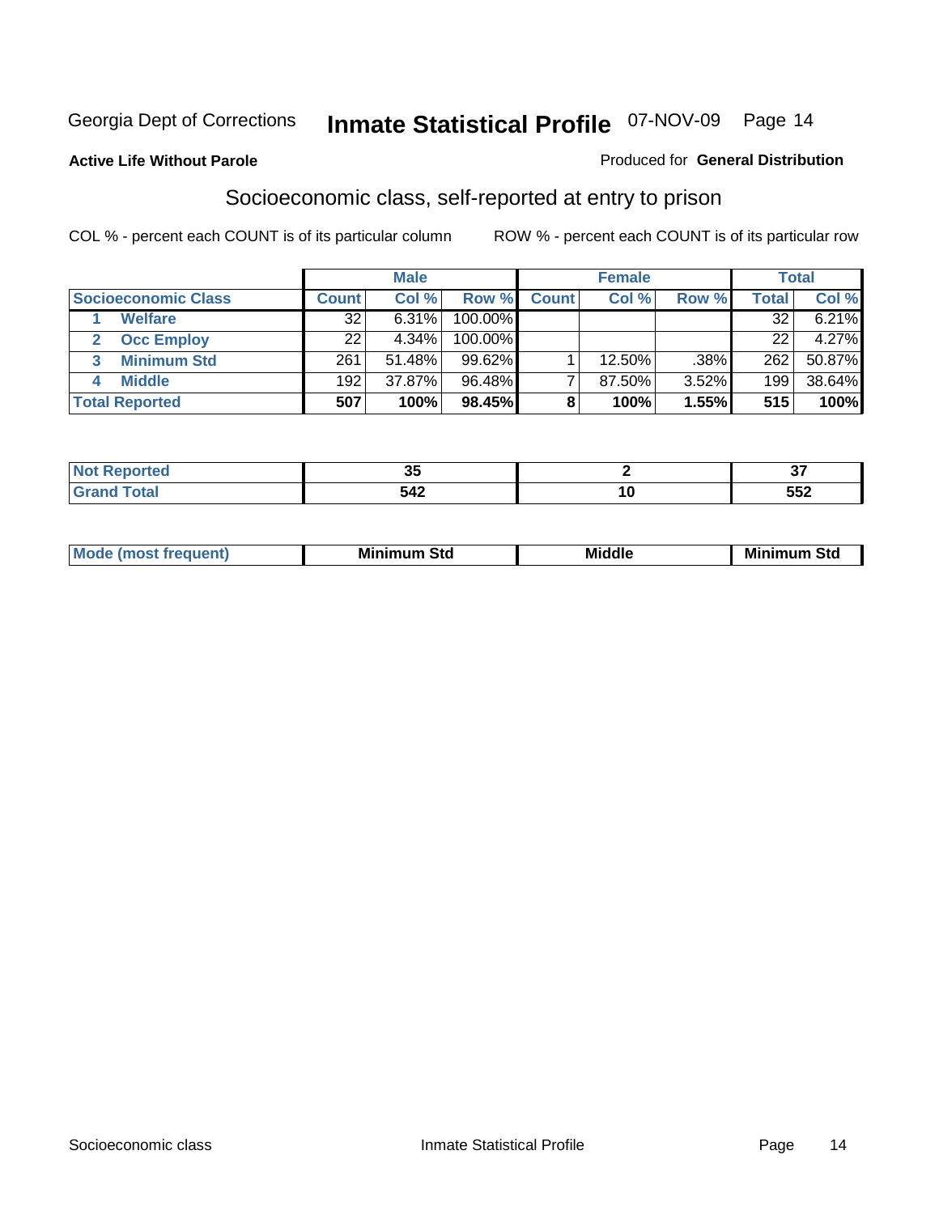Georgia Dept of Corrections **Inmate Statistical Profile** 07-NOV-09

**Active Life Without Parole**

Produced for **General Distribution**

## Socioeconomic class, self-reported at entry to prison

COL % - percent each COUNT is of its particular column

ROW % - percent each COUNT is of its particular row

| | Male | | | Female | | | Total | |
|---|---|---|---|---|---|---|---|---|
| **Socioeconomic Class** | **Count** | **Col %** | **Row %** | **Count** | **Col %** | **Row %** | **Total** | **Col %** |
| 1 **Welfare** | 32 | 6.31% | 100.00% | | | | 32 | 6.21% |
| 2 **Occ Employ** | 22 | 4.34% | 100.00% | | | | 22 | 4.27% |
| 3 **Minimum Std** | 261 | 51.48% | 99.62% | 1 | 12.50% | .38% | 262 | 50.87% |
| 4 **Middle** | 192 | 37.87% | 96.48% | 7 | 87.50% | 3.52% | 199 | 38.64% |
| **Total Reported** | **507** | **100%** | **98.45%** | **8** | **100%** | **1.55%** | **515** | **100%** |

| | Male | Female | Total |
|---|---|---|---|
| **Not Reported** | **35** | **2** | **37** |
| **Grand Total** | **542** | **10** | **552** |

| | Male | Female | Total |
|---|---|---|---|
| **Mode (most frequent)** | **Minimum Std** | **Middle** | **Minimum Std** |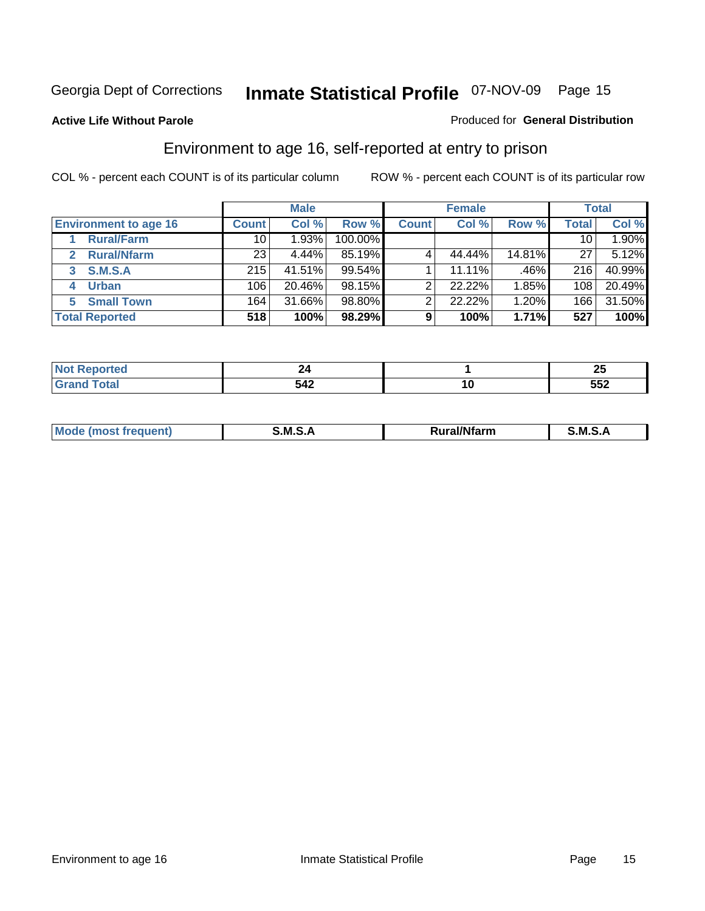Georgia Dept of Corrections **Inmate Statistical Profile** 07-NOV-09 Page 15

**Active Life Without Parole**

Produced for **General Distribution**

## Environment to age 16, self-reported at entry to prison

COL % - percent each COUNT is of its particular column

ROW % - percent each COUNT is of its particular row

| | Male | | | Female | | | Total | |
|---|---|---|---|---|---|---|---|---|
| **Environment to age 16** | **Count** | **Col %** | **Row %** | **Count** | **Col %** | **Row %** | **Total** | **Col %** |
| 1 **Rural/Farm** | 10 | 1.93% | 100.00% | | | | 10 | 1.90% |
| 2 **Rural/Nfarm** | 23 | 4.44% | 85.19% | 4 | 44.44% | 14.81% | 27 | 5.12% |
| 3 **S.M.S.A** | 215 | 41.51% | 99.54% | 1 | 11.11% | .46% | 216 | 40.99% |
| 4 **Urban** | 106 | 20.46% | 98.15% | 2 | 22.22% | 1.85% | 108 | 20.49% |
| 5 **Small Town** | 164 | 31.66% | 98.80% | 2 | 22.22% | 1.20% | 166 | 31.50% |
| **Total Reported** | **518** | **100%** | **98.29%** | **9** | **100%** | **1.71%** | **527** | **100%** |

| | Male | Female | Total |
|---|---|---|---|
| **Not Reported** | **24** | **1** | **25** |
| **Grand Total** | **542** | **10** | **552** |

| | Male | Female | Total |
|---|---|---|---|
| **Mode (most frequent)** | **S.M.S.A** | **Rural/Nfarm** | **S.M.S.A** |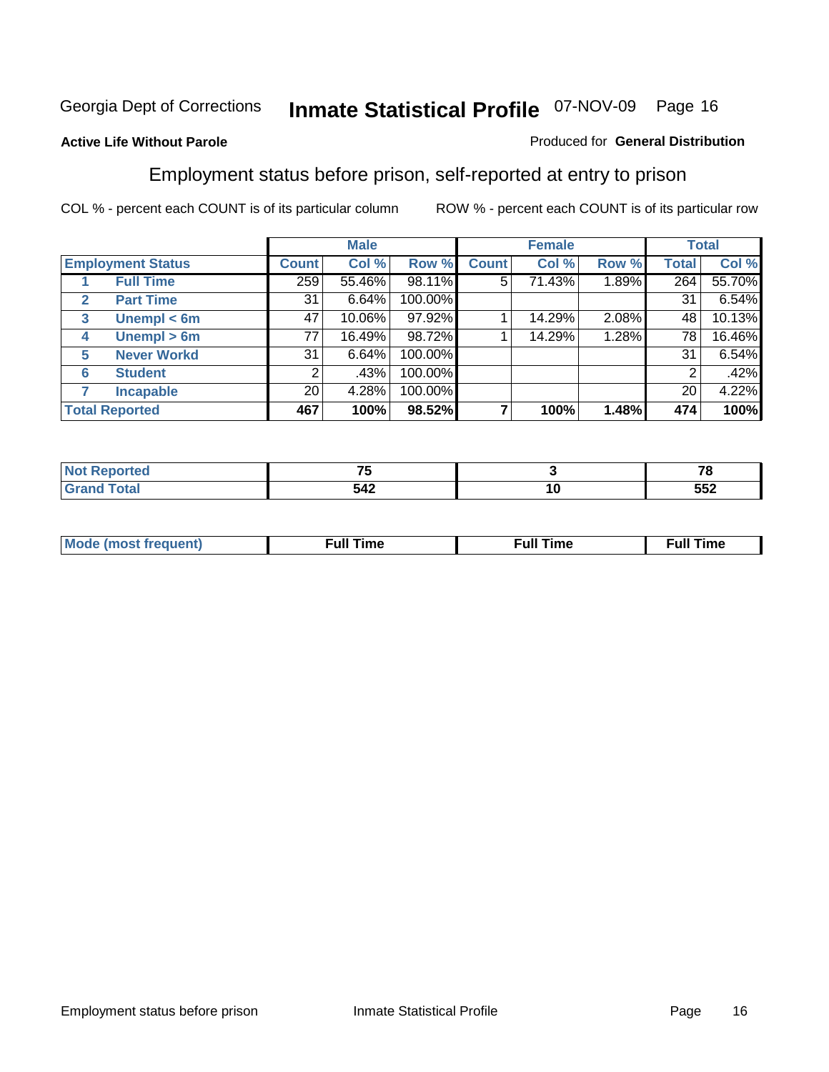Georgia Dept of Corrections **Inmate Statistical Profile** 07-NOV-09 Page 16

**Active Life Without Parole**

Produced for **General Distribution**

## Employment status before prison, self-reported at entry to prison

COL % - percent each COUNT is of its particular column ROW % - percent each COUNT is of its particular row

| Employment Status | | Male | | | Female | | | Total | |
|---|---|---|---|---|---|---|---|---|---|
| | | Count | Col % | Row % | Count | Col % | Row % | Total | Col % |
| 1 | Full Time | 259 | 55.46% | 98.11% | 5 | 71.43% | 1.89% | 264 | 55.70% |
| 2 | Part Time | 31 | 6.64% | 100.00% | | | | 31 | 6.54% |
| 3 | Unempl < 6m | 47 | 10.06% | 97.92% | 1 | 14.29% | 2.08% | 48 | 10.13% |
| 4 | Unempl > 6m | 77 | 16.49% | 98.72% | 1 | 14.29% | 1.28% | 78 | 16.46% |
| 5 | Never Workd | 31 | 6.64% | 100.00% | | | | 31 | 6.54% |
| 6 | Student | 2 | .43% | 100.00% | | | | 2 | .42% |
| 7 | Incapable | 20 | 4.28% | 100.00% | | | | 20 | 4.22% |
| Total Reported | | **467** | **100%** | **98.52%** | **7** | **100%** | **1.48%** | **474** | **100%** |

| | Male | Female | Total |
|---|---|---|---|
| Not Reported | **75** | **3** | **78** |
| Grand Total | **542** | **10** | **552** |

| | Male | Female | Total |
|---|---|---|---|
| Mode (most frequent) | **Full Time** | **Full Time** | **Full Time** |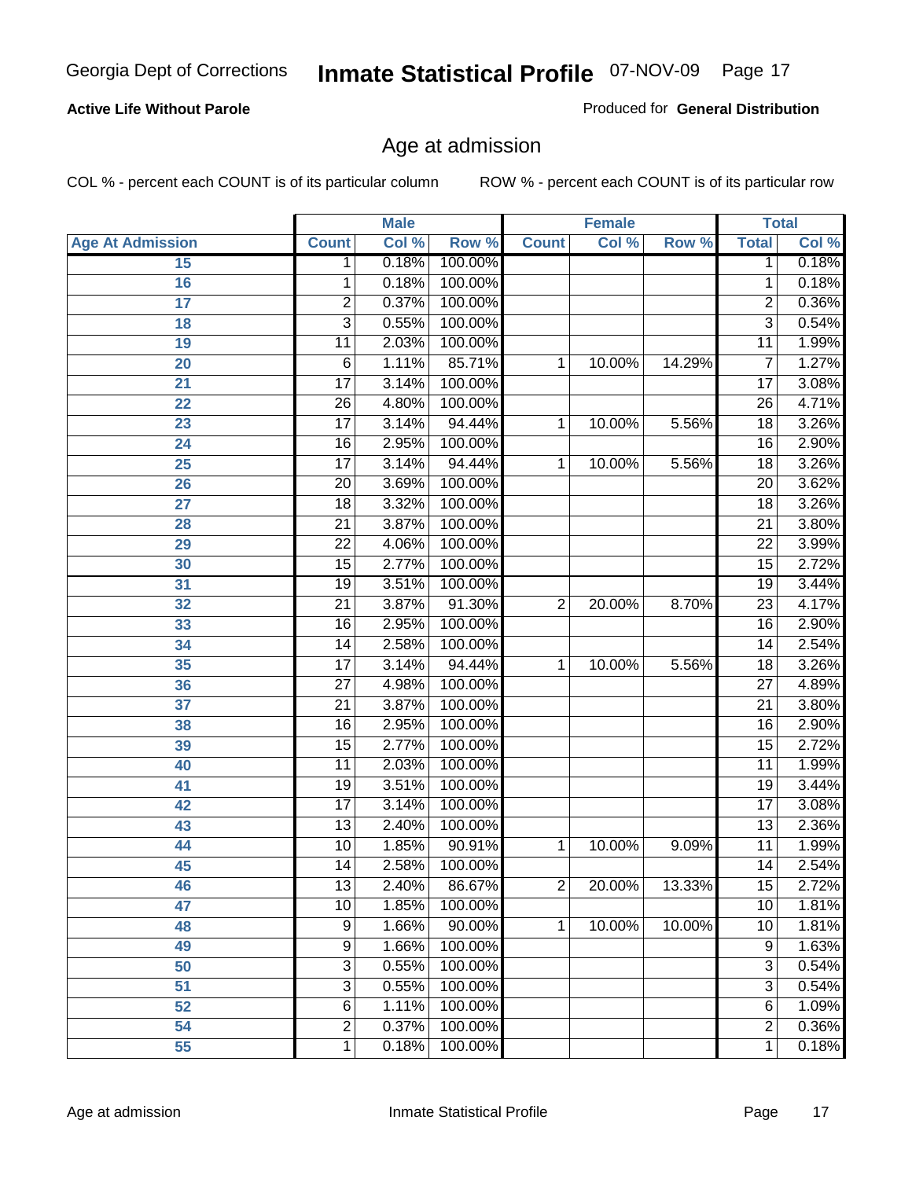# Georgia Dept of Corrections — Inmate Statistical Profile 07-NOV-09

**Active Life Without Parole**

Produced for **General Distribution**

## Age at admission

COL % - percent each COUNT is of its particular column

ROW % - percent each COUNT is of its particular row

| | Male | | | Female | | | Total | |
|---|---|---|---|---|---|---|---|---|
| **Age At Admission** | **Count** | **Col %** | **Row %** | **Count** | **Col %** | **Row %** | **Total** | **Col %** |
| 15 | 1 | 0.18% | 100.00% | | | | 1 | 0.18% |
| 16 | 1 | 0.18% | 100.00% | | | | 1 | 0.18% |
| 17 | 2 | 0.37% | 100.00% | | | | 2 | 0.36% |
| 18 | 3 | 0.55% | 100.00% | | | | 3 | 0.54% |
| 19 | 11 | 2.03% | 100.00% | | | | 11 | 1.99% |
| 20 | 6 | 1.11% | 85.71% | 1 | 10.00% | 14.29% | 7 | 1.27% |
| 21 | 17 | 3.14% | 100.00% | | | | 17 | 3.08% |
| 22 | 26 | 4.80% | 100.00% | | | | 26 | 4.71% |
| 23 | 17 | 3.14% | 94.44% | 1 | 10.00% | 5.56% | 18 | 3.26% |
| 24 | 16 | 2.95% | 100.00% | | | | 16 | 2.90% |
| 25 | 17 | 3.14% | 94.44% | 1 | 10.00% | 5.56% | 18 | 3.26% |
| 26 | 20 | 3.69% | 100.00% | | | | 20 | 3.62% |
| 27 | 18 | 3.32% | 100.00% | | | | 18 | 3.26% |
| 28 | 21 | 3.87% | 100.00% | | | | 21 | 3.80% |
| 29 | 22 | 4.06% | 100.00% | | | | 22 | 3.99% |
| 30 | 15 | 2.77% | 100.00% | | | | 15 | 2.72% |
| 31 | 19 | 3.51% | 100.00% | | | | 19 | 3.44% |
| 32 | 21 | 3.87% | 91.30% | 2 | 20.00% | 8.70% | 23 | 4.17% |
| 33 | 16 | 2.95% | 100.00% | | | | 16 | 2.90% |
| 34 | 14 | 2.58% | 100.00% | | | | 14 | 2.54% |
| 35 | 17 | 3.14% | 94.44% | 1 | 10.00% | 5.56% | 18 | 3.26% |
| 36 | 27 | 4.98% | 100.00% | | | | 27 | 4.89% |
| 37 | 21 | 3.87% | 100.00% | | | | 21 | 3.80% |
| 38 | 16 | 2.95% | 100.00% | | | | 16 | 2.90% |
| 39 | 15 | 2.77% | 100.00% | | | | 15 | 2.72% |
| 40 | 11 | 2.03% | 100.00% | | | | 11 | 1.99% |
| 41 | 19 | 3.51% | 100.00% | | | | 19 | 3.44% |
| 42 | 17 | 3.14% | 100.00% | | | | 17 | 3.08% |
| 43 | 13 | 2.40% | 100.00% | | | | 13 | 2.36% |
| 44 | 10 | 1.85% | 90.91% | 1 | 10.00% | 9.09% | 11 | 1.99% |
| 45 | 14 | 2.58% | 100.00% | | | | 14 | 2.54% |
| 46 | 13 | 2.40% | 86.67% | 2 | 20.00% | 13.33% | 15 | 2.72% |
| 47 | 10 | 1.85% | 100.00% | | | | 10 | 1.81% |
| 48 | 9 | 1.66% | 90.00% | 1 | 10.00% | 10.00% | 10 | 1.81% |
| 49 | 9 | 1.66% | 100.00% | | | | 9 | 1.63% |
| 50 | 3 | 0.55% | 100.00% | | | | 3 | 0.54% |
| 51 | 3 | 0.55% | 100.00% | | | | 3 | 0.54% |
| 52 | 6 | 1.11% | 100.00% | | | | 6 | 1.09% |
| 54 | 2 | 0.37% | 100.00% | | | | 2 | 0.36% |
| 55 | 1 | 0.18% | 100.00% | | | | 1 | 0.18% |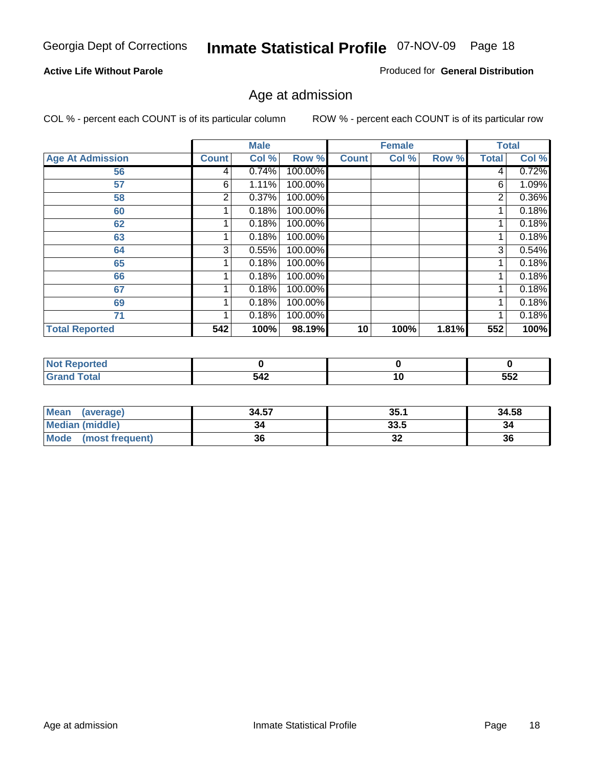Georgia Dept of Corrections **Inmate Statistical Profile** 07-NOV-09

**Active Life Without Parole**

Produced for **General Distribution**

## Age at admission

COL % - percent each COUNT is of its particular column

ROW % - percent each COUNT is of its particular row

| | Male | | | Female | | | Total | |
|---|---|---|---|---|---|---|---|---|
| **Age At Admission** | **Count** | **Col %** | **Row %** | **Count** | **Col %** | **Row %** | **Total** | **Col %** |
| 56 | 4 | 0.74% | 100.00% | | | | 4 | 0.72% |
| 57 | 6 | 1.11% | 100.00% | | | | 6 | 1.09% |
| 58 | 2 | 0.37% | 100.00% | | | | 2 | 0.36% |
| 60 | 1 | 0.18% | 100.00% | | | | 1 | 0.18% |
| 62 | 1 | 0.18% | 100.00% | | | | 1 | 0.18% |
| 63 | 1 | 0.18% | 100.00% | | | | 1 | 0.18% |
| 64 | 3 | 0.55% | 100.00% | | | | 3 | 0.54% |
| 65 | 1 | 0.18% | 100.00% | | | | 1 | 0.18% |
| 66 | 1 | 0.18% | 100.00% | | | | 1 | 0.18% |
| 67 | 1 | 0.18% | 100.00% | | | | 1 | 0.18% |
| 69 | 1 | 0.18% | 100.00% | | | | 1 | 0.18% |
| 71 | 1 | 0.18% | 100.00% | | | | 1 | 0.18% |
| **Total Reported** | **542** | **100%** | **98.19%** | **10** | **100%** | **1.81%** | **552** | **100%** |

| | Male | Female | Total |
|---|---|---|---|
| **Not Reported** | **0** | **0** | **0** |
| **Grand Total** | **542** | **10** | **552** |

| | Male | Female | Total |
|---|---|---|---|
| **Mean (average)** | **34.57** | **35.1** | **34.58** |
| **Median (middle)** | **34** | **33.5** | **34** |
| **Mode (most frequent)** | **36** | **32** | **36** |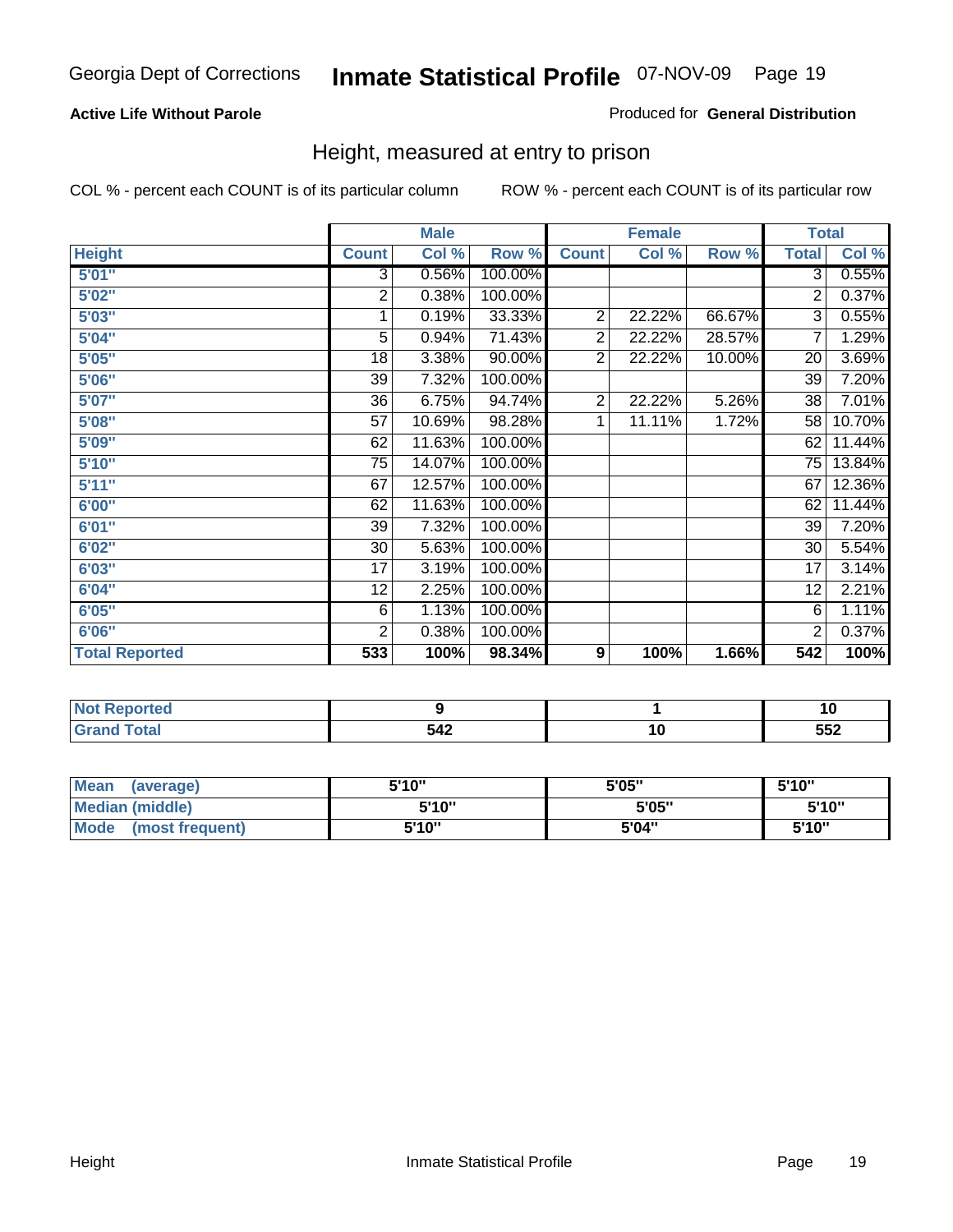Georgia Dept of Corrections **Inmate Statistical Profile** 07-NOV-09

**Active Life Without Parole**

Produced for **General Distribution**

## Height, measured at entry to prison

COL % - percent each COUNT is of its particular column    ROW % - percent each COUNT is of its particular row

| | Male | | | Female | | | Total | |
|---|---|---|---|---|---|---|---|---|
| **Height** | **Count** | **Col %** | **Row %** | **Count** | **Col %** | **Row %** | **Total** | **Col %** |
| **5'01"** | 3 | 0.56% | 100.00% | | | | 3 | 0.55% |
| **5'02"** | 2 | 0.38% | 100.00% | | | | 2 | 0.37% |
| **5'03"** | 1 | 0.19% | 33.33% | 2 | 22.22% | 66.67% | 3 | 0.55% |
| **5'04"** | 5 | 0.94% | 71.43% | 2 | 22.22% | 28.57% | 7 | 1.29% |
| **5'05"** | 18 | 3.38% | 90.00% | 2 | 22.22% | 10.00% | 20 | 3.69% |
| **5'06"** | 39 | 7.32% | 100.00% | | | | 39 | 7.20% |
| **5'07"** | 36 | 6.75% | 94.74% | 2 | 22.22% | 5.26% | 38 | 7.01% |
| **5'08"** | 57 | 10.69% | 98.28% | 1 | 11.11% | 1.72% | 58 | 10.70% |
| **5'09"** | 62 | 11.63% | 100.00% | | | | 62 | 11.44% |
| **5'10"** | 75 | 14.07% | 100.00% | | | | 75 | 13.84% |
| **5'11"** | 67 | 12.57% | 100.00% | | | | 67 | 12.36% |
| **6'00"** | 62 | 11.63% | 100.00% | | | | 62 | 11.44% |
| **6'01"** | 39 | 7.32% | 100.00% | | | | 39 | 7.20% |
| **6'02"** | 30 | 5.63% | 100.00% | | | | 30 | 5.54% |
| **6'03"** | 17 | 3.19% | 100.00% | | | | 17 | 3.14% |
| **6'04"** | 12 | 2.25% | 100.00% | | | | 12 | 2.21% |
| **6'05"** | 6 | 1.13% | 100.00% | | | | 6 | 1.11% |
| **6'06"** | 2 | 0.38% | 100.00% | | | | 2 | 0.37% |
| **Total Reported** | **533** | **100%** | **98.34%** | **9** | **100%** | **1.66%** | **542** | **100%** |

| | Male | Female | Total |
|---|---|---|---|
| **Not Reported** | **9** | **1** | **10** |
| **Grand Total** | **542** | **10** | **552** |

| | Male | Female | Total |
|---|---|---|---|
| **Mean (average)** | **5'10"** | **5'05"** | **5'10"** |
| **Median (middle)** | **5'10"** | **5'05"** | **5'10"** |
| **Mode (most frequent)** | **5'10"** | **5'04"** | **5'10"** |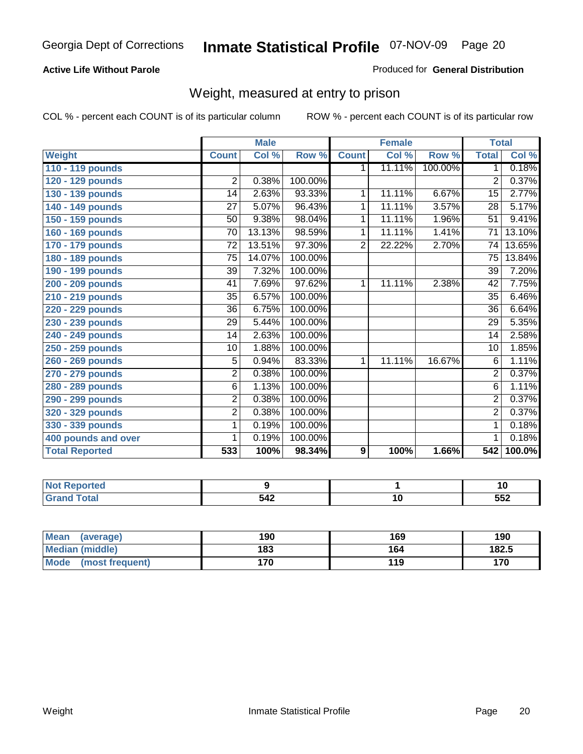Georgia Dept of Corrections **Inmate Statistical Profile** 07-NOV-09

**Active Life Without Parole**

Produced for **General Distribution**

## Weight, measured at entry to prison

COL % - percent each COUNT is of its particular column ROW % - percent each COUNT is of its particular row

| | Male | | | Female | | | Total | |
|---|---|---|---|---|---|---|---|---|
| **Weight** | **Count** | **Col %** | **Row %** | **Count** | **Col %** | **Row %** | **Total** | **Col %** |
| **110 - 119 pounds** | | | | 1 | 11.11% | 100.00% | 1 | 0.18% |
| **120 - 129 pounds** | 2 | 0.38% | 100.00% | | | | 2 | 0.37% |
| **130 - 139 pounds** | 14 | 2.63% | 93.33% | 1 | 11.11% | 6.67% | 15 | 2.77% |
| **140 - 149 pounds** | 27 | 5.07% | 96.43% | 1 | 11.11% | 3.57% | 28 | 5.17% |
| **150 - 159 pounds** | 50 | 9.38% | 98.04% | 1 | 11.11% | 1.96% | 51 | 9.41% |
| **160 - 169 pounds** | 70 | 13.13% | 98.59% | 1 | 11.11% | 1.41% | 71 | 13.10% |
| **170 - 179 pounds** | 72 | 13.51% | 97.30% | 2 | 22.22% | 2.70% | 74 | 13.65% |
| **180 - 189 pounds** | 75 | 14.07% | 100.00% | | | | 75 | 13.84% |
| **190 - 199 pounds** | 39 | 7.32% | 100.00% | | | | 39 | 7.20% |
| **200 - 209 pounds** | 41 | 7.69% | 97.62% | 1 | 11.11% | 2.38% | 42 | 7.75% |
| **210 - 219 pounds** | 35 | 6.57% | 100.00% | | | | 35 | 6.46% |
| **220 - 229 pounds** | 36 | 6.75% | 100.00% | | | | 36 | 6.64% |
| **230 - 239 pounds** | 29 | 5.44% | 100.00% | | | | 29 | 5.35% |
| **240 - 249 pounds** | 14 | 2.63% | 100.00% | | | | 14 | 2.58% |
| **250 - 259 pounds** | 10 | 1.88% | 100.00% | | | | 10 | 1.85% |
| **260 - 269 pounds** | 5 | 0.94% | 83.33% | 1 | 11.11% | 16.67% | 6 | 1.11% |
| **270 - 279 pounds** | 2 | 0.38% | 100.00% | | | | 2 | 0.37% |
| **280 - 289 pounds** | 6 | 1.13% | 100.00% | | | | 6 | 1.11% |
| **290 - 299 pounds** | 2 | 0.38% | 100.00% | | | | 2 | 0.37% |
| **320 - 329 pounds** | 2 | 0.38% | 100.00% | | | | 2 | 0.37% |
| **330 - 339 pounds** | 1 | 0.19% | 100.00% | | | | 1 | 0.18% |
| **400 pounds and over** | 1 | 0.19% | 100.00% | | | | 1 | 0.18% |
| **Total Reported** | **533** | **100%** | **98.34%** | **9** | **100%** | **1.66%** | **542** | **100.0%** |

| | Male | Female | Total |
|---|---|---|---|
| **Not Reported** | **9** | **1** | **10** |
| **Grand Total** | **542** | **10** | **552** |

| | Male | Female | Total |
|---|---|---|---|
| **Mean (average)** | **190** | **169** | **190** |
| **Median (middle)** | **183** | **164** | **182.5** |
| **Mode (most frequent)** | **170** | **119** | **170** |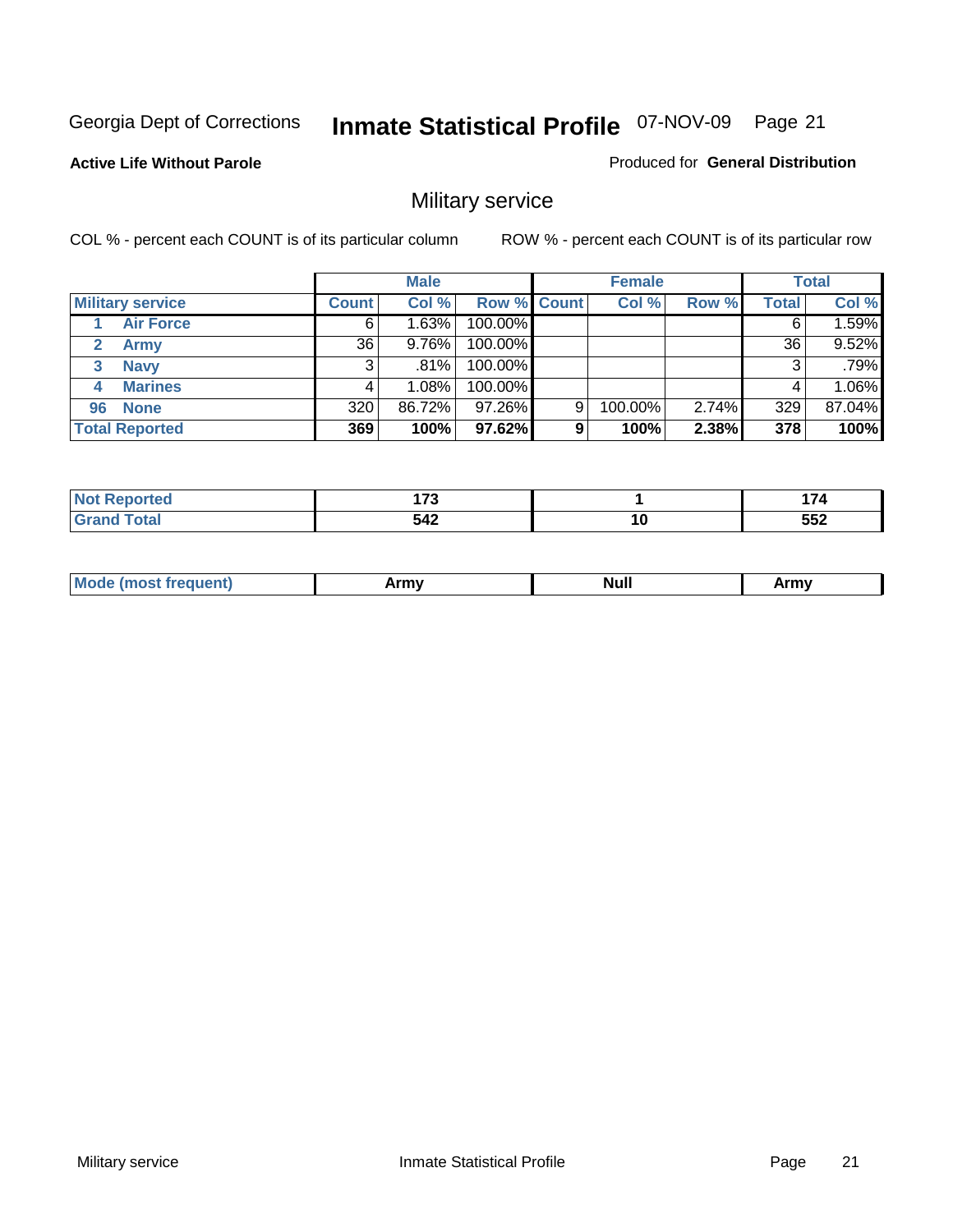Georgia Dept of Corrections **Inmate Statistical Profile** 07-NOV-09 Page 21

**Active Life Without Parole**

Produced for **General Distribution**

## Military service

COL % - percent each COUNT is of its particular column ROW % - percent each COUNT is of its particular row

| | Male | | | Female | | | Total | |
|---|---|---|---|---|---|---|---|---|
| **Military service** | **Count** | **Col %** | **Row %** | **Count** | **Col %** | **Row %** | **Total** | **Col %** |
| 1 Air Force | 6 | 1.63% | 100.00% | | | | 6 | 1.59% |
| 2 Army | 36 | 9.76% | 100.00% | | | | 36 | 9.52% |
| 3 Navy | 3 | .81% | 100.00% | | | | 3 | .79% |
| 4 Marines | 4 | 1.08% | 100.00% | | | | 4 | 1.06% |
| 96 None | 320 | 86.72% | 97.26% | 9 | 100.00% | 2.74% | 329 | 87.04% |
| **Total Reported** | **369** | **100%** | **97.62%** | **9** | **100%** | **2.38%** | **378** | **100%** |

| | Male | Female | Total |
|---|---|---|---|
| Not Reported | 173 | 1 | 174 |
| Grand Total | 542 | 10 | 552 |

| | Male | Female | Total |
|---|---|---|---|
| Mode (most frequent) | Army | Null | Army |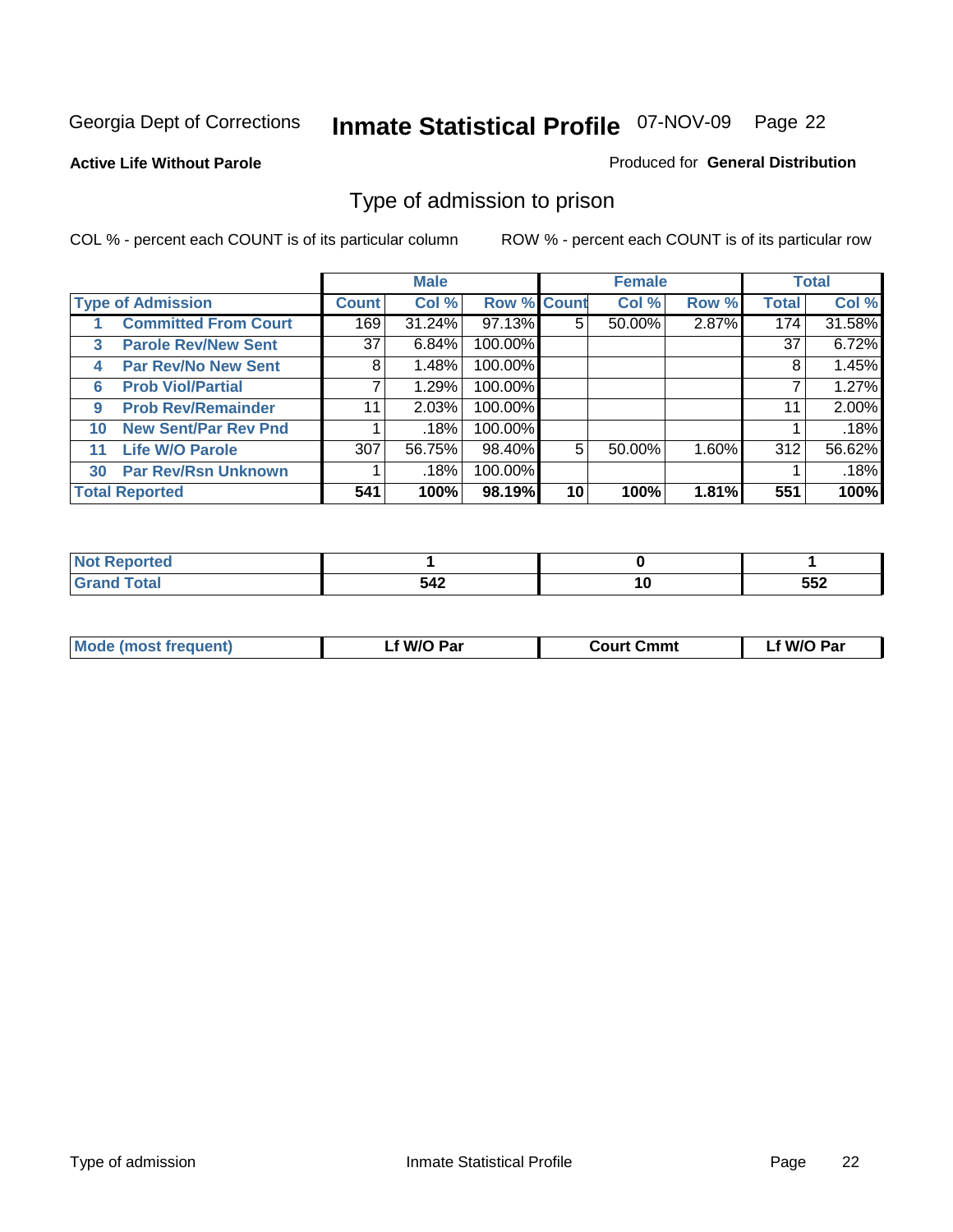Georgia Dept of Corrections **Inmate Statistical Profile** 07-NOV-09 Page 22

**Active Life Without Parole**

Produced for **General Distribution**

## Type of admission to prison

COL % - percent each COUNT is of its particular column ROW % - percent each COUNT is of its particular row

| Type of Admission | Male | | | Female | | | Total | |
|---|---|---|---|---|---|---|---|---|
| | Count | Col % | Row % | Count | Col % | Row % | Total | Col % |
| 1 Committed From Court | 169 | 31.24% | 97.13% | 5 | 50.00% | 2.87% | 174 | 31.58% |
| 3 Parole Rev/New Sent | 37 | 6.84% | 100.00% | | | | 37 | 6.72% |
| 4 Par Rev/No New Sent | 8 | 1.48% | 100.00% | | | | 8 | 1.45% |
| 6 Prob Viol/Partial | 7 | 1.29% | 100.00% | | | | 7 | 1.27% |
| 9 Prob Rev/Remainder | 11 | 2.03% | 100.00% | | | | 11 | 2.00% |
| 10 New Sent/Par Rev Pnd | 1 | .18% | 100.00% | | | | 1 | .18% |
| 11 Life W/O Parole | 307 | 56.75% | 98.40% | 5 | 50.00% | 1.60% | 312 | 56.62% |
| 30 Par Rev/Rsn Unknown | 1 | .18% | 100.00% | | | | 1 | .18% |
| **Total Reported** | **541** | **100%** | **98.19%** | **10** | **100%** | **1.81%** | **551** | **100%** |

| | Male | Female | Total |
|---|---|---|---|
| Not Reported | 1 | 0 | 1 |
| Grand Total | 542 | 10 | 552 |

| | Male | Female | Total |
|---|---|---|---|
| Mode (most frequent) | Lf W/O Par | Court Cmmt | Lf W/O Par |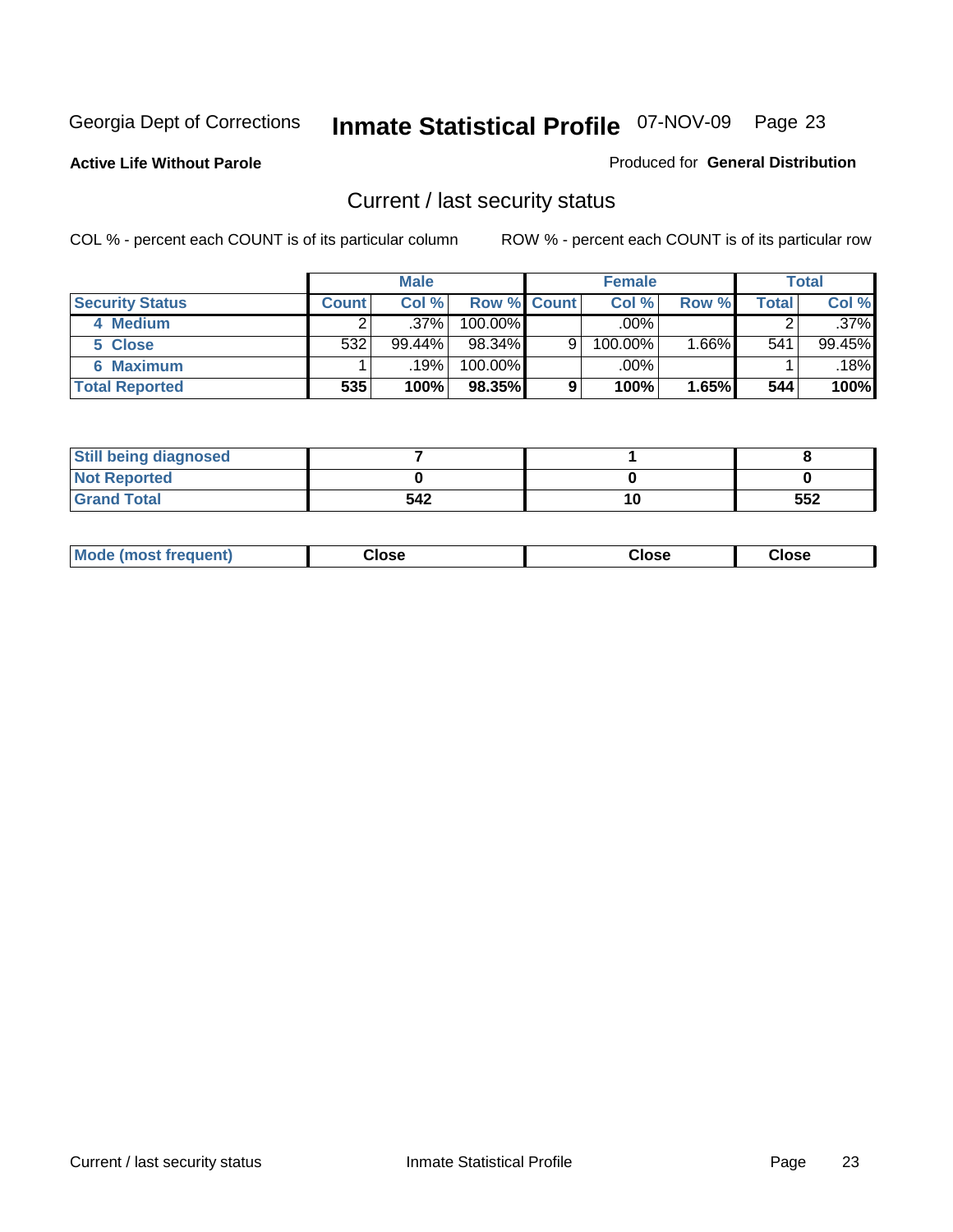Georgia Dept of Corrections **Inmate Statistical Profile** 07-NOV-09 Page 23

**Active Life Without Parole**

Produced for **General Distribution**

## Current / last security status

COL % - percent each COUNT is of its particular column

ROW % - percent each COUNT is of its particular row

| | Male | | | Female | | | Total | |
|---|---|---|---|---|---|---|---|---|
| **Security Status** | **Count** | **Col %** | **Row %** | **Count** | **Col %** | **Row %** | **Total** | **Col %** |
| 4 Medium | 2 | .37% | 100.00% | | .00% | | 2 | .37% |
| 5 Close | 532 | 99.44% | 98.34% | 9 | 100.00% | 1.66% | 541 | 99.45% |
| 6 Maximum | 1 | .19% | 100.00% | | .00% | | 1 | .18% |
| **Total Reported** | **535** | **100%** | **98.35%** | **9** | **100%** | **1.65%** | **544** | **100%** |

| | Male | Female | Total |
|---|---|---|---|
| Still being diagnosed | 7 | 1 | 8 |
| Not Reported | 0 | 0 | 0 |
| Grand Total | 542 | 10 | 552 |

| | Male | Female | Total |
|---|---|---|---|
| Mode (most frequent) | Close | Close | Close |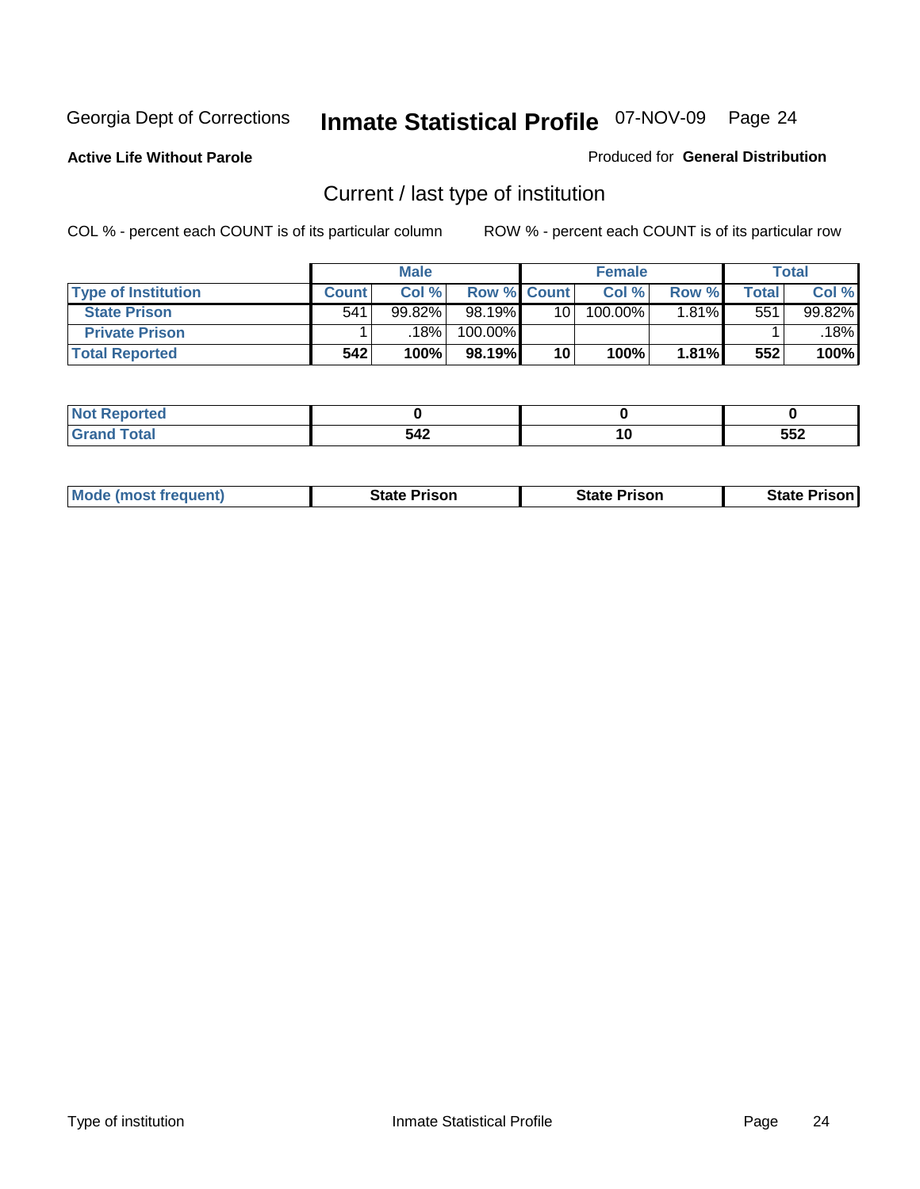Georgia Dept of Corrections **Inmate Statistical Profile** 07-NOV-09

**Active Life Without Parole**

Produced for **General Distribution**

## Current / last type of institution

COL % - percent each COUNT is of its particular column

ROW % - percent each COUNT is of its particular row

| | Male | | | Female | | | Total | |
|---|---|---|---|---|---|---|---|---|
| **Type of Institution** | **Count** | **Col %** | **Row %** | **Count** | **Col %** | **Row %** | **Total** | **Col %** |
| **State Prison** | 541 | 99.82% | 98.19% | 10 | 100.00% | 1.81% | 551 | 99.82% |
| **Private Prison** | 1 | .18% | 100.00% | | | | 1 | .18% |
| **Total Reported** | **542** | **100%** | **98.19%** | **10** | **100%** | **1.81%** | **552** | **100%** |

| | Male | Female | Total |
|---|---|---|---|
| **Not Reported** | **0** | **0** | **0** |
| **Grand Total** | **542** | **10** | **552** |

| | Male | Female | Total |
|---|---|---|---|
| **Mode (most frequent)** | **State Prison** | **State Prison** | **State Prison** |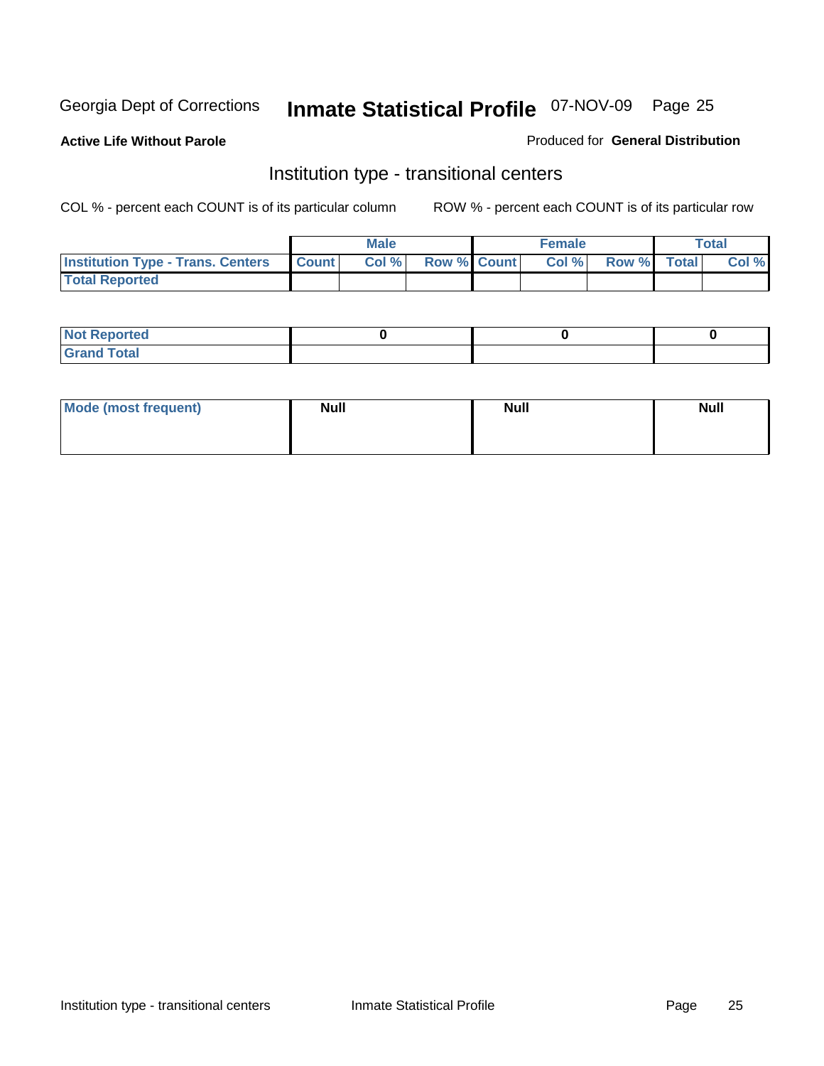Georgia Dept of Corrections **Inmate Statistical Profile** 07-NOV-09 Page 25

**Active Life Without Parole**

Produced for **General Distribution**

## Institution type - transitional centers

COL % - percent each COUNT is of its particular column

ROW % - percent each COUNT is of its particular row

| | Male | | | Female | | | Total | |
|---|---|---|---|---|---|---|---|---|
| **Institution Type - Trans. Centers** | **Count** | **Col %** | **Row %** | **Count** | **Col %** | **Row %** | **Total** | **Col %** |
| **Total Reported** | | | | | | | | |

| | Male | Female | Total |
|---|---|---|---|
| **Not Reported** | 0 | 0 | 0 |
| **Grand Total** | | | |

| | Male | Female | Total |
|---|---|---|---|
| **Mode (most frequent)** | Null | Null | Null |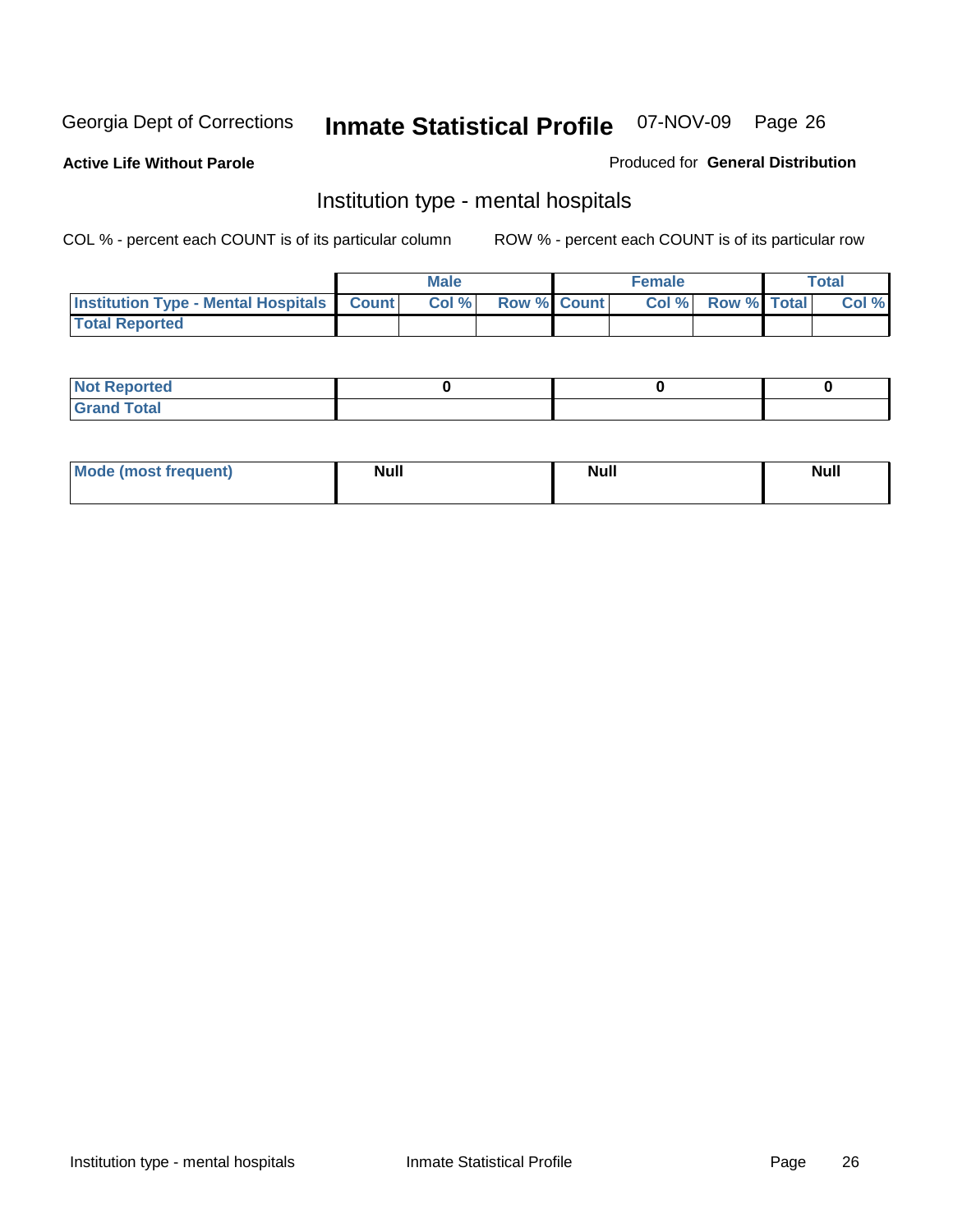Georgia Dept of Corrections **Inmate Statistical Profile** 07-NOV-09

**Active Life Without Parole**

Produced for **General Distribution**

## Institution type - mental hospitals

COL % - percent each COUNT is of its particular column ROW % - percent each COUNT is of its particular row

| | Male | | | Female | | | Total | |
|---|---|---|---|---|---|---|---|---|
| **Institution Type - Mental Hospitals** | **Count** | **Col %** | **Row %** | **Count** | **Col %** | **Row %** | **Total** | **Col %** |
| **Total Reported** | | | | | | | | |

| | Male | Female | Total |
|---|---|---|---|
| **Not Reported** | **0** | **0** | **0** |
| **Grand Total** | | | |

| | Male | Female | Total |
|---|---|---|---|
| **Mode (most frequent)** | **Null** | **Null** | **Null** |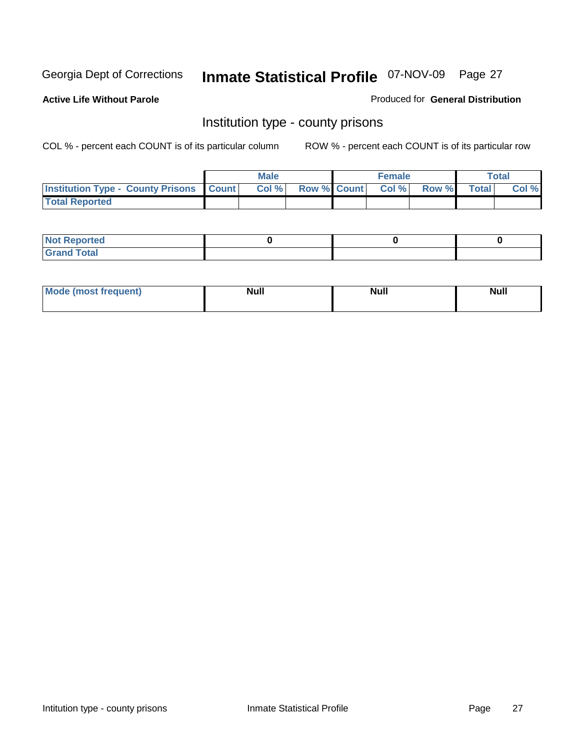Georgia Dept of Corrections **Inmate Statistical Profile** 07-NOV-09

**Active Life Without Parole**

Produced for **General Distribution**

## Institution type - county prisons

COL % - percent each COUNT is of its particular column

ROW % - percent each COUNT is of its particular row

| | Male | | | Female | | | Total | |
|---|---|---|---|---|---|---|---|---|
| **Institution Type - County Prisons** | **Count** | **Col %** | **Row %** | **Count** | **Col %** | **Row %** | **Total** | **Col %** |
| **Total Reported** | | | | | | | | |

| | Male | Female | Total |
|---|---|---|---|
| **Not Reported** | **0** | **0** | **0** |
| **Grand Total** | | | |

| | Male | Female | Total |
|---|---|---|---|
| **Mode (most frequent)** | **Null** | **Null** | **Null** |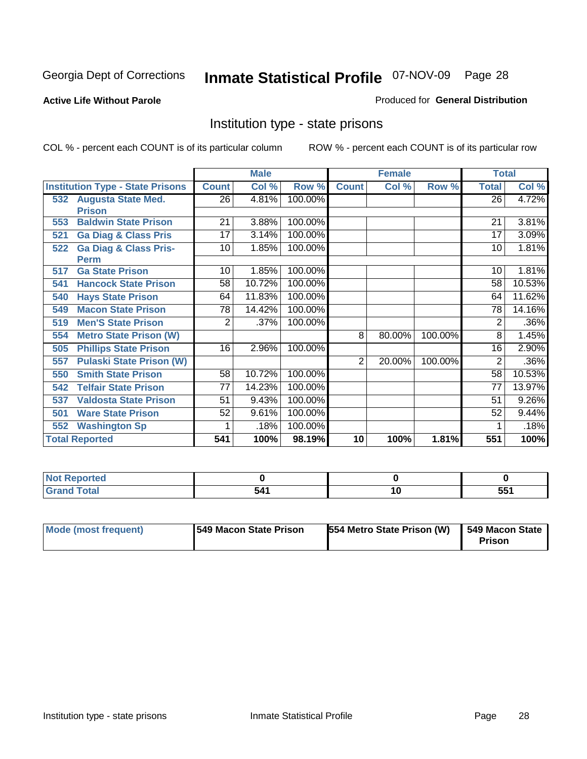Georgia Dept of Corrections **Inmate Statistical Profile** 07-NOV-09

**Active Life Without Parole** Produced for **General Distribution**

## Institution type - state prisons

COL % - percent each COUNT is of its particular column ROW % - percent each COUNT is of its particular row

| | Male | | | Female | | | Total | |
|---|---|---|---|---|---|---|---|---|
| **Institution Type - State Prisons** | **Count** | **Col %** | **Row %** | **Count** | **Col %** | **Row %** | **Total** | **Col %** |
| 532 Augusta State Med. Prison | 26 | 4.81% | 100.00% | | | | 26 | 4.72% |
| 553 Baldwin State Prison | 21 | 3.88% | 100.00% | | | | 21 | 3.81% |
| 521 Ga Diag & Class Pris | 17 | 3.14% | 100.00% | | | | 17 | 3.09% |
| 522 Ga Diag & Class Pris-Perm | 10 | 1.85% | 100.00% | | | | 10 | 1.81% |
| 517 Ga State Prison | 10 | 1.85% | 100.00% | | | | 10 | 1.81% |
| 541 Hancock State Prison | 58 | 10.72% | 100.00% | | | | 58 | 10.53% |
| 540 Hays State Prison | 64 | 11.83% | 100.00% | | | | 64 | 11.62% |
| 549 Macon State Prison | 78 | 14.42% | 100.00% | | | | 78 | 14.16% |
| 519 Men'S State Prison | 2 | .37% | 100.00% | | | | 2 | .36% |
| 554 Metro State Prison (W) | | | | 8 | 80.00% | 100.00% | 8 | 1.45% |
| 505 Phillips State Prison | 16 | 2.96% | 100.00% | | | | 16 | 2.90% |
| 557 Pulaski State Prison (W) | | | | 2 | 20.00% | 100.00% | 2 | .36% |
| 550 Smith State Prison | 58 | 10.72% | 100.00% | | | | 58 | 10.53% |
| 542 Telfair State Prison | 77 | 14.23% | 100.00% | | | | 77 | 13.97% |
| 537 Valdosta State Prison | 51 | 9.43% | 100.00% | | | | 51 | 9.26% |
| 501 Ware State Prison | 52 | 9.61% | 100.00% | | | | 52 | 9.44% |
| 552 Washington Sp | 1 | .18% | 100.00% | | | | 1 | .18% |
| **Total Reported** | **541** | **100%** | **98.19%** | **10** | **100%** | **1.81%** | **551** | **100%** |

| | Male | Female | Total |
|---|---|---|---|
| **Not Reported** | **0** | **0** | **0** |
| **Grand Total** | **541** | **10** | **551** |

| | Male | Female | Total |
|---|---|---|---|
| **Mode (most frequent)** | **549 Macon State Prison** | **554 Metro State Prison (W)** | **549 Macon State Prison** |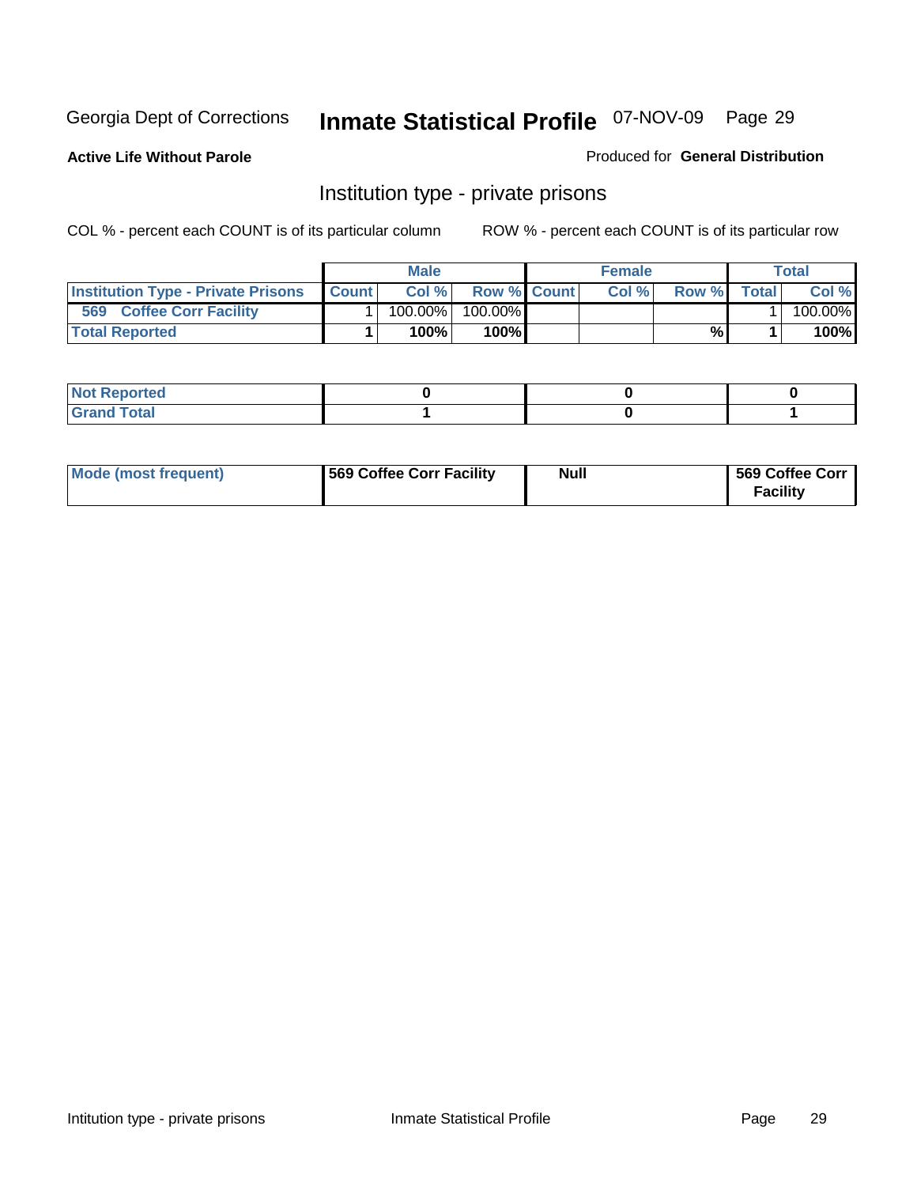Georgia Dept of Corrections **Inmate Statistical Profile** 07-NOV-09

**Active Life Without Parole**

Produced for **General Distribution**

## Institution type - private prisons

COL % - percent each COUNT is of its particular column

ROW % - percent each COUNT is of its particular row

| | Male | | | Female | | | Total | |
|---|---|---|---|---|---|---|---|---|
| **Institution Type - Private Prisons** | **Count** | **Col %** | **Row %** | **Count** | **Col %** | **Row %** | **Total** | **Col %** |
| **569 Coffee Corr Facility** | 1 | 100.00% | 100.00% | | | | 1 | 100.00% |
| **Total Reported** | **1** | **100%** | **100%** | | | **%** | **1** | **100%** |

| | Male | Female | Total |
|---|---|---|---|
| **Not Reported** | **0** | **0** | **0** |
| **Grand Total** | **1** | **0** | **1** |

| | Male | Female | Total |
|---|---|---|---|
| **Mode (most frequent)** | **569 Coffee Corr Facility** | **Null** | **569 Coffee Corr Facility** |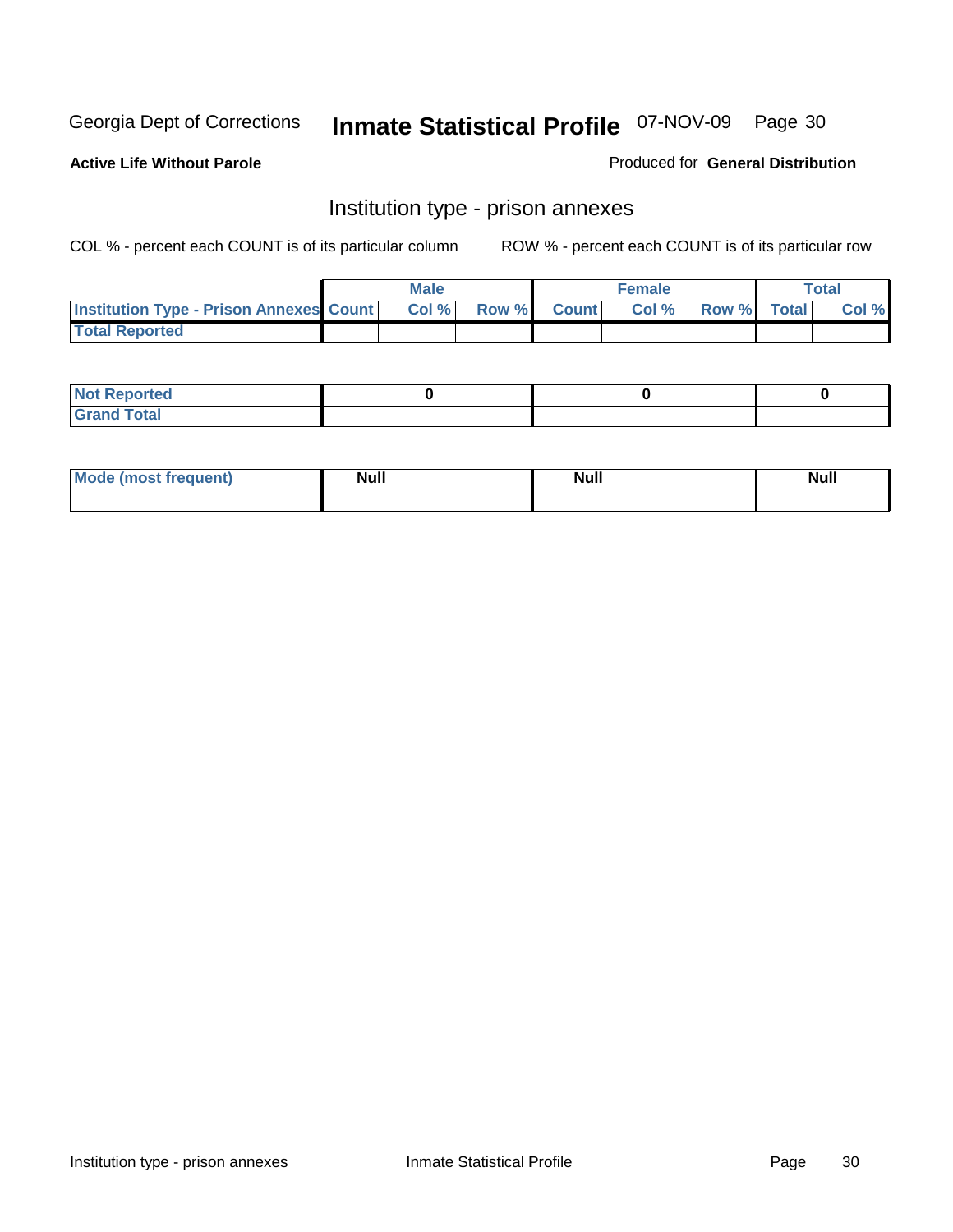Georgia Dept of Corrections **Inmate Statistical Profile** 07-NOV-09

**Active Life Without Parole**

Produced for **General Distribution**

## Institution type - prison annexes

COL % - percent each COUNT is of its particular column        ROW % - percent each COUNT is of its particular row

| | Male | | | Female | | | Total | |
|---|---|---|---|---|---|---|---|---|
| **Institution Type - Prison Annexes** | **Count** | **Col %** | **Row %** | **Count** | **Col %** | **Row %** | **Total** | **Col %** |
| **Total Reported** | | | | | | | | |

| | Male | Female | Total |
|---|---|---|---|
| **Not Reported** | **0** | **0** | **0** |
| **Grand Total** | | | |

| | Male | Female | Total |
|---|---|---|---|
| **Mode (most frequent)** | **Null** | **Null** | **Null** |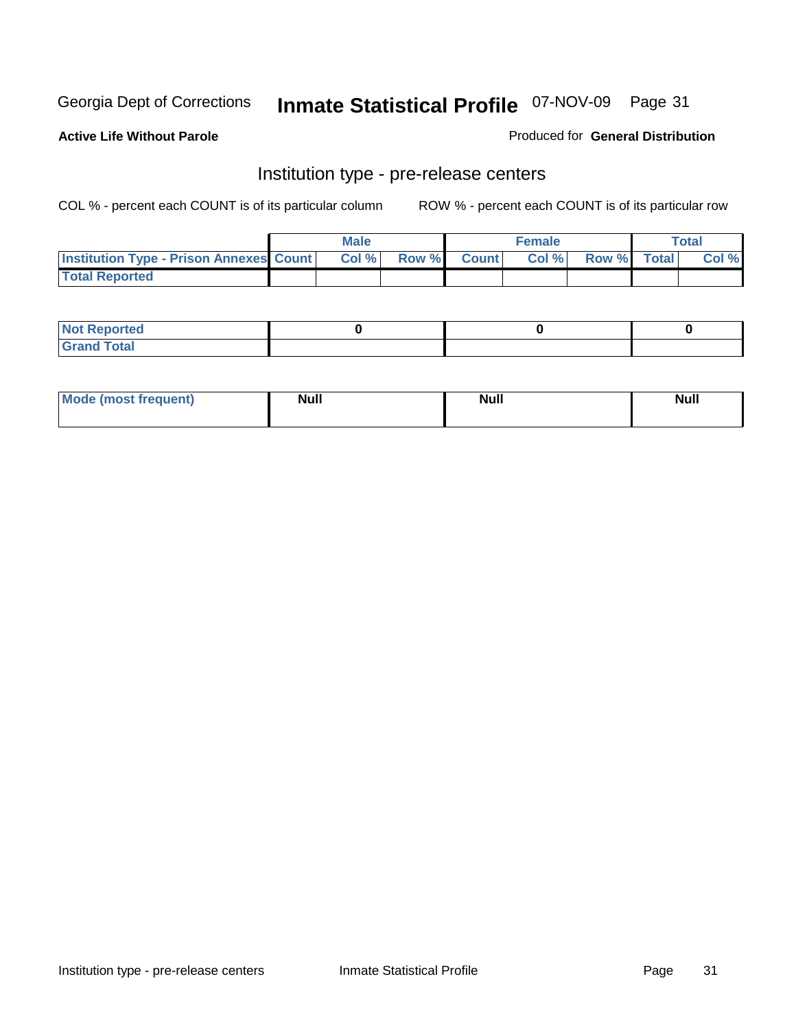Georgia Dept of Corrections **Inmate Statistical Profile** 07-NOV-09

**Active Life Without Parole**

Produced for **General Distribution**

## Institution type - pre-release centers

COL % - percent each COUNT is of its particular column    ROW % - percent each COUNT is of its particular row

| | Male | | | Female | | | Total | |
|---|---|---|---|---|---|---|---|---|
| **Institution Type - Prison Annexes** | **Count** | **Col %** | **Row %** | **Count** | **Col %** | **Row %** | **Total** | **Col %** |
| **Total Reported** | | | | | | | | |

| | Male | Female | Total |
|---|---|---|---|
| **Not Reported** | **0** | **0** | **0** |
| **Grand Total** | | | |

| | Male | Female | Total |
|---|---|---|---|
| **Mode (most frequent)** | **Null** | **Null** | **Null** |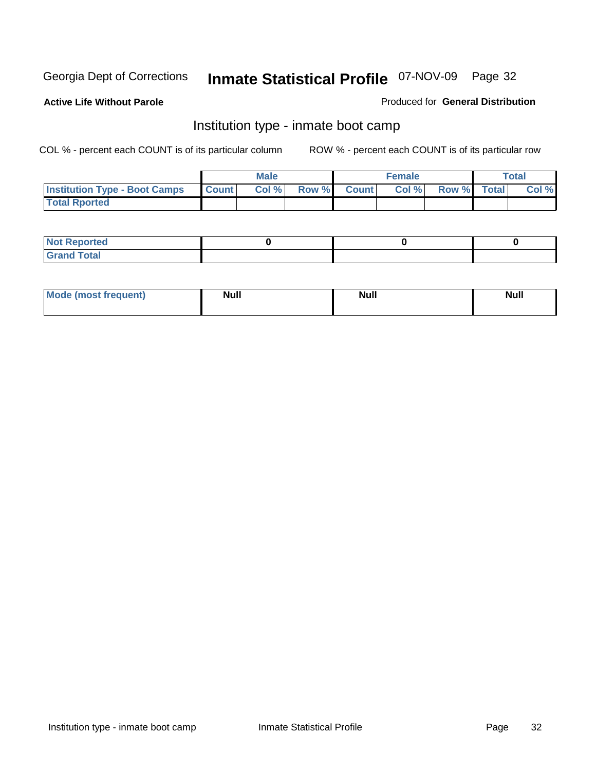Georgia Dept of Corrections **Inmate Statistical Profile** 07-NOV-09

**Active Life Without Parole**

Produced for **General Distribution**

## Institution type - inmate boot camp

COL % - percent each COUNT is of its particular column

ROW % - percent each COUNT is of its particular row

| | Male | | | Female | | | Total | |
|---|---|---|---|---|---|---|---|---|
| **Institution Type - Boot Camps** | Count | Col % | Row % | Count | Col % | Row % | Total | Col % |
| **Total Rported** | | | | | | | | |

| | Male | Female | Total |
|---|---|---|---|
| **Not Reported** | 0 | 0 | 0 |
| **Grand Total** | | | |

| | Male | Female | Total |
|---|---|---|---|
| **Mode (most frequent)** | Null | Null | Null |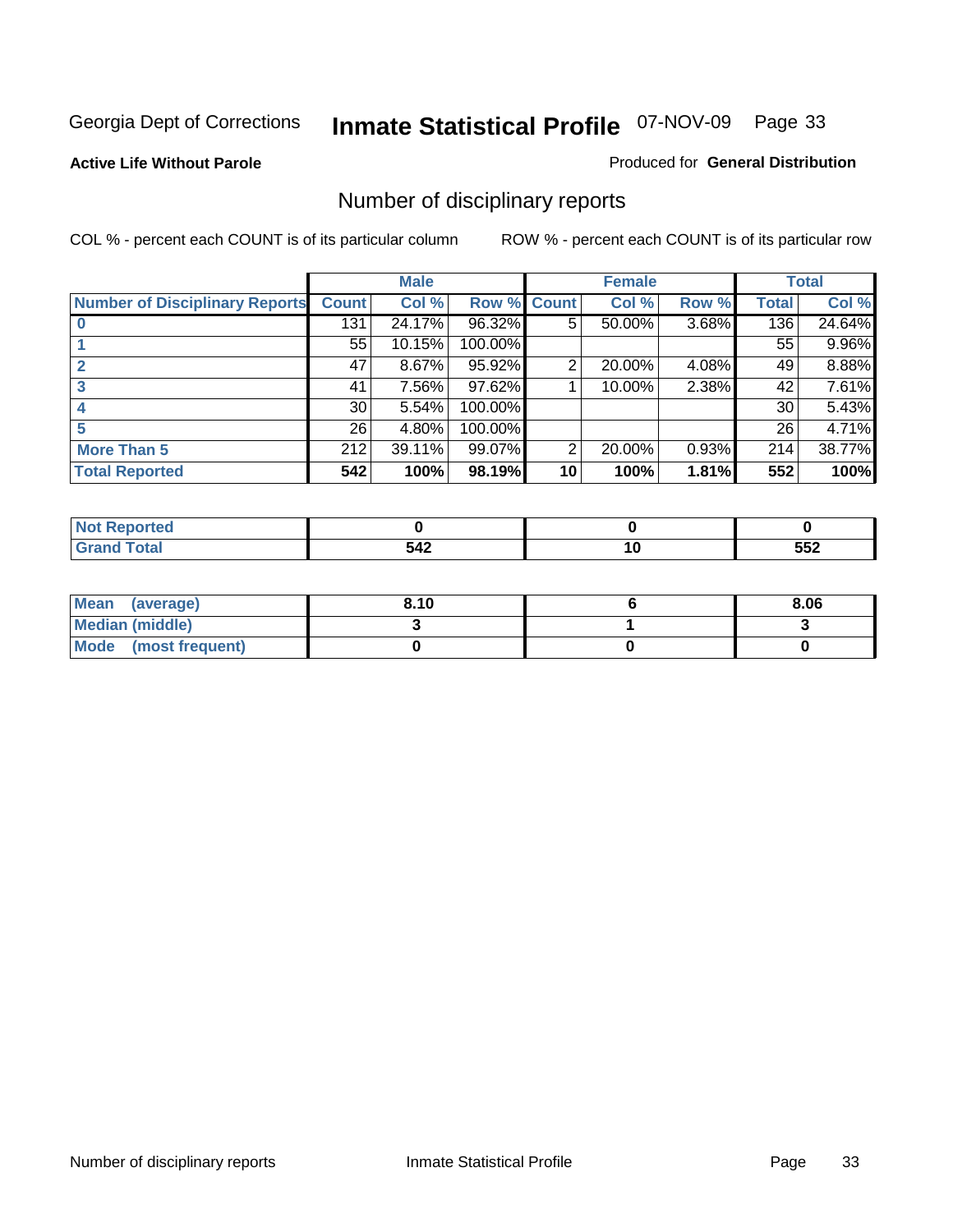Georgia Dept of Corrections **Inmate Statistical Profile** 07-NOV-09

**Active Life Without Parole**

Produced for **General Distribution**

## Number of disciplinary reports

COL % - percent each COUNT is of its particular column

ROW % - percent each COUNT is of its particular row

| | Male | | | Female | | | Total | |
|---|---|---|---|---|---|---|---|---|
| **Number of Disciplinary Reports** | **Count** | **Col %** | **Row %** | **Count** | **Col %** | **Row %** | **Total** | **Col %** |
| **0** | 131 | 24.17% | 96.32% | 5 | 50.00% | 3.68% | 136 | 24.64% |
| **1** | 55 | 10.15% | 100.00% | | | | 55 | 9.96% |
| **2** | 47 | 8.67% | 95.92% | 2 | 20.00% | 4.08% | 49 | 8.88% |
| **3** | 41 | 7.56% | 97.62% | 1 | 10.00% | 2.38% | 42 | 7.61% |
| **4** | 30 | 5.54% | 100.00% | | | | 30 | 5.43% |
| **5** | 26 | 4.80% | 100.00% | | | | 26 | 4.71% |
| **More Than 5** | 212 | 39.11% | 99.07% | 2 | 20.00% | 0.93% | 214 | 38.77% |
| **Total Reported** | **542** | **100%** | **98.19%** | **10** | **100%** | **1.81%** | **552** | **100%** |

| | Male | Female | Total |
|---|---|---|---|
| **Not Reported** | **0** | **0** | **0** |
| **Grand Total** | **542** | **10** | **552** |

| | Male | Female | Total |
|---|---|---|---|
| **Mean (average)** | **8.10** | **6** | **8.06** |
| **Median (middle)** | **3** | **1** | **3** |
| **Mode (most frequent)** | **0** | **0** | **0** |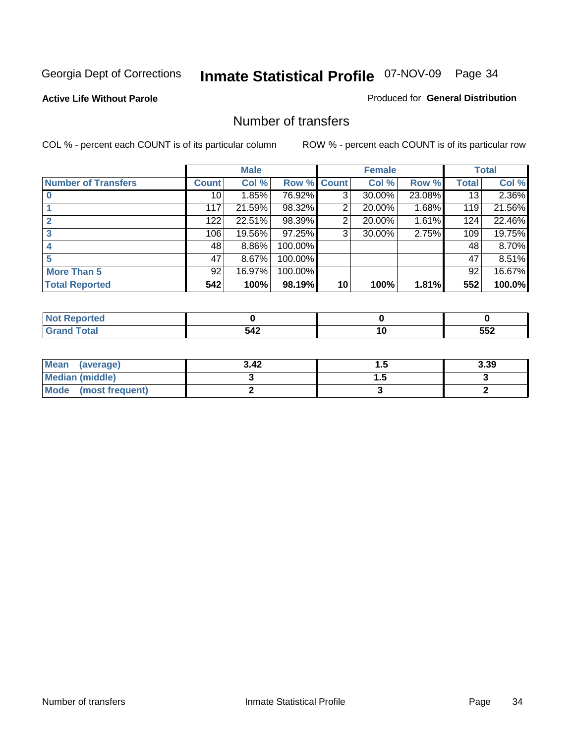Georgia Dept of Corrections **Inmate Statistical Profile** 07-NOV-09

**Active Life Without Parole**

Produced for **General Distribution**

## Number of transfers

COL % - percent each COUNT is of its particular column

ROW % - percent each COUNT is of its particular row

| | Male | | | Female | | | Total | |
|---|---|---|---|---|---|---|---|---|
| **Number of Transfers** | **Count** | **Col %** | **Row %** | **Count** | **Col %** | **Row %** | **Total** | **Col %** |
| **0** | 10 | 1.85% | 76.92% | 3 | 30.00% | 23.08% | 13 | 2.36% |
| **1** | 117 | 21.59% | 98.32% | 2 | 20.00% | 1.68% | 119 | 21.56% |
| **2** | 122 | 22.51% | 98.39% | 2 | 20.00% | 1.61% | 124 | 22.46% |
| **3** | 106 | 19.56% | 97.25% | 3 | 30.00% | 2.75% | 109 | 19.75% |
| **4** | 48 | 8.86% | 100.00% | | | | 48 | 8.70% |
| **5** | 47 | 8.67% | 100.00% | | | | 47 | 8.51% |
| **More Than 5** | 92 | 16.97% | 100.00% | | | | 92 | 16.67% |
| **Total Reported** | **542** | **100%** | **98.19%** | **10** | **100%** | **1.81%** | **552** | **100.0%** |

| | Male | Female | Total |
|---|---|---|---|
| **Not Reported** | **0** | **0** | **0** |
| **Grand Total** | **542** | **10** | **552** |

| | Male | Female | Total |
|---|---|---|---|
| **Mean (average)** | **3.42** | **1.5** | **3.39** |
| **Median (middle)** | **3** | **1.5** | **3** |
| **Mode (most frequent)** | **2** | **3** | **2** |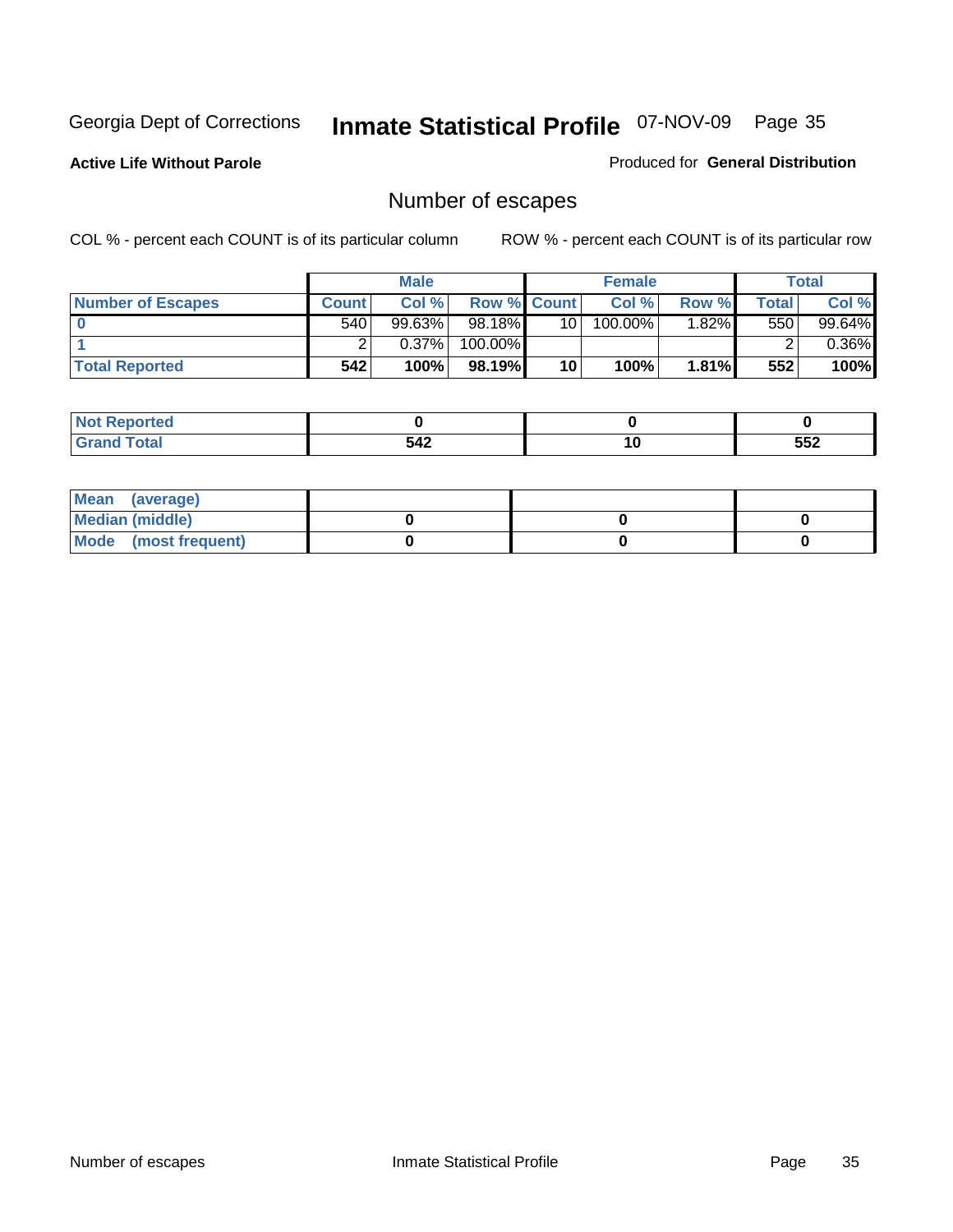Georgia Dept of Corrections **Inmate Statistical Profile** 07-NOV-09

**Active Life Without Parole**

Produced for **General Distribution**

## Number of escapes

COL % - percent each COUNT is of its particular column ROW % - percent each COUNT is of its particular row

| | Male | | | Female | | | Total | |
|---|---|---|---|---|---|---|---|---|
| **Number of Escapes** | **Count** | **Col %** | **Row %** | **Count** | **Col %** | **Row %** | **Total** | **Col %** |
| **0** | 540 | 99.63% | 98.18% | 10 | 100.00% | 1.82% | 550 | 99.64% |
| **1** | 2 | 0.37% | 100.00% | | | | 2 | 0.36% |
| **Total Reported** | **542** | **100%** | **98.19%** | **10** | **100%** | **1.81%** | **552** | **100%** |

| | Male | Female | Total |
|---|---|---|---|
| **Not Reported** | **0** | **0** | **0** |
| **Grand Total** | **542** | **10** | **552** |

| | Male | Female | Total |
|---|---|---|---|
| **Mean (average)** | | | |
| **Median (middle)** | **0** | **0** | **0** |
| **Mode (most frequent)** | **0** | **0** | **0** |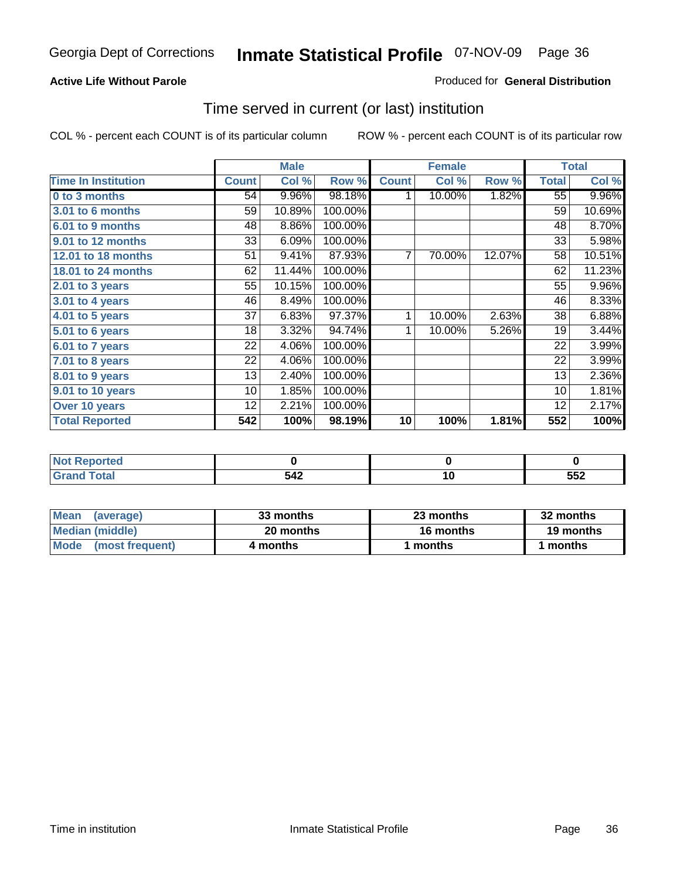Georgia Dept of Corrections **Inmate Statistical Profile** 07-NOV-09

**Active Life Without Parole**

Produced for **General Distribution**

## Time served in current (or last) institution

COL % - percent each COUNT is of its particular column ROW % - percent each COUNT is of its particular row

| | Male | | | Female | | | Total | |
|---|---|---|---|---|---|---|---|---|
| **Time In Institution** | **Count** | **Col %** | **Row %** | **Count** | **Col %** | **Row %** | **Total** | **Col %** |
| 0 to 3 months | 54 | 9.96% | 98.18% | 1 | 10.00% | 1.82% | 55 | 9.96% |
| 3.01 to 6 months | 59 | 10.89% | 100.00% | | | | 59 | 10.69% |
| 6.01 to 9 months | 48 | 8.86% | 100.00% | | | | 48 | 8.70% |
| 9.01 to 12 months | 33 | 6.09% | 100.00% | | | | 33 | 5.98% |
| 12.01 to 18 months | 51 | 9.41% | 87.93% | 7 | 70.00% | 12.07% | 58 | 10.51% |
| 18.01 to 24 months | 62 | 11.44% | 100.00% | | | | 62 | 11.23% |
| 2.01 to 3 years | 55 | 10.15% | 100.00% | | | | 55 | 9.96% |
| 3.01 to 4 years | 46 | 8.49% | 100.00% | | | | 46 | 8.33% |
| 4.01 to 5 years | 37 | 6.83% | 97.37% | 1 | 10.00% | 2.63% | 38 | 6.88% |
| 5.01 to 6 years | 18 | 3.32% | 94.74% | 1 | 10.00% | 5.26% | 19 | 3.44% |
| 6.01 to 7 years | 22 | 4.06% | 100.00% | | | | 22 | 3.99% |
| 7.01 to 8 years | 22 | 4.06% | 100.00% | | | | 22 | 3.99% |
| 8.01 to 9 years | 13 | 2.40% | 100.00% | | | | 13 | 2.36% |
| 9.01 to 10 years | 10 | 1.85% | 100.00% | | | | 10 | 1.81% |
| Over 10 years | 12 | 2.21% | 100.00% | | | | 12 | 2.17% |
| **Total Reported** | **542** | **100%** | **98.19%** | **10** | **100%** | **1.81%** | **552** | **100%** |

| | Male | Female | Total |
|---|---|---|---|
| Not Reported | 0 | 0 | 0 |
| Grand Total | 542 | 10 | 552 |

| | Male | Female | Total |
|---|---|---|---|
| Mean (average) | 33 months | 23 months | 32 months |
| Median (middle) | 20 months | 16 months | 19 months |
| Mode (most frequent) | 4 months | 1 months | 1 months |

Time in institution Inmate Statistical Profile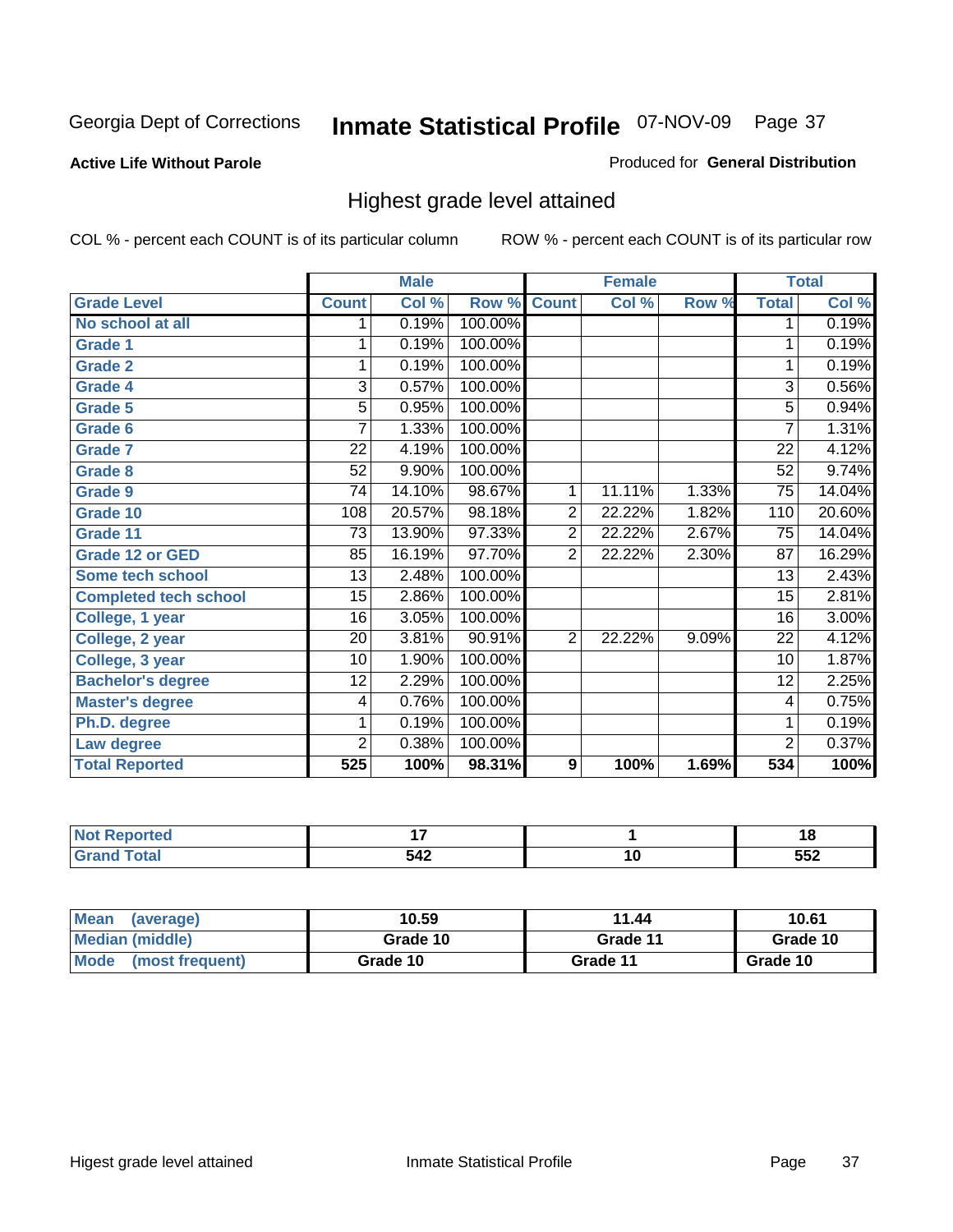Georgia Dept of Corrections **Inmate Statistical Profile** 07-NOV-09 Page 37

**Active Life Without Parole**

Produced for **General Distribution**

## Highest grade level attained

COL % - percent each COUNT is of its particular column

ROW % - percent each COUNT is of its particular row

| | Male | | | Female | | | Total | |
|---|---|---|---|---|---|---|---|---|
| **Grade Level** | **Count** | **Col %** | **Row %** | **Count** | **Col %** | **Row %** | **Total** | **Col %** |
| No school at all | 1 | 0.19% | 100.00% | | | | 1 | 0.19% |
| Grade 1 | 1 | 0.19% | 100.00% | | | | 1 | 0.19% |
| Grade 2 | 1 | 0.19% | 100.00% | | | | 1 | 0.19% |
| Grade 4 | 3 | 0.57% | 100.00% | | | | 3 | 0.56% |
| Grade 5 | 5 | 0.95% | 100.00% | | | | 5 | 0.94% |
| Grade 6 | 7 | 1.33% | 100.00% | | | | 7 | 1.31% |
| Grade 7 | 22 | 4.19% | 100.00% | | | | 22 | 4.12% |
| Grade 8 | 52 | 9.90% | 100.00% | | | | 52 | 9.74% |
| Grade 9 | 74 | 14.10% | 98.67% | 1 | 11.11% | 1.33% | 75 | 14.04% |
| Grade 10 | 108 | 20.57% | 98.18% | 2 | 22.22% | 1.82% | 110 | 20.60% |
| Grade 11 | 73 | 13.90% | 97.33% | 2 | 22.22% | 2.67% | 75 | 14.04% |
| Grade 12 or GED | 85 | 16.19% | 97.70% | 2 | 22.22% | 2.30% | 87 | 16.29% |
| Some tech school | 13 | 2.48% | 100.00% | | | | 13 | 2.43% |
| Completed tech school | 15 | 2.86% | 100.00% | | | | 15 | 2.81% |
| College, 1 year | 16 | 3.05% | 100.00% | | | | 16 | 3.00% |
| College, 2 year | 20 | 3.81% | 90.91% | 2 | 22.22% | 9.09% | 22 | 4.12% |
| College, 3 year | 10 | 1.90% | 100.00% | | | | 10 | 1.87% |
| Bachelor's degree | 12 | 2.29% | 100.00% | | | | 12 | 2.25% |
| Master's degree | 4 | 0.76% | 100.00% | | | | 4 | 0.75% |
| Ph.D. degree | 1 | 0.19% | 100.00% | | | | 1 | 0.19% |
| Law degree | 2 | 0.38% | 100.00% | | | | 2 | 0.37% |
| **Total Reported** | **525** | **100%** | **98.31%** | **9** | **100%** | **1.69%** | **534** | **100%** |

| | Male | Female | Total |
|---|---|---|---|
| Not Reported | 17 | 1 | 18 |
| Grand Total | 542 | 10 | 552 |

| | Male | Female | Total |
|---|---|---|---|
| Mean (average) | 10.59 | 11.44 | 10.61 |
| Median (middle) | Grade 10 | Grade 11 | Grade 10 |
| Mode (most frequent) | Grade 10 | Grade 11 | Grade 10 |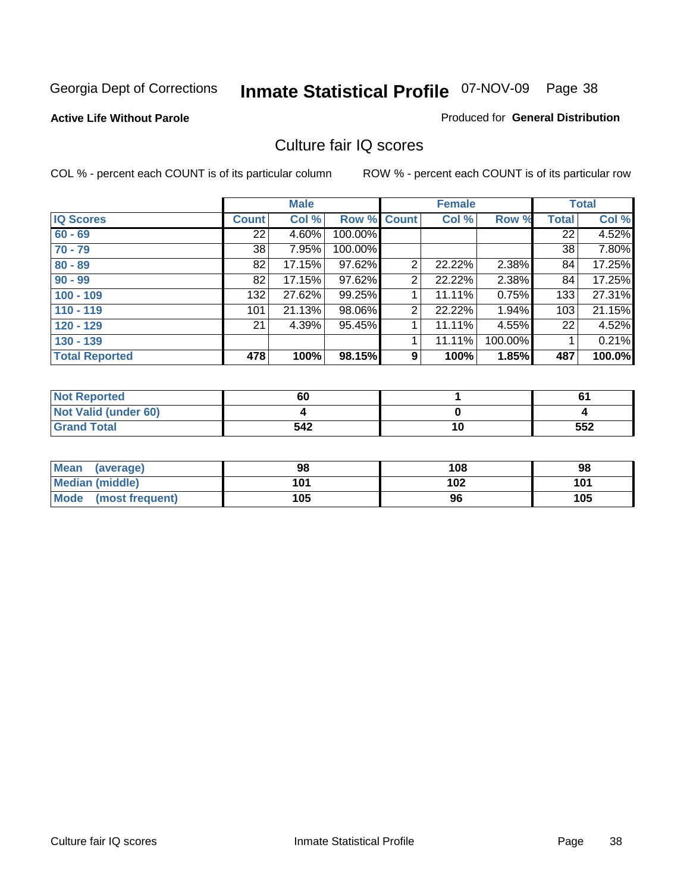Georgia Dept of Corrections **Inmate Statistical Profile** 07-NOV-09

**Active Life Without Parole**

Produced for **General Distribution**

## Culture fair IQ scores

COL % - percent each COUNT is of its particular column

ROW % - percent each COUNT is of its particular row

| | Male | | | Female | | | Total | |
|---|---|---|---|---|---|---|---|---|
| **IQ Scores** | **Count** | **Col %** | **Row %** | **Count** | **Col %** | **Row %** | **Total** | **Col %** |
| **60 - 69** | 22 | 4.60% | 100.00% | | | | 22 | 4.52% |
| **70 - 79** | 38 | 7.95% | 100.00% | | | | 38 | 7.80% |
| **80 - 89** | 82 | 17.15% | 97.62% | 2 | 22.22% | 2.38% | 84 | 17.25% |
| **90 - 99** | 82 | 17.15% | 97.62% | 2 | 22.22% | 2.38% | 84 | 17.25% |
| **100 - 109** | 132 | 27.62% | 99.25% | 1 | 11.11% | 0.75% | 133 | 27.31% |
| **110 - 119** | 101 | 21.13% | 98.06% | 2 | 22.22% | 1.94% | 103 | 21.15% |
| **120 - 129** | 21 | 4.39% | 95.45% | 1 | 11.11% | 4.55% | 22 | 4.52% |
| **130 - 139** | | | | 1 | 11.11% | 100.00% | 1 | 0.21% |
| **Total Reported** | **478** | **100%** | **98.15%** | **9** | **100%** | **1.85%** | **487** | **100.0%** |

| | Male | Female | Total |
|---|---|---|---|
| **Not Reported** | **60** | **1** | **61** |
| **Not Valid (under 60)** | **4** | **0** | **4** |
| **Grand Total** | **542** | **10** | **552** |

| | Male | Female | Total |
|---|---|---|---|
| **Mean (average)** | **98** | **108** | **98** |
| **Median (middle)** | **101** | **102** | **101** |
| **Mode (most frequent)** | **105** | **96** | **105** |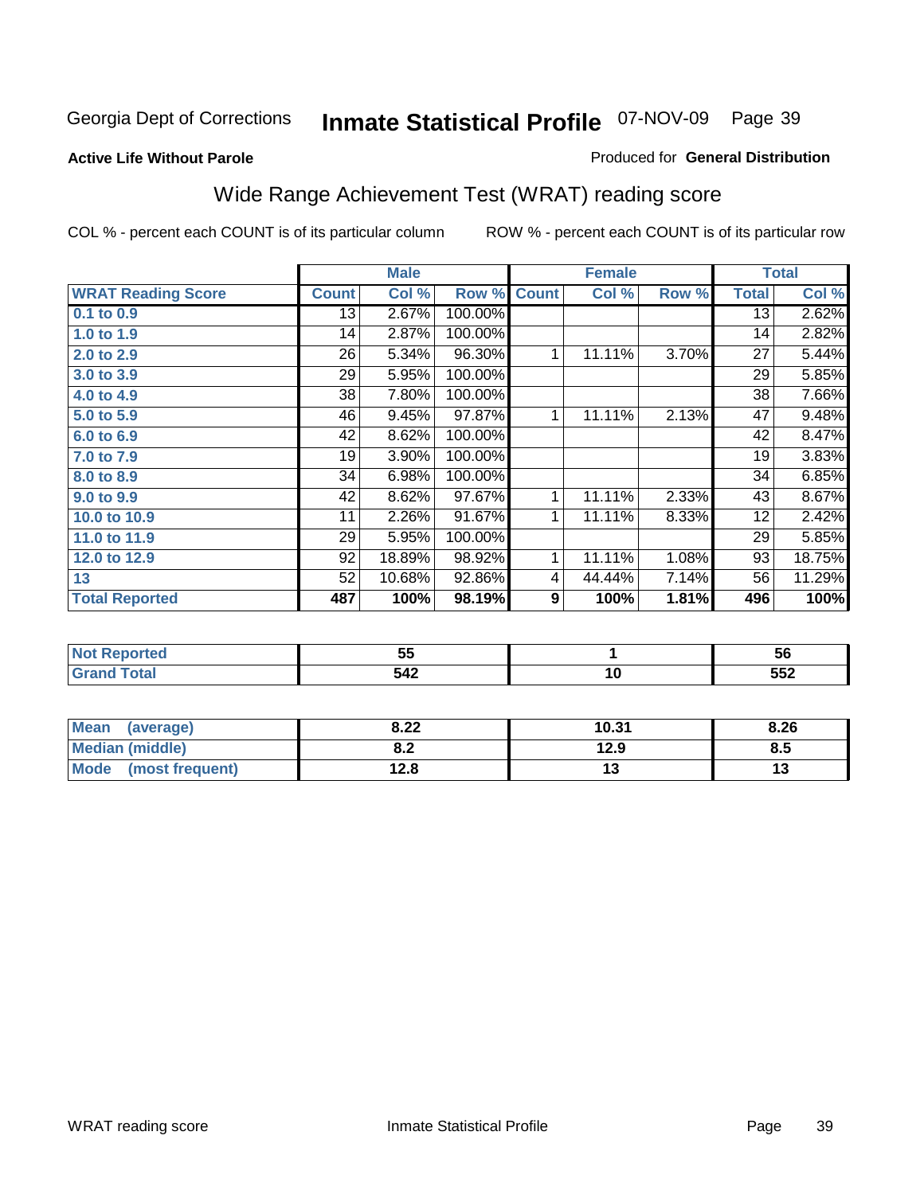Georgia Dept of Corrections **Inmate Statistical Profile** 07-NOV-09 Page 39

**Active Life Without Parole**

Produced for **General Distribution**

## Wide Range Achievement Test (WRAT) reading score

COL % - percent each COUNT is of its particular column ROW % - percent each COUNT is of its particular row

| | Male | | | Female | | | Total | |
|---|---|---|---|---|---|---|---|---|
| **WRAT Reading Score** | **Count** | **Col %** | **Row %** | **Count** | **Col %** | **Row %** | **Total** | **Col %** |
| 0.1 to 0.9 | 13 | 2.67% | 100.00% | | | | 13 | 2.62% |
| 1.0 to 1.9 | 14 | 2.87% | 100.00% | | | | 14 | 2.82% |
| 2.0 to 2.9 | 26 | 5.34% | 96.30% | 1 | 11.11% | 3.70% | 27 | 5.44% |
| 3.0 to 3.9 | 29 | 5.95% | 100.00% | | | | 29 | 5.85% |
| 4.0 to 4.9 | 38 | 7.80% | 100.00% | | | | 38 | 7.66% |
| 5.0 to 5.9 | 46 | 9.45% | 97.87% | 1 | 11.11% | 2.13% | 47 | 9.48% |
| 6.0 to 6.9 | 42 | 8.62% | 100.00% | | | | 42 | 8.47% |
| 7.0 to 7.9 | 19 | 3.90% | 100.00% | | | | 19 | 3.83% |
| 8.0 to 8.9 | 34 | 6.98% | 100.00% | | | | 34 | 6.85% |
| 9.0 to 9.9 | 42 | 8.62% | 97.67% | 1 | 11.11% | 2.33% | 43 | 8.67% |
| 10.0 to 10.9 | 11 | 2.26% | 91.67% | 1 | 11.11% | 8.33% | 12 | 2.42% |
| 11.0 to 11.9 | 29 | 5.95% | 100.00% | | | | 29 | 5.85% |
| 12.0 to 12.9 | 92 | 18.89% | 98.92% | 1 | 11.11% | 1.08% | 93 | 18.75% |
| 13 | 52 | 10.68% | 92.86% | 4 | 44.44% | 7.14% | 56 | 11.29% |
| **Total Reported** | **487** | **100%** | **98.19%** | **9** | **100%** | **1.81%** | **496** | **100%** |

| | Male | Female | Total |
|---|---|---|---|
| Not Reported | 55 | 1 | 56 |
| Grand Total | 542 | 10 | 552 |

| | Male | Female | Total |
|---|---|---|---|
| Mean (average) | 8.22 | 10.31 | 8.26 |
| Median (middle) | 8.2 | 12.9 | 8.5 |
| Mode (most frequent) | 12.8 | 13 | 13 |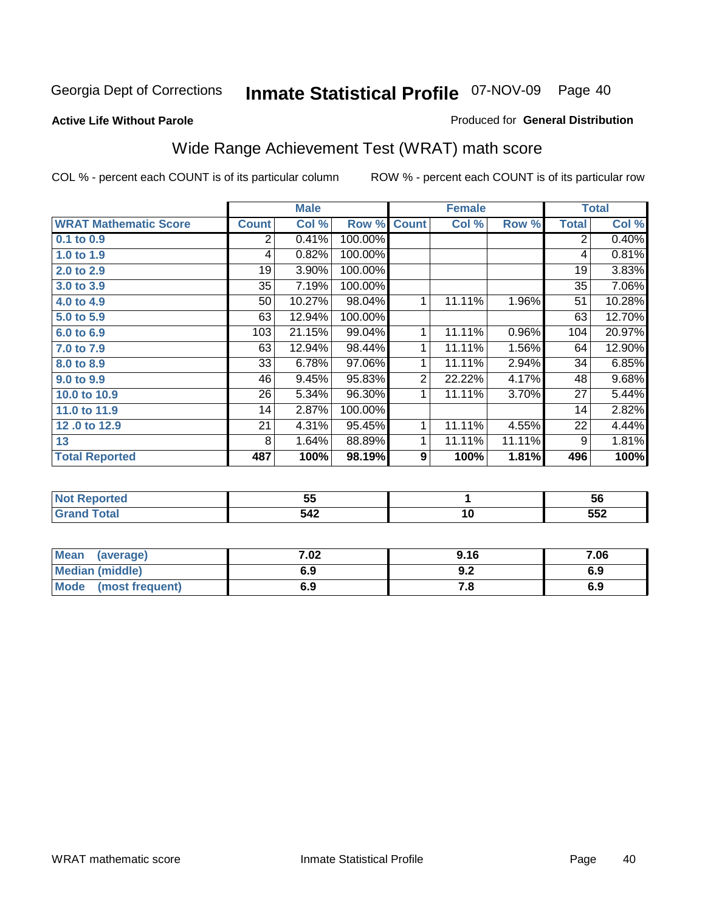Georgia Dept of Corrections **Inmate Statistical Profile** 07-NOV-09

**Active Life Without Parole**

Produced for **General Distribution**

## Wide Range Achievement Test (WRAT) math score

COL % - percent each COUNT is of its particular column ROW % - percent each COUNT is of its particular row

| | Male | | | Female | | | Total | |
|---|---|---|---|---|---|---|---|---|
| **WRAT Mathematic Score** | **Count** | **Col %** | **Row %** | **Count** | **Col %** | **Row %** | **Total** | **Col %** |
| **0.1 to 0.9** | 2 | 0.41% | 100.00% | | | | 2 | 0.40% |
| **1.0 to 1.9** | 4 | 0.82% | 100.00% | | | | 4 | 0.81% |
| **2.0 to 2.9** | 19 | 3.90% | 100.00% | | | | 19 | 3.83% |
| **3.0 to 3.9** | 35 | 7.19% | 100.00% | | | | 35 | 7.06% |
| **4.0 to 4.9** | 50 | 10.27% | 98.04% | 1 | 11.11% | 1.96% | 51 | 10.28% |
| **5.0 to 5.9** | 63 | 12.94% | 100.00% | | | | 63 | 12.70% |
| **6.0 to 6.9** | 103 | 21.15% | 99.04% | 1 | 11.11% | 0.96% | 104 | 20.97% |
| **7.0 to 7.9** | 63 | 12.94% | 98.44% | 1 | 11.11% | 1.56% | 64 | 12.90% |
| **8.0 to 8.9** | 33 | 6.78% | 97.06% | 1 | 11.11% | 2.94% | 34 | 6.85% |
| **9.0 to 9.9** | 46 | 9.45% | 95.83% | 2 | 22.22% | 4.17% | 48 | 9.68% |
| **10.0 to 10.9** | 26 | 5.34% | 96.30% | 1 | 11.11% | 3.70% | 27 | 5.44% |
| **11.0 to 11.9** | 14 | 2.87% | 100.00% | | | | 14 | 2.82% |
| **12 .0 to 12.9** | 21 | 4.31% | 95.45% | 1 | 11.11% | 4.55% | 22 | 4.44% |
| **13** | 8 | 1.64% | 88.89% | 1 | 11.11% | 11.11% | 9 | 1.81% |
| **Total Reported** | **487** | **100%** | **98.19%** | **9** | **100%** | **1.81%** | **496** | **100%** |

| | Male | Female | Total |
|---|---|---|---|
| **Not Reported** | **55** | **1** | **56** |
| **Grand Total** | **542** | **10** | **552** |

| | Male | Female | Total |
|---|---|---|---|
| **Mean (average)** | **7.02** | **9.16** | **7.06** |
| **Median (middle)** | **6.9** | **9.2** | **6.9** |
| **Mode (most frequent)** | **6.9** | **7.8** | **6.9** |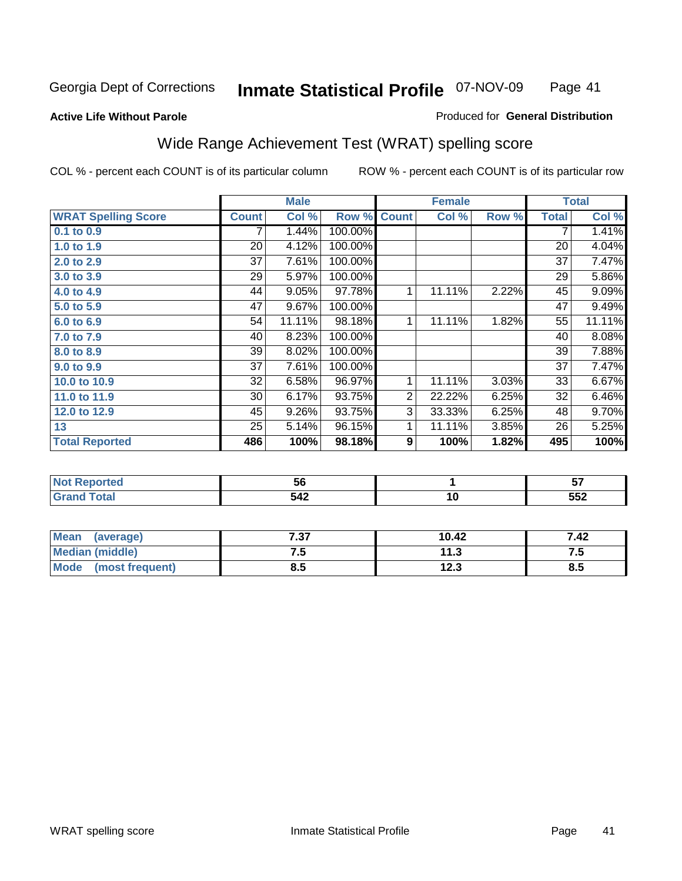Georgia Dept of Corrections **Inmate Statistical Profile** 07-NOV-09

**Active Life Without Parole**

Produced for **General Distribution**

## Wide Range Achievement Test (WRAT) spelling score

COL % - percent each COUNT is of its particular column

ROW % - percent each COUNT is of its particular row

| | Male | | | Female | | | Total | |
|---|---|---|---|---|---|---|---|---|
| **WRAT Spelling Score** | **Count** | **Col %** | **Row %** | **Count** | **Col %** | **Row %** | **Total** | **Col %** |
| 0.1 to 0.9 | 7 | 1.44% | 100.00% | | | | 7 | 1.41% |
| 1.0 to 1.9 | 20 | 4.12% | 100.00% | | | | 20 | 4.04% |
| 2.0 to 2.9 | 37 | 7.61% | 100.00% | | | | 37 | 7.47% |
| 3.0 to 3.9 | 29 | 5.97% | 100.00% | | | | 29 | 5.86% |
| 4.0 to 4.9 | 44 | 9.05% | 97.78% | 1 | 11.11% | 2.22% | 45 | 9.09% |
| 5.0 to 5.9 | 47 | 9.67% | 100.00% | | | | 47 | 9.49% |
| 6.0 to 6.9 | 54 | 11.11% | 98.18% | 1 | 11.11% | 1.82% | 55 | 11.11% |
| 7.0 to 7.9 | 40 | 8.23% | 100.00% | | | | 40 | 8.08% |
| 8.0 to 8.9 | 39 | 8.02% | 100.00% | | | | 39 | 7.88% |
| 9.0 to 9.9 | 37 | 7.61% | 100.00% | | | | 37 | 7.47% |
| 10.0 to 10.9 | 32 | 6.58% | 96.97% | 1 | 11.11% | 3.03% | 33 | 6.67% |
| 11.0 to 11.9 | 30 | 6.17% | 93.75% | 2 | 22.22% | 6.25% | 32 | 6.46% |
| 12.0 to 12.9 | 45 | 9.26% | 93.75% | 3 | 33.33% | 6.25% | 48 | 9.70% |
| 13 | 25 | 5.14% | 96.15% | 1 | 11.11% | 3.85% | 26 | 5.25% |
| **Total Reported** | **486** | **100%** | **98.18%** | **9** | **100%** | **1.82%** | **495** | **100%** |

| | Male | Female | Total |
|---|---|---|---|
| Not Reported | 56 | 1 | 57 |
| Grand Total | 542 | 10 | 552 |

| | Male | Female | Total |
|---|---|---|---|
| Mean (average) | 7.37 | 10.42 | 7.42 |
| Median (middle) | 7.5 | 11.3 | 7.5 |
| Mode (most frequent) | 8.5 | 12.3 | 8.5 |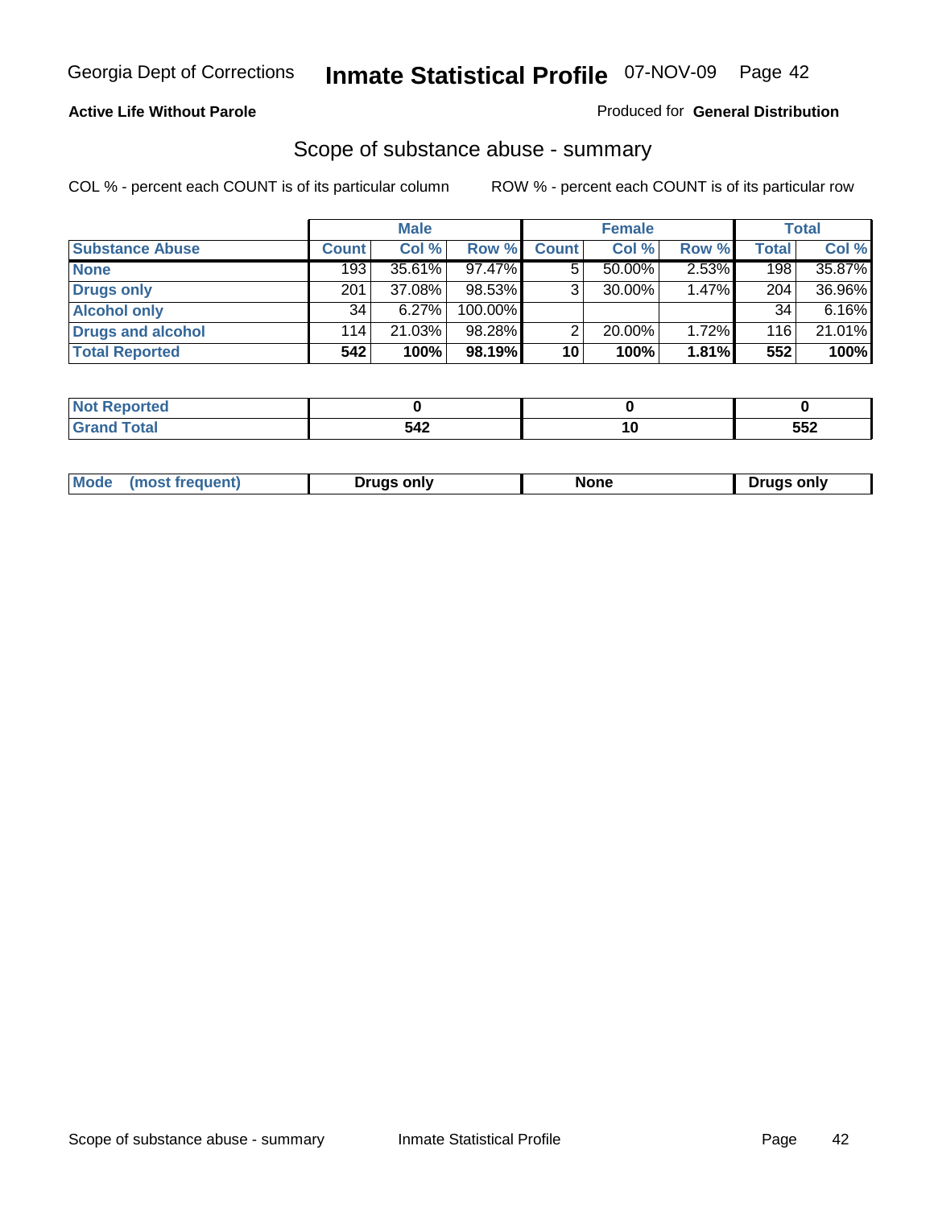Georgia Dept of Corrections **Inmate Statistical Profile** 07-NOV-09

**Active Life Without Parole**

Produced for **General Distribution**

## Scope of substance abuse - summary

COL % - percent each COUNT is of its particular column

ROW % - percent each COUNT is of its particular row

| | Male | | | Female | | | Total | |
|---|---|---|---|---|---|---|---|---|
| **Substance Abuse** | **Count** | **Col %** | **Row %** | **Count** | **Col %** | **Row %** | **Total** | **Col %** |
| **None** | 193 | 35.61% | 97.47% | 5 | 50.00% | 2.53% | 198 | 35.87% |
| **Drugs only** | 201 | 37.08% | 98.53% | 3 | 30.00% | 1.47% | 204 | 36.96% |
| **Alcohol only** | 34 | 6.27% | 100.00% | | | | 34 | 6.16% |
| **Drugs and alcohol** | 114 | 21.03% | 98.28% | 2 | 20.00% | 1.72% | 116 | 21.01% |
| **Total Reported** | **542** | **100%** | **98.19%** | **10** | **100%** | **1.81%** | **552** | **100%** |

| | Male | Female | Total |
|---|---|---|---|
| **Not Reported** | **0** | **0** | **0** |
| **Grand Total** | **542** | **10** | **552** |

| | Male | Female | Total |
|---|---|---|---|
| **Mode (most frequent)** | **Drugs only** | **None** | **Drugs only** |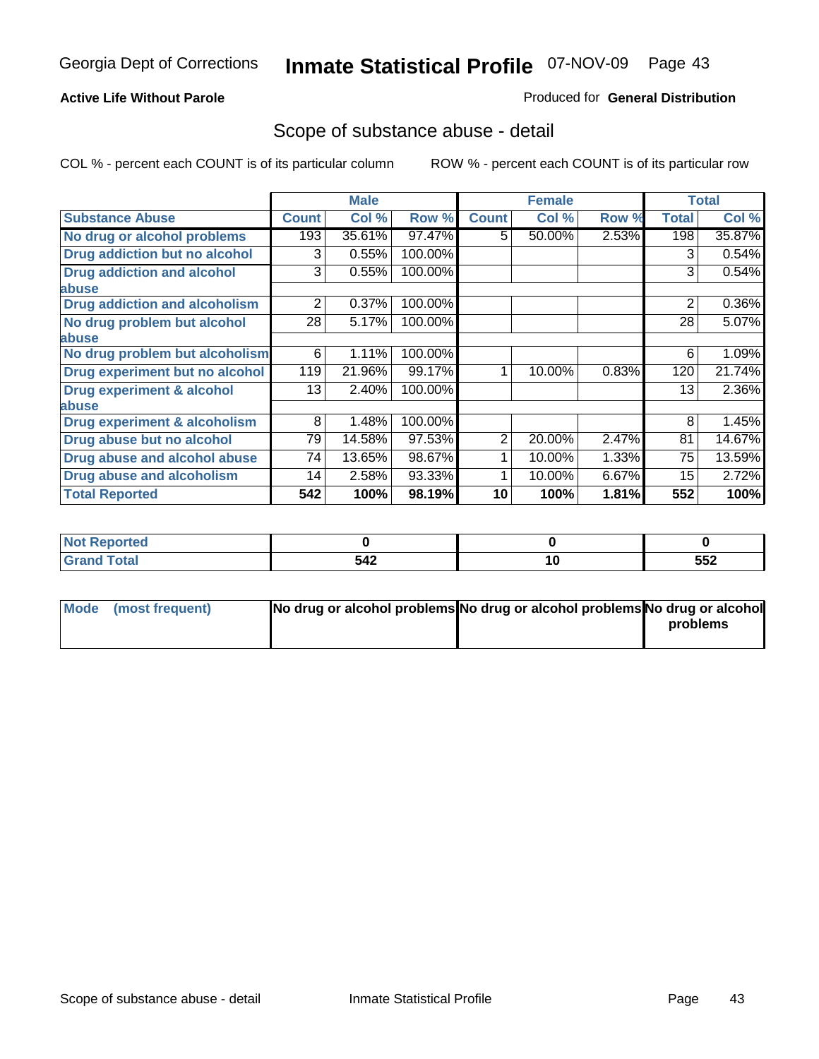Georgia Dept of Corrections **Inmate Statistical Profile** 07-NOV-09

**Active Life Without Parole**

Produced for **General Distribution**

## Scope of substance abuse - detail

COL % - percent each COUNT is of its particular column    ROW % - percent each COUNT is of its particular row

| | Male | | | Female | | | Total | |
|---|---|---|---|---|---|---|---|---|
| **Substance Abuse** | **Count** | **Col %** | **Row %** | **Count** | **Col %** | **Row %** | **Total** | **Col %** |
| No drug or alcohol problems | 193 | 35.61% | 97.47% | 5 | 50.00% | 2.53% | 198 | 35.87% |
| Drug addiction but no alcohol | 3 | 0.55% | 100.00% | | | | 3 | 0.54% |
| Drug addiction and alcohol abuse | 3 | 0.55% | 100.00% | | | | 3 | 0.54% |
| Drug addiction and alcoholism | 2 | 0.37% | 100.00% | | | | 2 | 0.36% |
| No drug problem but alcohol abuse | 28 | 5.17% | 100.00% | | | | 28 | 5.07% |
| No drug problem but alcoholism | 6 | 1.11% | 100.00% | | | | 6 | 1.09% |
| Drug experiment but no alcohol | 119 | 21.96% | 99.17% | 1 | 10.00% | 0.83% | 120 | 21.74% |
| Drug experiment & alcohol abuse | 13 | 2.40% | 100.00% | | | | 13 | 2.36% |
| Drug experiment & alcoholism | 8 | 1.48% | 100.00% | | | | 8 | 1.45% |
| Drug abuse but no alcohol | 79 | 14.58% | 97.53% | 2 | 20.00% | 2.47% | 81 | 14.67% |
| Drug abuse and alcohol abuse | 74 | 13.65% | 98.67% | 1 | 10.00% | 1.33% | 75 | 13.59% |
| Drug abuse and alcoholism | 14 | 2.58% | 93.33% | 1 | 10.00% | 6.67% | 15 | 2.72% |
| **Total Reported** | **542** | **100%** | **98.19%** | **10** | **100%** | **1.81%** | **552** | **100%** |

| | Male | Female | Total |
|---|---|---|---|
| Not Reported | **0** | **0** | **0** |
| Grand Total | **542** | **10** | **552** |

| | Male | Female | Total |
|---|---|---|---|
| Mode (most frequent) | **No drug or alcohol problems** | **No drug or alcohol problems** | **No drug or alcohol problems** |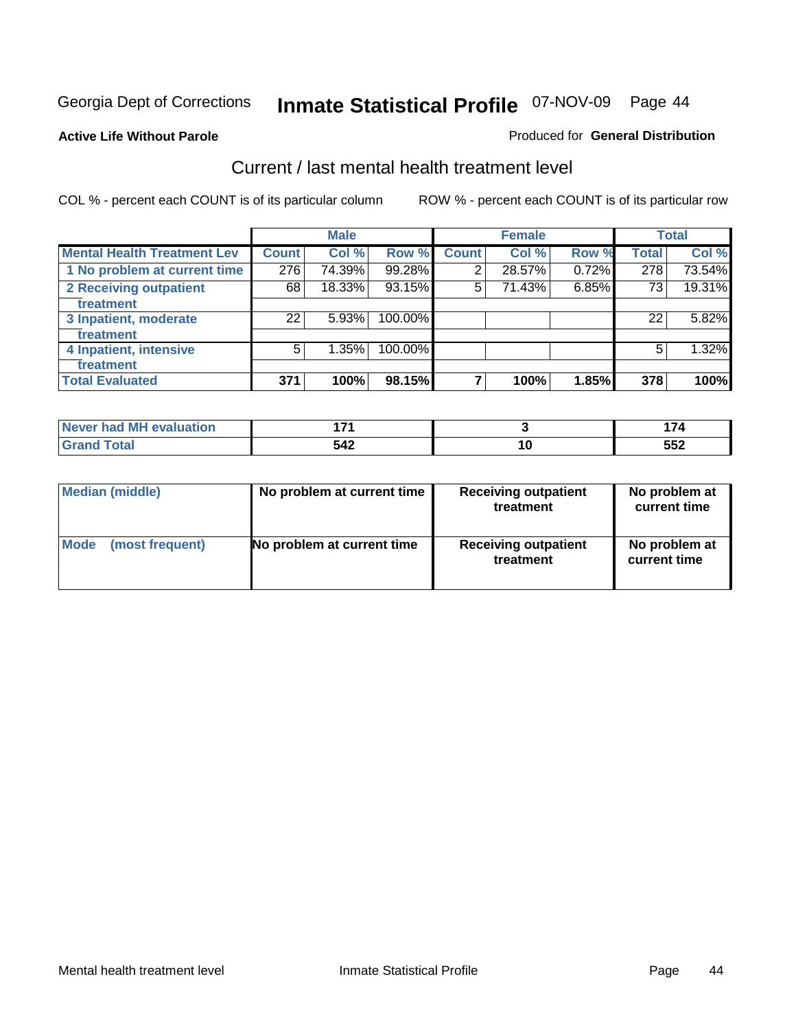Georgia Dept of Corrections **Inmate Statistical Profile** 07-NOV-09

**Active Life Without Parole**

Produced for **General Distribution**

## Current / last mental health treatment level

COL % - percent each COUNT is of its particular column

ROW % - percent each COUNT is of its particular row

| | Male | | | Female | | | Total | |
|---|---|---|---|---|---|---|---|---|
| **Mental Health Treatment Lev** | **Count** | **Col %** | **Row %** | **Count** | **Col %** | **Row %** | **Total** | **Col %** |
| 1 No problem at current time | 276 | 74.39% | 99.28% | 2 | 28.57% | 0.72% | 278 | 73.54% |
| 2 Receiving outpatient treatment | 68 | 18.33% | 93.15% | 5 | 71.43% | 6.85% | 73 | 19.31% |
| 3 Inpatient, moderate treatment | 22 | 5.93% | 100.00% | | | | 22 | 5.82% |
| 4 Inpatient, intensive treatment | 5 | 1.35% | 100.00% | | | | 5 | 1.32% |
| **Total Evaluated** | **371** | **100%** | **98.15%** | **7** | **100%** | **1.85%** | **378** | **100%** |

| | Male | Female | Total |
|---|---|---|---|
| **Never had MH evaluation** | **171** | **3** | **174** |
| **Grand Total** | **542** | **10** | **552** |

| | Male | Female | Total |
|---|---|---|---|
| **Median (middle)** | **No problem at current time** | **Receiving outpatient treatment** | **No problem at current time** |
| **Mode (most frequent)** | **No problem at current time** | **Receiving outpatient treatment** | **No problem at current time** |

Mental health treatment level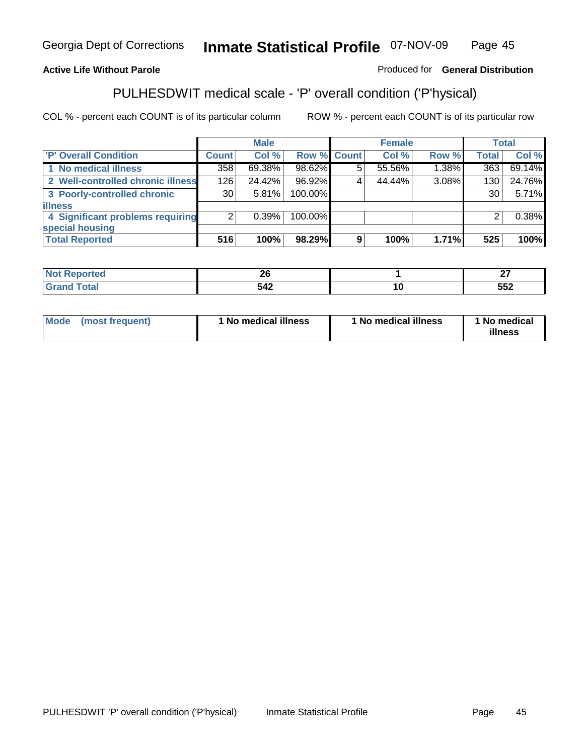Georgia Dept of Corrections **Inmate Statistical Profile** 07-NOV-09

**Active Life Without Parole**

Produced for **General Distribution**

## PULHESDWIT medical scale - 'P' overall condition ('P'hysical)

COL % - percent each COUNT is of its particular column ROW % - percent each COUNT is of its particular row

| | Male | | | Female | | | Total | |
|---|---|---|---|---|---|---|---|---|
| 'P' Overall Condition | Count | Col % | Row % | Count | Col % | Row % | Total | Col % |
| 1 No medical illness | 358 | 69.38% | 98.62% | 5 | 55.56% | 1.38% | 363 | 69.14% |
| 2 Well-controlled chronic illness | 126 | 24.42% | 96.92% | 4 | 44.44% | 3.08% | 130 | 24.76% |
| 3 Poorly-controlled chronic illness | 30 | 5.81% | 100.00% | | | | 30 | 5.71% |
| 4 Significant problems requiring special housing | 2 | 0.39% | 100.00% | | | | 2 | 0.38% |
| **Total Reported** | **516** | **100%** | **98.29%** | **9** | **100%** | **1.71%** | **525** | **100%** |

| | Male | Female | Total |
|---|---|---|---|
| Not Reported | 26 | 1 | 27 |
| Grand Total | 542 | 10 | 552 |

| | Male | Female | Total |
|---|---|---|---|
| Mode (most frequent) | 1 No medical illness | 1 No medical illness | 1 No medical illness |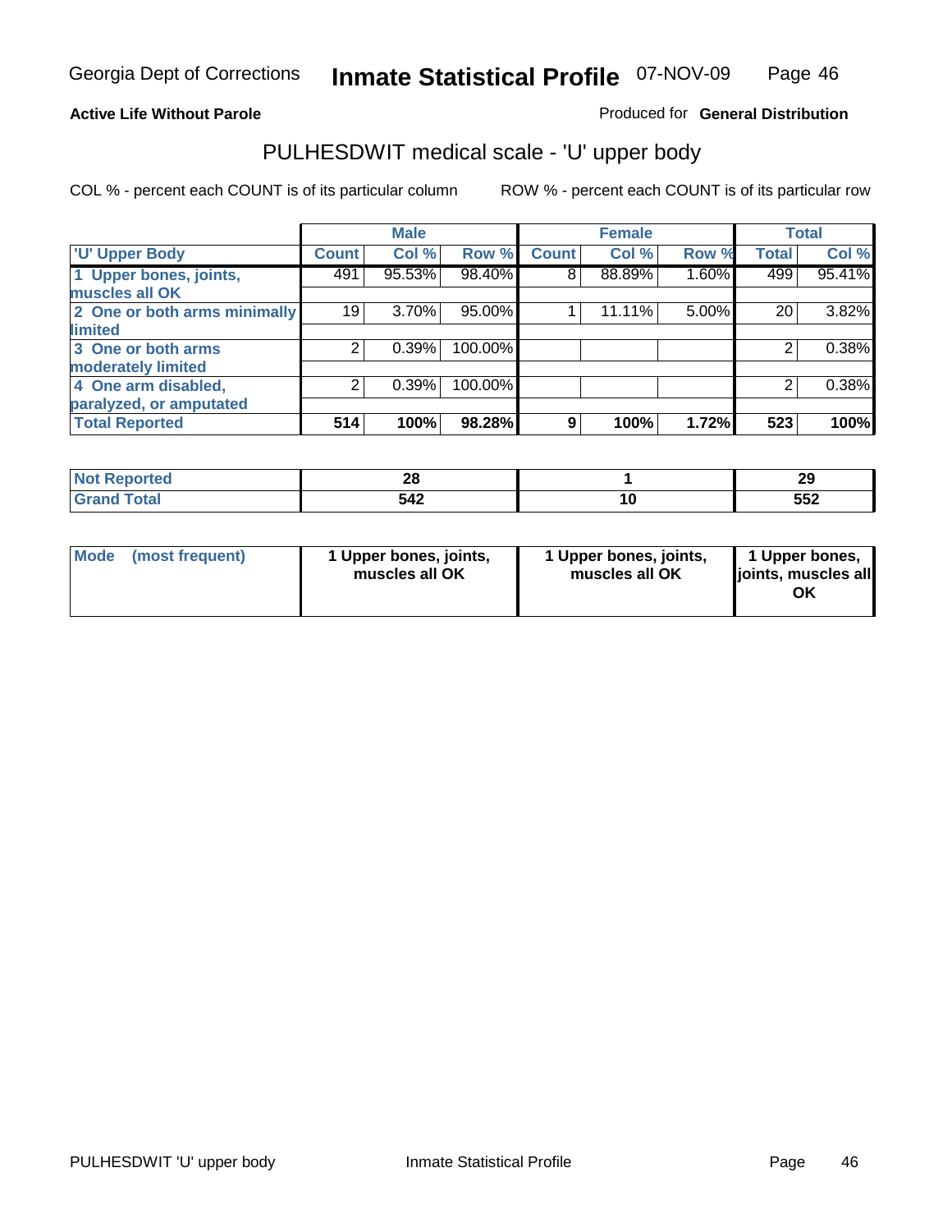Georgia Dept of Corrections **Inmate Statistical Profile** 07-NOV-09

**Active Life Without Parole**

Produced for **General Distribution**

## PULHESDWIT medical scale - 'U' upper body

COL % - percent each COUNT is of its particular column

ROW % - percent each COUNT is of its particular row

| | Male | | | Female | | | Total | |
|---|---|---|---|---|---|---|---|---|
| 'U' Upper Body | Count | Col % | Row % | Count | Col % | Row % | Total | Col % |
| 1 Upper bones, joints, muscles all OK | 491 | 95.53% | 98.40% | 8 | 88.89% | 1.60% | 499 | 95.41% |
| 2 One or both arms minimally limited | 19 | 3.70% | 95.00% | 1 | 11.11% | 5.00% | 20 | 3.82% |
| 3 One or both arms moderately limited | 2 | 0.39% | 100.00% | | | | 2 | 0.38% |
| 4 One arm disabled, paralyzed, or amputated | 2 | 0.39% | 100.00% | | | | 2 | 0.38% |
| **Total Reported** | **514** | **100%** | **98.28%** | **9** | **100%** | **1.72%** | **523** | **100%** |

| | Male | Female | Total |
|---|---|---|---|
| Not Reported | 28 | 1 | 29 |
| Grand Total | 542 | 10 | 552 |

| | Male | Female | Total |
|---|---|---|---|
| Mode (most frequent) | 1 Upper bones, joints, muscles all OK | 1 Upper bones, joints, muscles all OK | 1 Upper bones, joints, muscles all OK |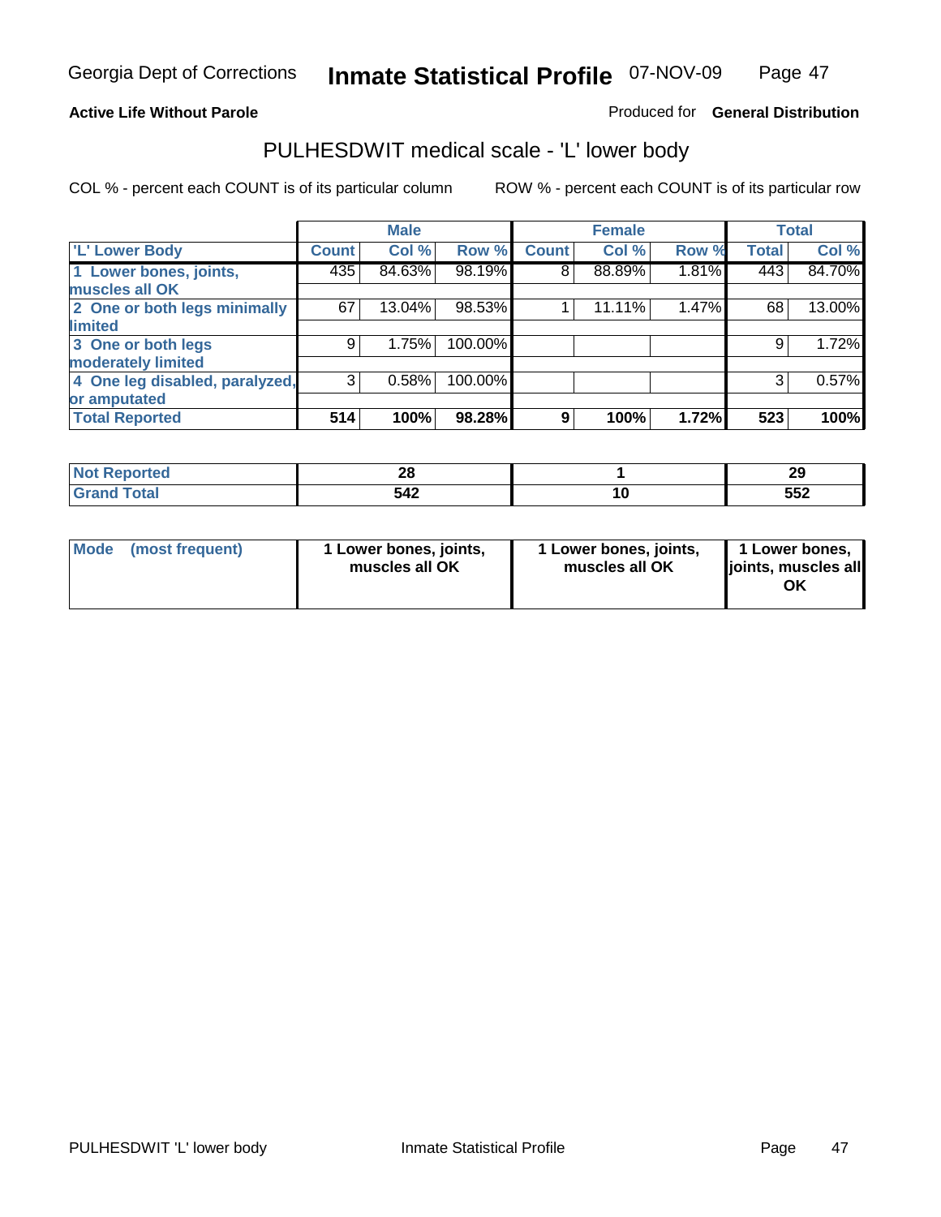Georgia Dept of Corrections **Inmate Statistical Profile** 07-NOV-09

**Active Life Without Parole**

Produced for **General Distribution**

## PULHESDWIT medical scale - 'L' lower body

COL % - percent each COUNT is of its particular column

ROW % - percent each COUNT is of its particular row

| | Male | | | Female | | | Total | |
|---|---|---|---|---|---|---|---|---|
| 'L' Lower Body | Count | Col % | Row % | Count | Col % | Row % | Total | Col % |
| 1 Lower bones, joints, muscles all OK | 435 | 84.63% | 98.19% | 8 | 88.89% | 1.81% | 443 | 84.70% |
| 2 One or both legs minimally limited | 67 | 13.04% | 98.53% | 1 | 11.11% | 1.47% | 68 | 13.00% |
| 3 One or both legs moderately limited | 9 | 1.75% | 100.00% | | | | 9 | 1.72% |
| 4 One leg disabled, paralyzed, or amputated | 3 | 0.58% | 100.00% | | | | 3 | 0.57% |
| **Total Reported** | **514** | **100%** | **98.28%** | **9** | **100%** | **1.72%** | **523** | **100%** |

| | Male | Female | Total |
|---|---|---|---|
| Not Reported | 28 | 1 | 29 |
| Grand Total | 542 | 10 | 552 |

| | Male | Female | Total |
|---|---|---|---|
| Mode (most frequent) | 1 Lower bones, joints, muscles all OK | 1 Lower bones, joints, muscles all OK | 1 Lower bones, joints, muscles all OK |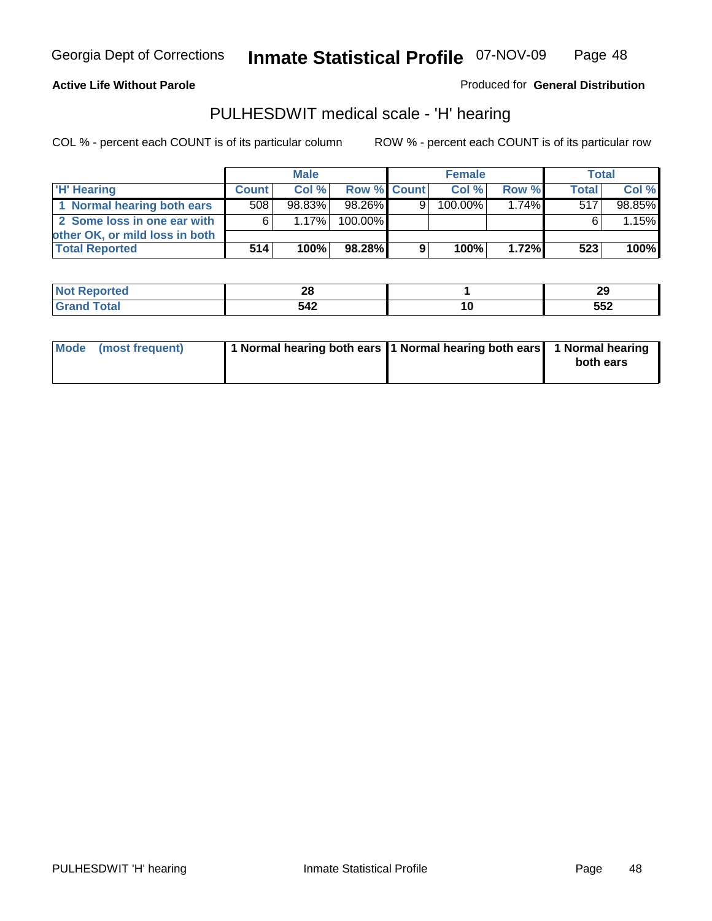**Active Life Without Parole**

Produced for **General Distribution**

## PULHESDWIT medical scale - 'H' hearing

COL % - percent each COUNT is of its particular column

ROW % - percent each COUNT is of its particular row

| | Male | | | Female | | | Total | |
|---|---|---|---|---|---|---|---|---|
| 'H' Hearing | Count | Col % | Row % | Count | Col % | Row % | Total | Col % |
| 1 Normal hearing both ears | 508 | 98.83% | 98.26% | 9 | 100.00% | 1.74% | 517 | 98.85% |
| 2 Some loss in one ear with other OK, or mild loss in both | 6 | 1.17% | 100.00% | | | | 6 | 1.15% |
| **Total Reported** | **514** | **100%** | **98.28%** | **9** | **100%** | **1.72%** | **523** | **100%** |

| | Male | Female | Total |
|---|---|---|---|
| Not Reported | 28 | 1 | 29 |
| Grand Total | 542 | 10 | 552 |

| | Male | Female | Total |
|---|---|---|---|
| Mode (most frequent) | 1 Normal hearing both ears | 1 Normal hearing both ears | 1 Normal hearing both ears |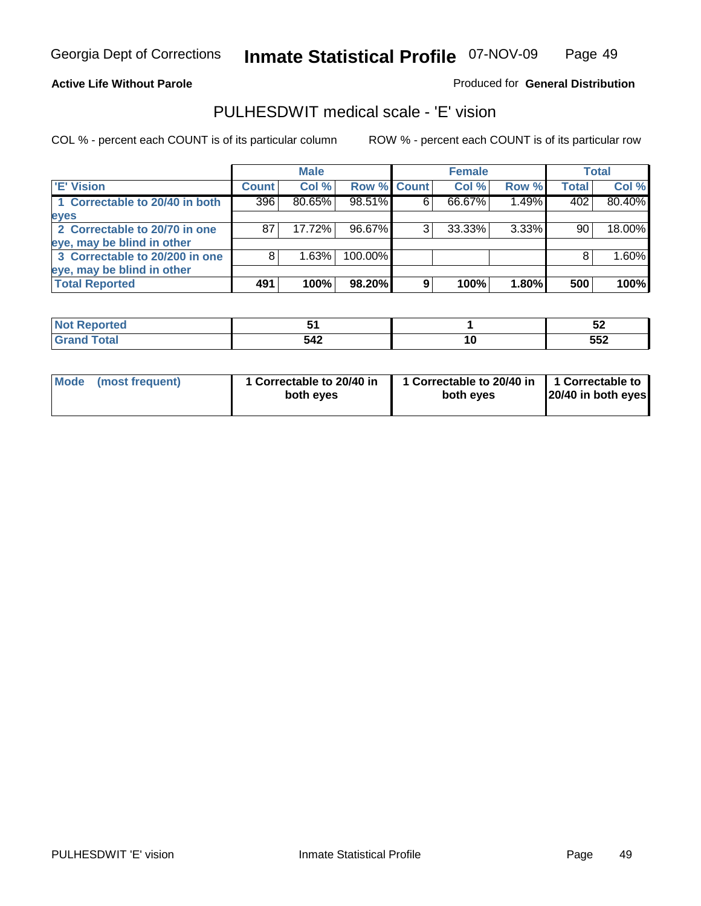Georgia Dept of Corrections **Inmate Statistical Profile** 07-NOV-09

**Active Life Without Parole**

Produced for **General Distribution**

## PULHESDWIT medical scale - 'E' vision

COL % - percent each COUNT is of its particular column

ROW % - percent each COUNT is of its particular row

| | Male | | | Female | | | Total | |
|---|---|---|---|---|---|---|---|---|
| 'E' Vision | Count | Col % | Row % | Count | Col % | Row % | Total | Col % |
| 1 Correctable to 20/40 in both eyes | 396 | 80.65% | 98.51% | 6 | 66.67% | 1.49% | 402 | 80.40% |
| 2 Correctable to 20/70 in one eye, may be blind in other | 87 | 17.72% | 96.67% | 3 | 33.33% | 3.33% | 90 | 18.00% |
| 3 Correctable to 20/200 in one eye, may be blind in other | 8 | 1.63% | 100.00% | | | | 8 | 1.60% |
| **Total Reported** | **491** | **100%** | **98.20%** | **9** | **100%** | **1.80%** | **500** | **100%** |

| | Male | Female | Total |
|---|---|---|---|
| Not Reported | 51 | 1 | 52 |
| Grand Total | 542 | 10 | 552 |

| | Male | Female | Total |
|---|---|---|---|
| Mode (most frequent) | 1 Correctable to 20/40 in both eyes | 1 Correctable to 20/40 in both eyes | 1 Correctable to 20/40 in both eyes |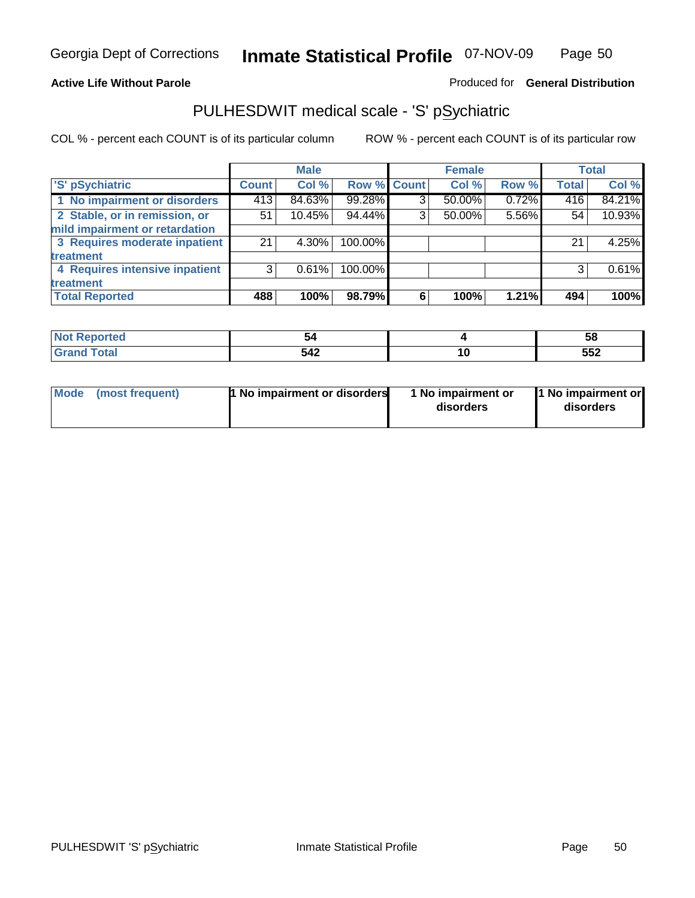Georgia Dept of Corrections **Inmate Statistical Profile** 07-NOV-09

**Active Life Without Parole** Produced for **General Distribution**

## PULHESDWIT medical scale - 'S' pSychiatric

COL % - percent each COUNT is of its particular column ROW % - percent each COUNT is of its particular row

| | Male | | | Female | | | Total | |
|---|---|---|---|---|---|---|---|---|
| 'S' pSychiatric | Count | Col % | Row % | Count | Col % | Row % | Total | Col % |
| 1 No impairment or disorders | 413 | 84.63% | 99.28% | 3 | 50.00% | 0.72% | 416 | 84.21% |
| 2 Stable, or in remission, or mild impairment or retardation | 51 | 10.45% | 94.44% | 3 | 50.00% | 5.56% | 54 | 10.93% |
| 3 Requires moderate inpatient treatment | 21 | 4.30% | 100.00% | | | | 21 | 4.25% |
| 4 Requires intensive inpatient treatment | 3 | 0.61% | 100.00% | | | | 3 | 0.61% |
| **Total Reported** | **488** | **100%** | **98.79%** | **6** | **100%** | **1.21%** | **494** | **100%** |

| | Male | Female | Total |
|---|---|---|---|
| Not Reported | 54 | 4 | 58 |
| Grand Total | 542 | 10 | 552 |

| | Male | Female | Total |
|---|---|---|---|
| Mode (most frequent) | 1 No impairment or disorders | 1 No impairment or disorders | 1 No impairment or disorders |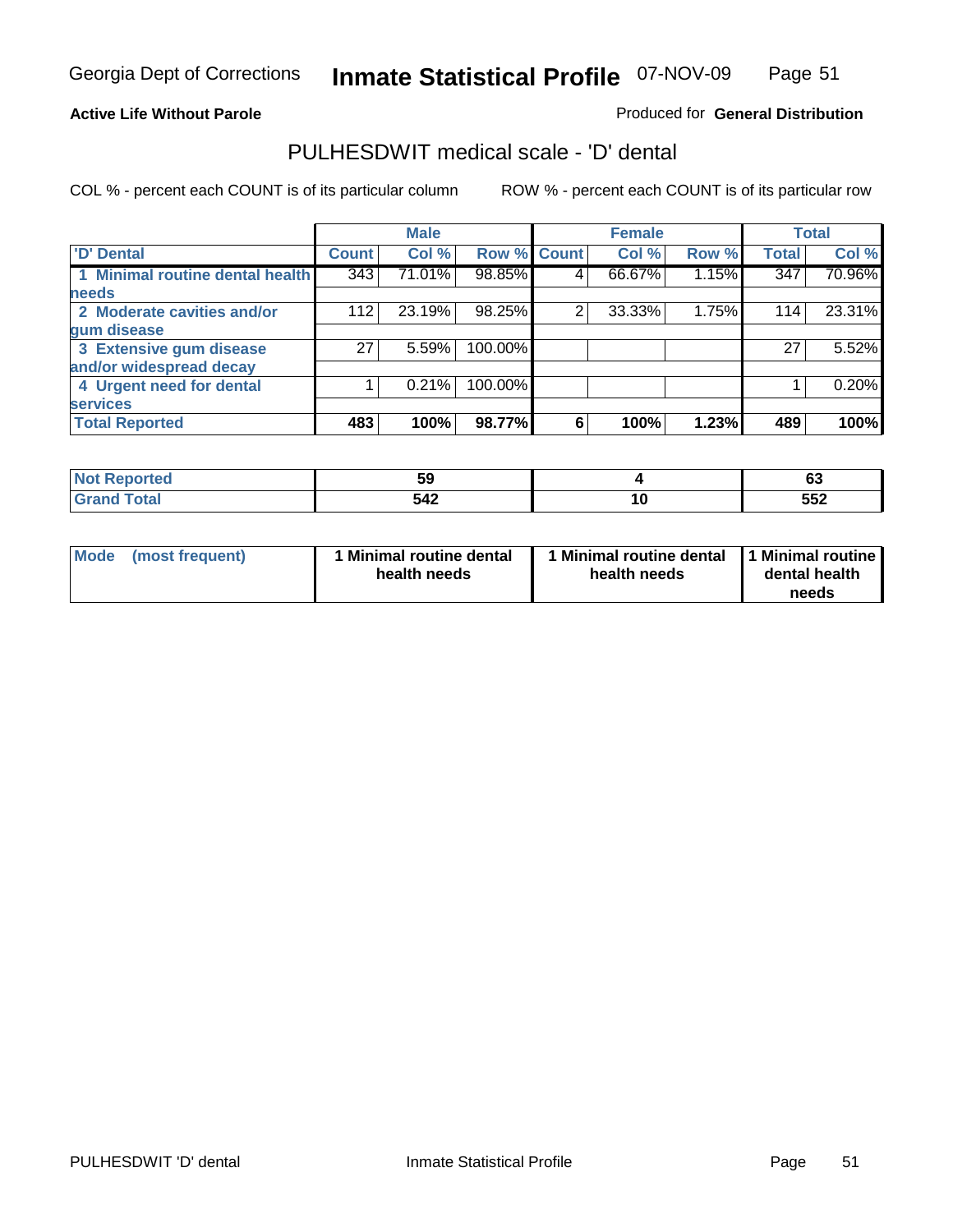Georgia Dept of Corrections **Inmate Statistical Profile** 07-NOV-09

**Active Life Without Parole**

Produced for **General Distribution**

## PULHESDWIT medical scale - 'D' dental

COL % - percent each COUNT is of its particular column ROW % - percent each COUNT is of its particular row

| | Male | | | Female | | | Total | |
|---|---|---|---|---|---|---|---|---|
| 'D' Dental | Count | Col % | Row % | Count | Col % | Row % | Total | Col % |
| 1 Minimal routine dental health needs | 343 | 71.01% | 98.85% | 4 | 66.67% | 1.15% | 347 | 70.96% |
| 2 Moderate cavities and/or gum disease | 112 | 23.19% | 98.25% | 2 | 33.33% | 1.75% | 114 | 23.31% |
| 3 Extensive gum disease and/or widespread decay | 27 | 5.59% | 100.00% | | | | 27 | 5.52% |
| 4 Urgent need for dental services | 1 | 0.21% | 100.00% | | | | 1 | 0.20% |
| **Total Reported** | **483** | **100%** | **98.77%** | **6** | **100%** | **1.23%** | **489** | **100%** |

| | Male | Female | Total |
|---|---|---|---|
| Not Reported | 59 | 4 | 63 |
| Grand Total | 542 | 10 | 552 |

| | Male | Female | Total |
|---|---|---|---|
| Mode (most frequent) | 1 Minimal routine dental health needs | 1 Minimal routine dental health needs | 1 Minimal routine dental health needs |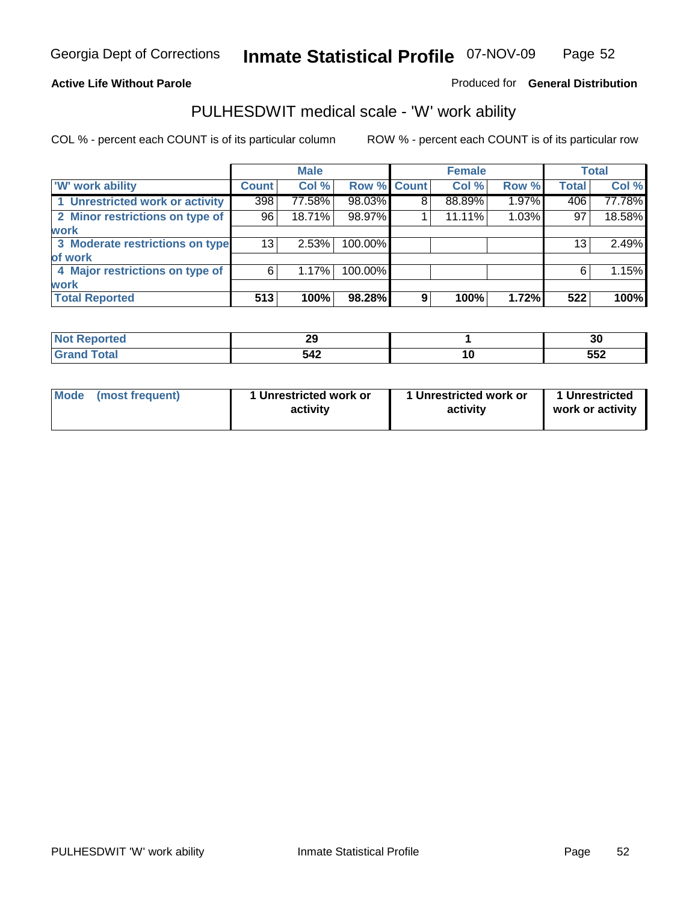Georgia Dept of Corrections **Inmate Statistical Profile** 07-NOV-09

**Active Life Without Parole**

Produced for **General Distribution**

## PULHESDWIT medical scale - 'W' work ability

COL % - percent each COUNT is of its particular column

ROW % - percent each COUNT is of its particular row

| | Male | | | Female | | | Total | |
|---|---|---|---|---|---|---|---|---|
| 'W' work ability | Count | Col % | Row % | Count | Col % | Row % | Total | Col % |
| 1 Unrestricted work or activity | 398 | 77.58% | 98.03% | 8 | 88.89% | 1.97% | 406 | 77.78% |
| 2 Minor restrictions on type of work | 96 | 18.71% | 98.97% | 1 | 11.11% | 1.03% | 97 | 18.58% |
| 3 Moderate restrictions on type of work | 13 | 2.53% | 100.00% | | | | 13 | 2.49% |
| 4 Major restrictions on type of work | 6 | 1.17% | 100.00% | | | | 6 | 1.15% |
| **Total Reported** | **513** | **100%** | **98.28%** | **9** | **100%** | **1.72%** | **522** | **100%** |

| | Male | Female | Total |
|---|---|---|---|
| Not Reported | 29 | 1 | 30 |
| Grand Total | 542 | 10 | 552 |

| | Male | Female | Total |
|---|---|---|---|
| Mode (most frequent) | 1 Unrestricted work or activity | 1 Unrestricted work or activity | 1 Unrestricted work or activity |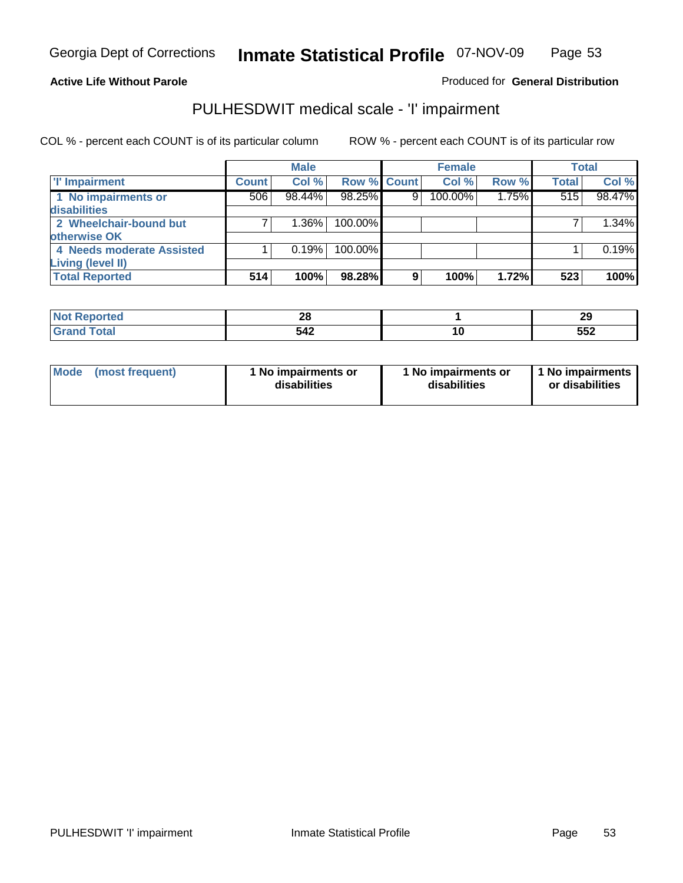**Active Life Without Parole**

Produced for **General Distribution**

## PULHESDWIT medical scale - 'I' impairment

COL % - percent each COUNT is of its particular column

ROW % - percent each COUNT is of its particular row

| | Male | | | Female | | | Total | |
|---|---|---|---|---|---|---|---|---|
| 'I' Impairment | Count | Col % | Row % | Count | Col % | Row % | Total | Col % |
| 1 No impairments or disabilities | 506 | 98.44% | 98.25% | 9 | 100.00% | 1.75% | 515 | 98.47% |
| 2 Wheelchair-bound but otherwise OK | 7 | 1.36% | 100.00% | | | | 7 | 1.34% |
| 4 Needs moderate Assisted Living (level II) | 1 | 0.19% | 100.00% | | | | 1 | 0.19% |
| **Total Reported** | **514** | **100%** | **98.28%** | **9** | **100%** | **1.72%** | **523** | **100%** |

| | Male | Female | Total |
|---|---|---|---|
| Not Reported | 28 | 1 | 29 |
| Grand Total | 542 | 10 | 552 |

| | Male | Female | Total |
|---|---|---|---|
| Mode (most frequent) | 1 No impairments or disabilities | 1 No impairments or disabilities | 1 No impairments or disabilities |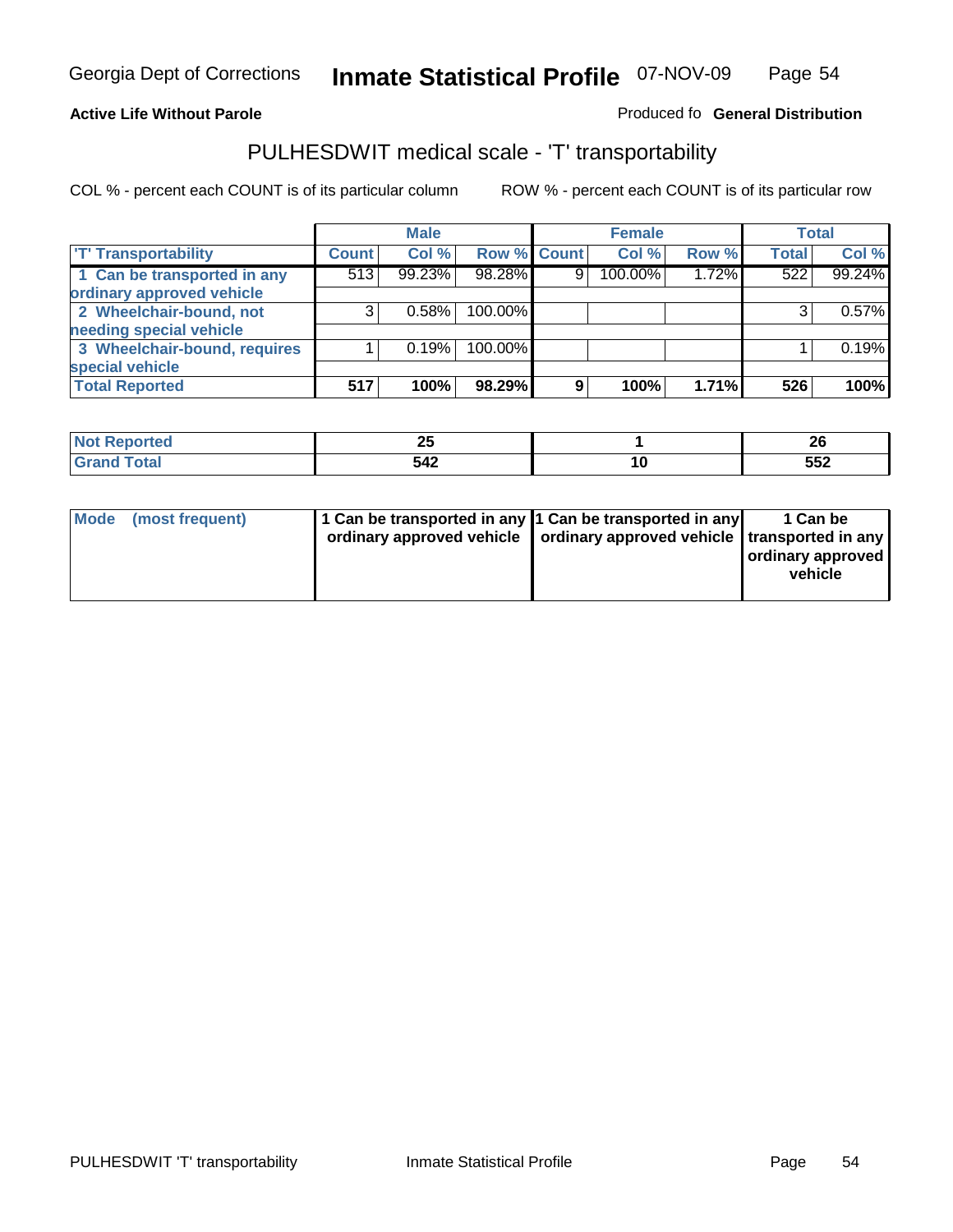**Active Life Without Parole**

Produced fo **General Distribution**

## PULHESDWIT medical scale - 'T' transportability

COL % - percent each COUNT is of its particular column

ROW % - percent each COUNT is of its particular row

| | Male | | | Female | | | Total | |
|---|---|---|---|---|---|---|---|---|
| 'T' Transportability | Count | Col % | Row % | Count | Col % | Row % | Total | Col % |
| 1 Can be transported in any ordinary approved vehicle | 513 | 99.23% | 98.28% | 9 | 100.00% | 1.72% | 522 | 99.24% |
| 2 Wheelchair-bound, not needing special vehicle | 3 | 0.58% | 100.00% | | | | 3 | 0.57% |
| 3 Wheelchair-bound, requires special vehicle | 1 | 0.19% | 100.00% | | | | 1 | 0.19% |
| **Total Reported** | **517** | **100%** | **98.29%** | **9** | **100%** | **1.71%** | **526** | **100%** |

| | Male | Female | Total |
|---|---|---|---|
| Not Reported | 25 | 1 | 26 |
| Grand Total | 542 | 10 | 552 |

| | Male | Female | Total |
|---|---|---|---|
| Mode (most frequent) | 1 Can be transported in any ordinary approved vehicle | 1 Can be transported in any ordinary approved vehicle | 1 Can be transported in any ordinary approved vehicle |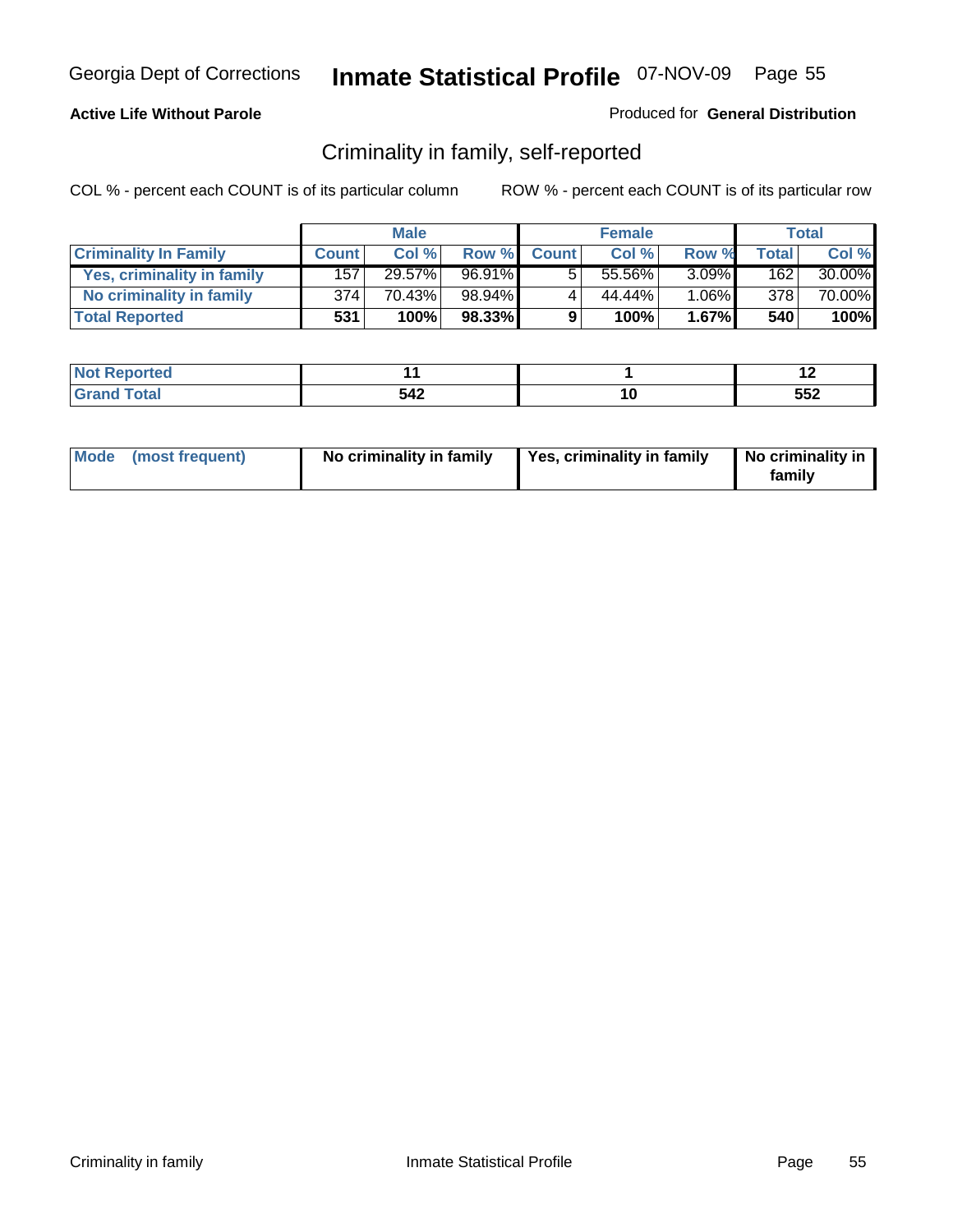**Active Life Without Parole**

Produced for **General Distribution**

## Criminality in family, self-reported

COL % - percent each COUNT is of its particular column

ROW % - percent each COUNT is of its particular row

| | Male | | | Female | | | Total | |
|---|---|---|---|---|---|---|---|---|
| **Criminality In Family** | **Count** | **Col %** | **Row %** | **Count** | **Col %** | **Row %** | **Total** | **Col %** |
| **Yes, criminality in family** | 157 | 29.57% | 96.91% | 5 | 55.56% | 3.09% | 162 | 30.00% |
| **No criminality in family** | 374 | 70.43% | 98.94% | 4 | 44.44% | 1.06% | 378 | 70.00% |
| **Total Reported** | **531** | **100%** | **98.33%** | **9** | **100%** | **1.67%** | **540** | **100%** |

| | Male | Female | Total |
|---|---|---|---|
| **Not Reported** | **11** | **1** | **12** |
| **Grand Total** | **542** | **10** | **552** |

| | Male | Female | Total |
|---|---|---|---|
| **Mode (most frequent)** | **No criminality in family** | **Yes, criminality in family** | **No criminality in family** |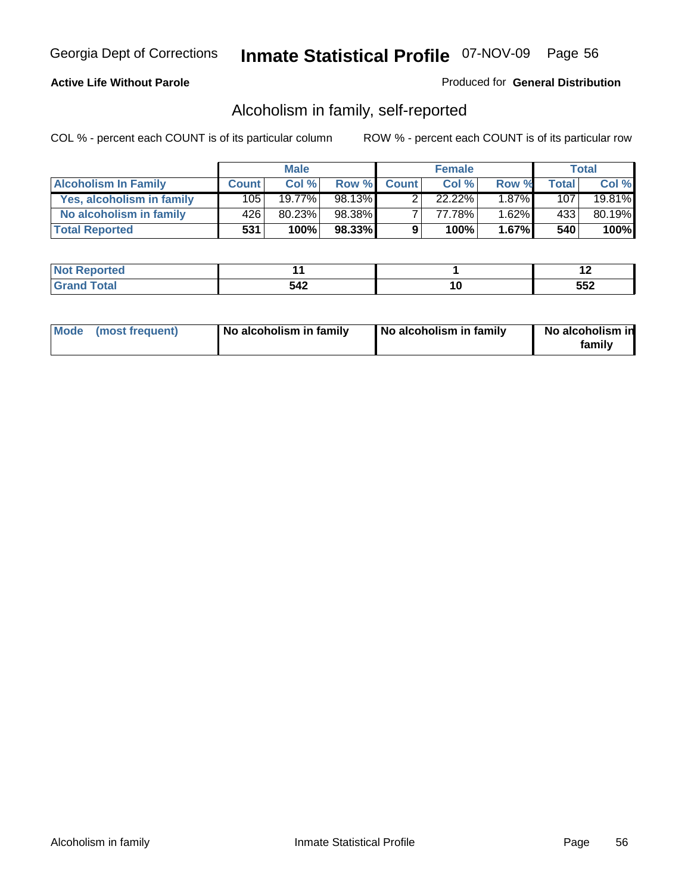**Active Life Without Parole**

Produced for **General Distribution**

## Alcoholism in family, self-reported

COL % - percent each COUNT is of its particular column

ROW % - percent each COUNT is of its particular row

| | Male | | | Female | | | Total | |
|---|---|---|---|---|---|---|---|---|
| **Alcoholism In Family** | **Count** | **Col %** | **Row %** | **Count** | **Col %** | **Row %** | **Total** | **Col %** |
| **Yes, alcoholism in family** | 105 | 19.77% | 98.13% | 2 | 22.22% | 1.87% | 107 | 19.81% |
| **No alcoholism in family** | 426 | 80.23% | 98.38% | 7 | 77.78% | 1.62% | 433 | 80.19% |
| **Total Reported** | **531** | **100%** | **98.33%** | **9** | **100%** | **1.67%** | **540** | **100%** |

| | Male | Female | Total |
|---|---|---|---|
| **Not Reported** | **11** | **1** | **12** |
| **Grand Total** | **542** | **10** | **552** |

| | Male | Female | Total |
|---|---|---|---|
| **Mode (most frequent)** | **No alcoholism in family** | **No alcoholism in family** | **No alcoholism in family** |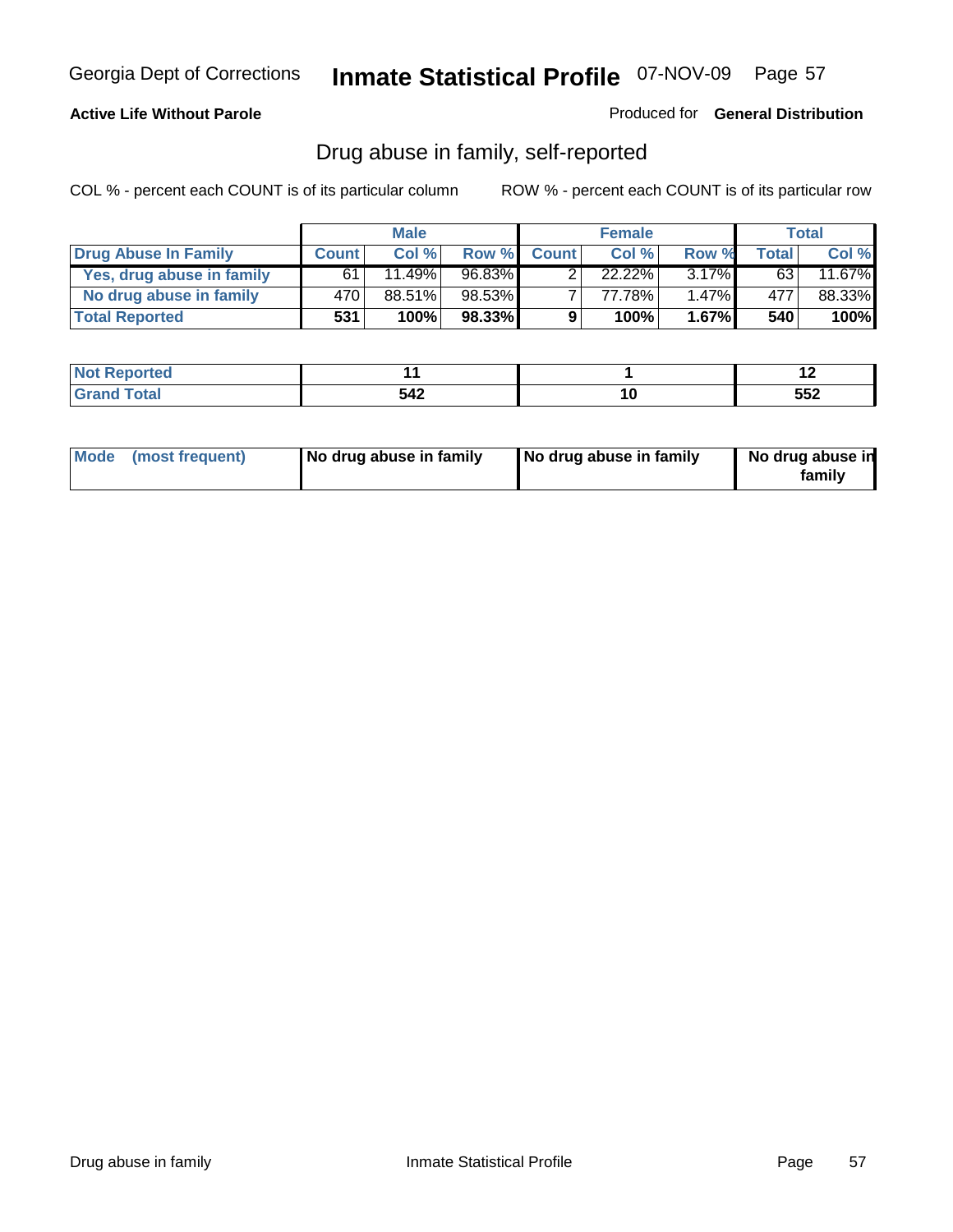**Active Life Without Parole**

Produced for **General Distribution**

## Drug abuse in family, self-reported

COL % - percent each COUNT is of its particular column

ROW % - percent each COUNT is of its particular row

| | Male | | | Female | | | Total | |
|---|---|---|---|---|---|---|---|---|
| **Drug Abuse In Family** | **Count** | **Col %** | **Row %** | **Count** | **Col %** | **Row %** | **Total** | **Col %** |
| Yes, drug abuse in family | 61 | 11.49% | 96.83% | 2 | 22.22% | 3.17% | 63 | 11.67% |
| No drug abuse in family | 470 | 88.51% | 98.53% | 7 | 77.78% | 1.47% | 477 | 88.33% |
| **Total Reported** | **531** | **100%** | **98.33%** | **9** | **100%** | **1.67%** | **540** | **100%** |

| | Male | Female | Total |
|---|---|---|---|
| **Not Reported** | **11** | **1** | **12** |
| **Grand Total** | **542** | **10** | **552** |

| | Male | Female | Total |
|---|---|---|---|
| **Mode (most frequent)** | **No drug abuse in family** | **No drug abuse in family** | **No drug abuse in family** |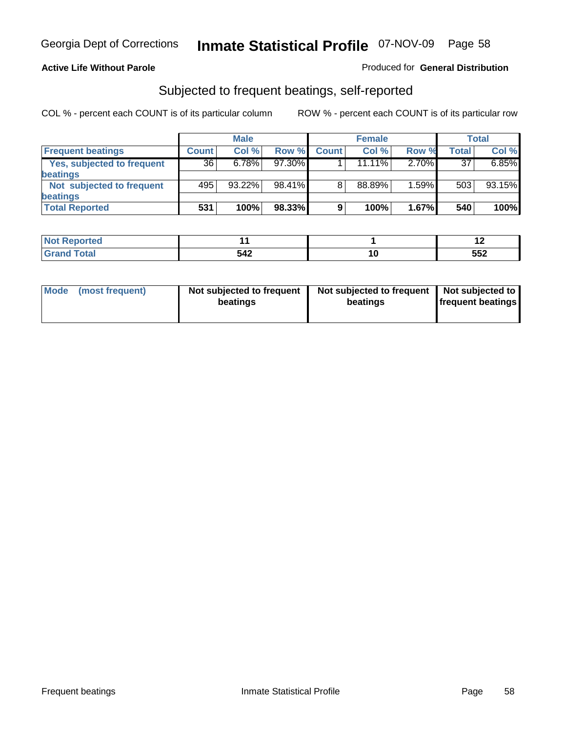Georgia Dept of Corrections **Inmate Statistical Profile** 07-NOV-09

**Active Life Without Parole**

Produced for **General Distribution**

## Subjected to frequent beatings, self-reported

COL % - percent each COUNT is of its particular column    ROW % - percent each COUNT is of its particular row

| | Male | | | Female | | | Total | |
|---|---|---|---|---|---|---|---|---|
| **Frequent beatings** | **Count** | **Col %** | **Row %** | **Count** | **Col %** | **Row %** | **Total** | **Col %** |
| **Yes, subjected to frequent beatings** | 36 | 6.78% | 97.30% | 1 | 11.11% | 2.70% | 37 | 6.85% |
| **Not subjected to frequent beatings** | 495 | 93.22% | 98.41% | 8 | 88.89% | 1.59% | 503 | 93.15% |
| **Total Reported** | **531** | **100%** | **98.33%** | **9** | **100%** | **1.67%** | **540** | **100%** |

| | Male | Female | Total |
|---|---|---|---|
| **Not Reported** | **11** | **1** | **12** |
| **Grand Total** | **542** | **10** | **552** |

| | Male | Female | Total |
|---|---|---|---|
| **Mode (most frequent)** | **Not subjected to frequent beatings** | **Not subjected to frequent beatings** | **Not subjected to frequent beatings** |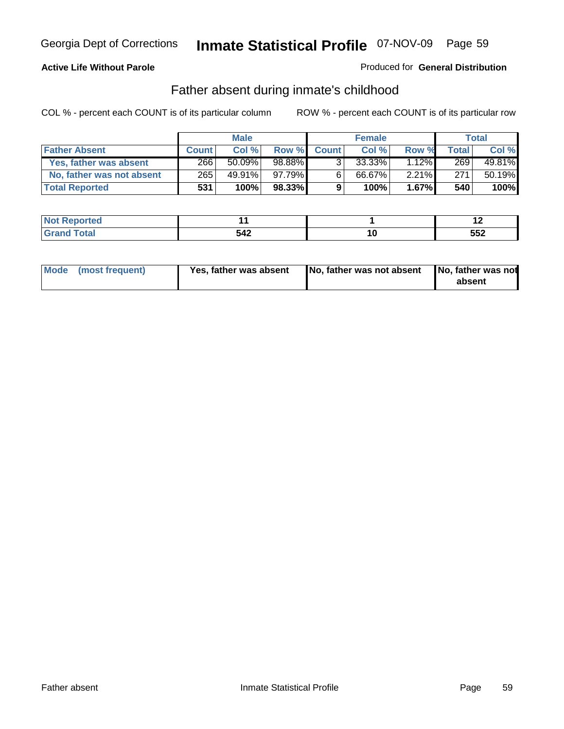Georgia Dept of Corrections **Inmate Statistical Profile** 07-NOV-09

**Active Life Without Parole**

Produced for **General Distribution**

## Father absent during inmate's childhood

COL % - percent each COUNT is of its particular column    ROW % - percent each COUNT is of its particular row

| | Male | | | Female | | | Total | |
|---|---|---|---|---|---|---|---|---|
| **Father Absent** | **Count** | **Col %** | **Row %** | **Count** | **Col %** | **Row %** | **Total** | **Col %** |
| Yes, father was absent | 266 | 50.09% | 98.88% | 3 | 33.33% | 1.12% | 269 | 49.81% |
| No, father was not absent | 265 | 49.91% | 97.79% | 6 | 66.67% | 2.21% | 271 | 50.19% |
| **Total Reported** | **531** | **100%** | **98.33%** | **9** | **100%** | **1.67%** | **540** | **100%** |

| | Male | Female | Total |
|---|---|---|---|
| **Not Reported** | **11** | **1** | **12** |
| **Grand Total** | **542** | **10** | **552** |

| | Male | Female | Total |
|---|---|---|---|
| **Mode (most frequent)** | **Yes, father was absent** | **No, father was not absent** | **No, father was not absent** |

Father absent    Inmate Statistical Profile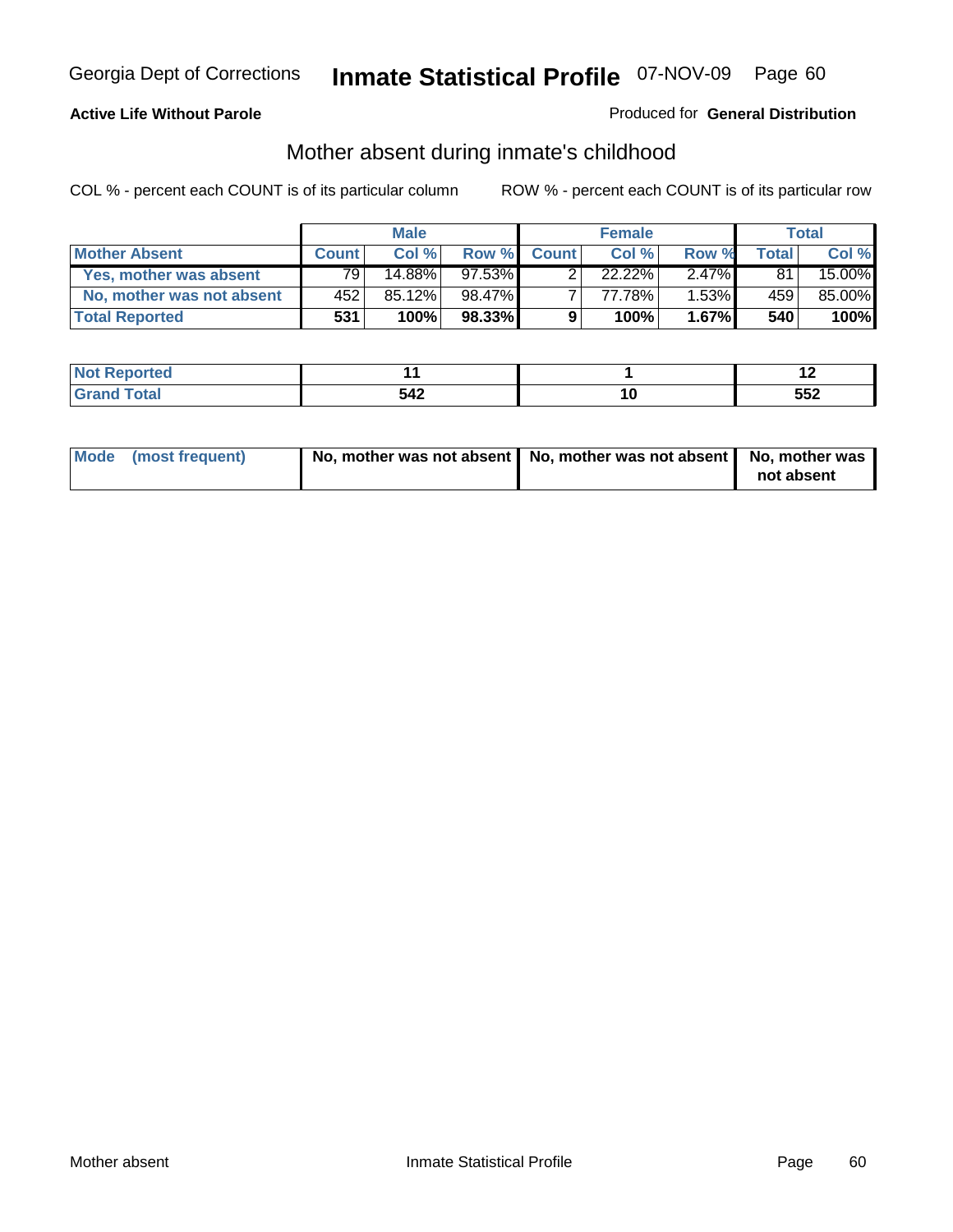Georgia Dept of Corrections **Inmate Statistical Profile** 07-NOV-09 Page 60

**Active Life Without Parole**

Produced for **General Distribution**

## Mother absent during inmate's childhood

COL % - percent each COUNT is of its particular column ROW % - percent each COUNT is of its particular row

| | Male | | | Female | | | Total | |
|---|---|---|---|---|---|---|---|---|
| **Mother Absent** | **Count** | **Col %** | **Row %** | **Count** | **Col %** | **Row %** | **Total** | **Col %** |
| **Yes, mother was absent** | 79 | 14.88% | 97.53% | 2 | 22.22% | 2.47% | 81 | 15.00% |
| **No, mother was not absent** | 452 | 85.12% | 98.47% | 7 | 77.78% | 1.53% | 459 | 85.00% |
| **Total Reported** | **531** | **100%** | **98.33%** | **9** | **100%** | **1.67%** | **540** | **100%** |

| | Male | Female | Total |
|---|---|---|---|
| **Not Reported** | **11** | **1** | **12** |
| **Grand Total** | **542** | **10** | **552** |

| | Male | Female | Total |
|---|---|---|---|
| **Mode (most frequent)** | **No, mother was not absent** | **No, mother was not absent** | **No, mother was not absent** |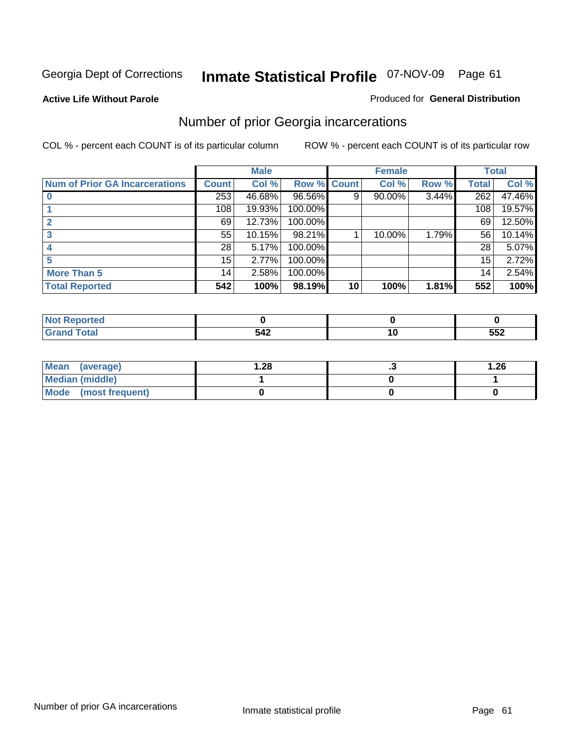Georgia Dept of Corrections **Inmate Statistical Profile** 07-NOV-09 Page 61

**Active Life Without Parole**

Produced for **General Distribution**

## Number of prior Georgia incarcerations

COL % - percent each COUNT is of its particular column

ROW % - percent each COUNT is of its particular row

| Num of Prior GA Incarcerations | Male | | | Female | | | Total | |
|---|---|---|---|---|---|---|---|---|
| | Count | Col % | Row % | Count | Col % | Row % | Total | Col % |
| 0 | 253 | 46.68% | 96.56% | 9 | 90.00% | 3.44% | 262 | 47.46% |
| 1 | 108 | 19.93% | 100.00% | | | | 108 | 19.57% |
| 2 | 69 | 12.73% | 100.00% | | | | 69 | 12.50% |
| 3 | 55 | 10.15% | 98.21% | 1 | 10.00% | 1.79% | 56 | 10.14% |
| 4 | 28 | 5.17% | 100.00% | | | | 28 | 5.07% |
| 5 | 15 | 2.77% | 100.00% | | | | 15 | 2.72% |
| More Than 5 | 14 | 2.58% | 100.00% | | | | 14 | 2.54% |
| **Total Reported** | **542** | **100%** | **98.19%** | **10** | **100%** | **1.81%** | **552** | **100%** |

| | Male | Female | Total |
|---|---|---|---|
| Not Reported | 0 | 0 | 0 |
| Grand Total | 542 | 10 | 552 |

| | Male | Female | Total |
|---|---|---|---|
| Mean (average) | 1.28 | .3 | 1.26 |
| Median (middle) | 1 | 0 | 1 |
| Mode (most frequent) | 0 | 0 | 0 |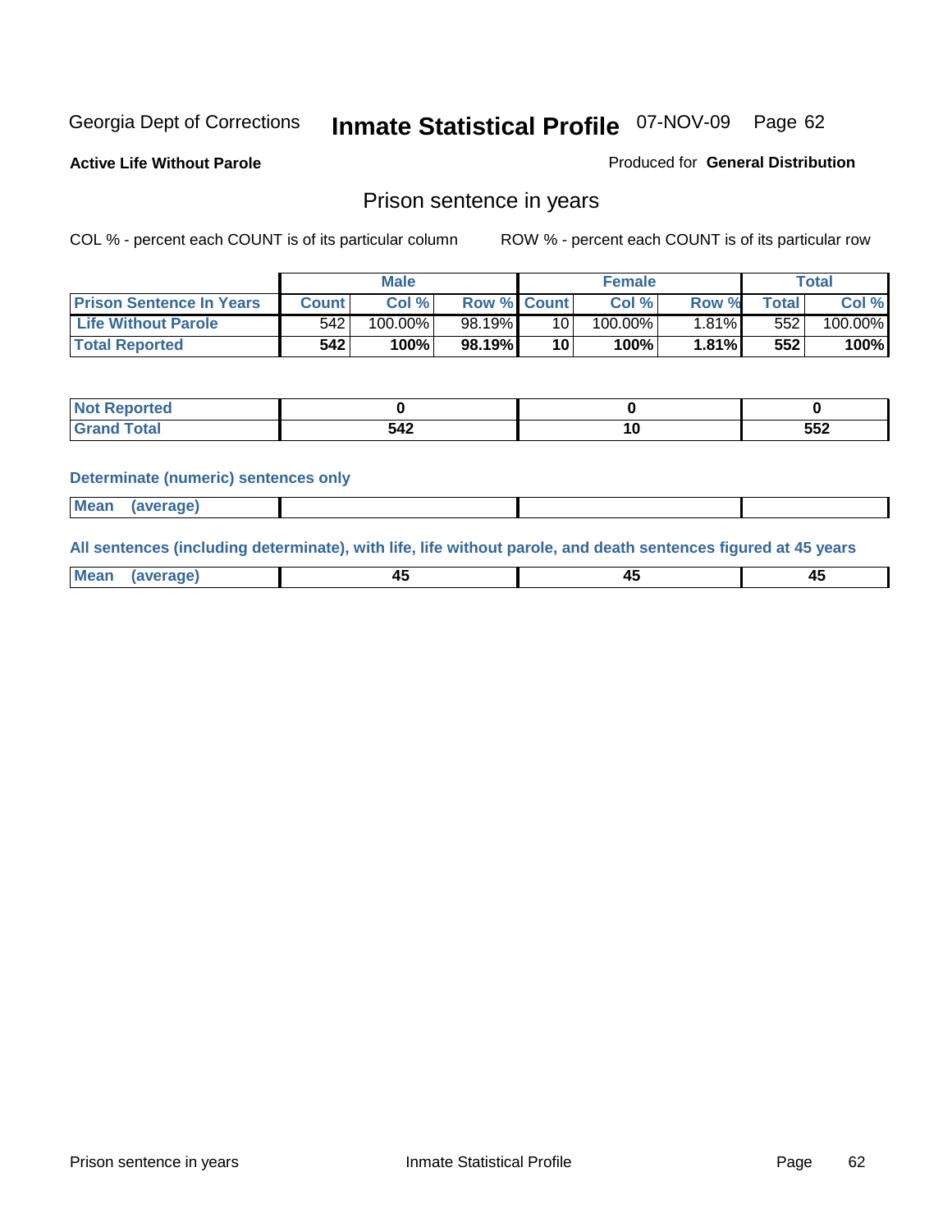Georgia Dept of Corrections **Inmate Statistical Profile** 07-NOV-09 Page 62

**Active Life Without Parole**

Produced for **General Distribution**

## Prison sentence in years

COL % - percent each COUNT is of its particular column

ROW % - percent each COUNT is of its particular row

| | Male | | | Female | | | Total | |
|---|---|---|---|---|---|---|---|---|
| **Prison Sentence In Years** | **Count** | **Col %** | **Row %** | **Count** | **Col %** | **Row %** | **Total** | **Col %** |
| **Life Without Parole** | 542 | 100.00% | 98.19% | 10 | 100.00% | 1.81% | 552 | 100.00% |
| **Total Reported** | **542** | **100%** | **98.19%** | **10** | **100%** | **1.81%** | **552** | **100%** |

| | Male | Female | Total |
|---|---|---|---|
| **Not Reported** | **0** | **0** | **0** |
| **Grand Total** | **542** | **10** | **552** |

**Determinate (numeric) sentences only**

| | Male | Female | Total |
|---|---|---|---|
| **Mean (average)** | | | |

**All sentences (including determinate), with life, life without parole, and death sentences figured at 45 years**

| | Male | Female | Total |
|---|---|---|---|
| **Mean (average)** | **45** | **45** | **45** |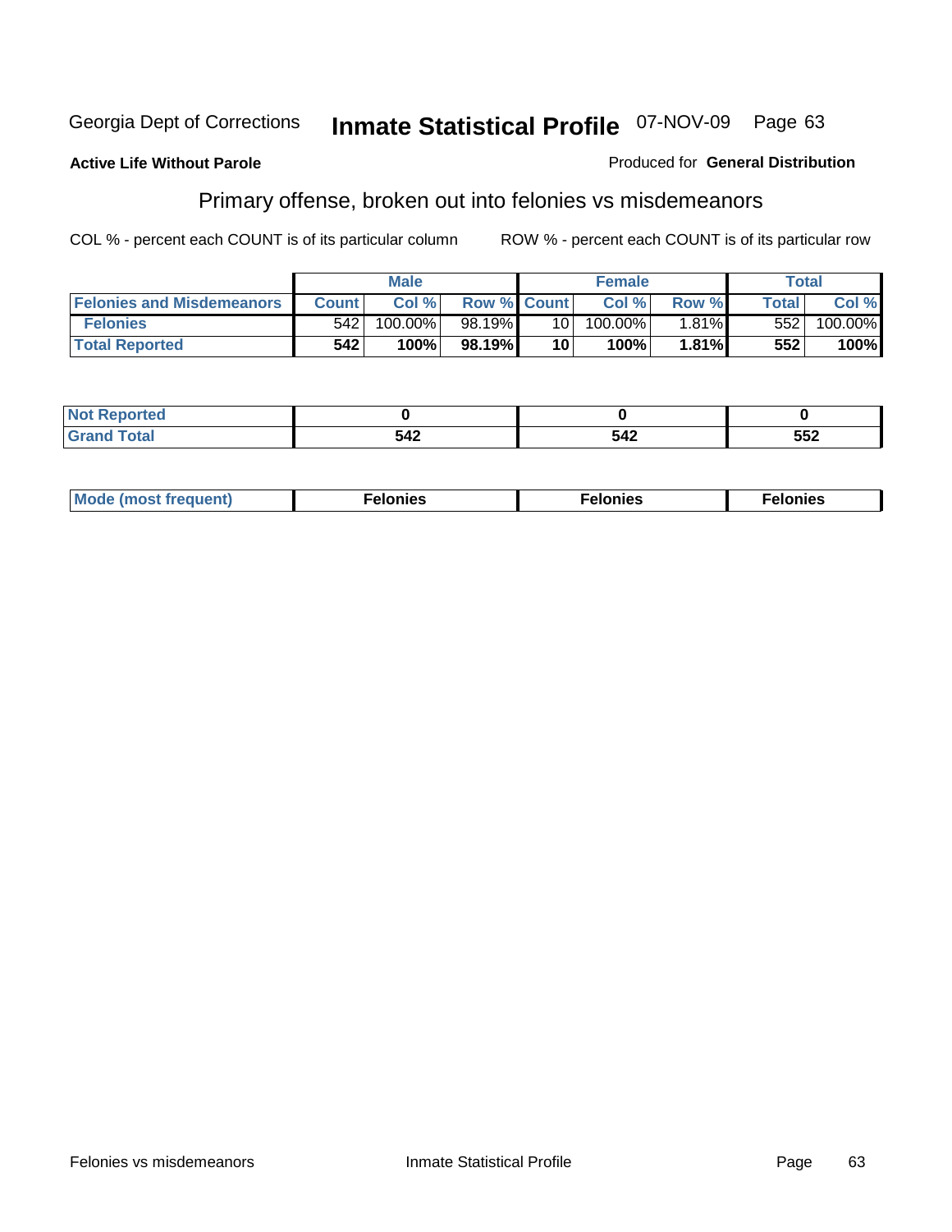Georgia Dept of Corrections **Inmate Statistical Profile** 07-NOV-09 Page 63

**Active Life Without Parole**

Produced for **General Distribution**

## Primary offense, broken out into felonies vs misdemeanors

COL % - percent each COUNT is of its particular column ROW % - percent each COUNT is of its particular row

| | Male | | | Female | | | Total | |
|---|---|---|---|---|---|---|---|---|
| **Felonies and Misdemeanors** | **Count** | **Col %** | **Row %** | **Count** | **Col %** | **Row %** | **Total** | **Col %** |
| **Felonies** | 542 | 100.00% | 98.19% | 10 | 100.00% | 1.81% | 552 | 100.00% |
| **Total Reported** | **542** | **100%** | **98.19%** | **10** | **100%** | **1.81%** | **552** | **100%** |

| | | | |
|---|---|---|---|
| **Not Reported** | **0** | **0** | **0** |
| **Grand Total** | **542** | **542** | **552** |

| | | | |
|---|---|---|---|
| **Mode (most frequent)** | **Felonies** | **Felonies** | **Felonies** |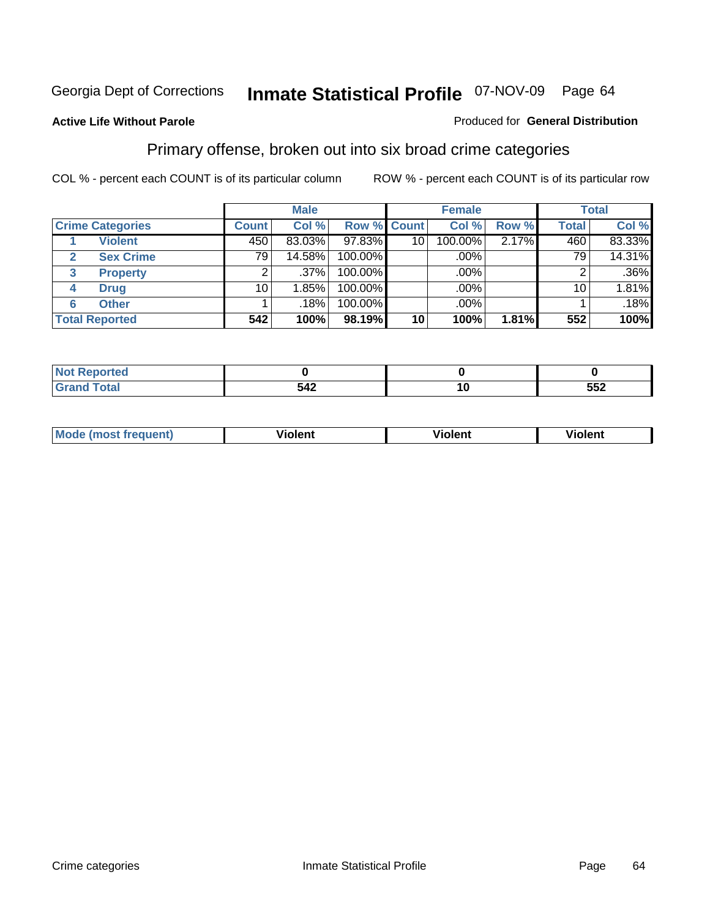Georgia Dept of Corrections **Inmate Statistical Profile** 07-NOV-09 Page 64

**Active Life Without Parole**

Produced for **General Distribution**

## Primary offense, broken out into six broad crime categories

COL % - percent each COUNT is of its particular column

ROW % - percent each COUNT is of its particular row

| | Male | | | Female | | | Total | |
|---|---|---|---|---|---|---|---|---|
| Crime Categories | Count | Col % | Row % | Count | Col % | Row % | Total | Col % |
| 1 Violent | 450 | 83.03% | 97.83% | 10 | 100.00% | 2.17% | 460 | 83.33% |
| 2 Sex Crime | 79 | 14.58% | 100.00% | | .00% | | 79 | 14.31% |
| 3 Property | 2 | .37% | 100.00% | | .00% | | 2 | .36% |
| 4 Drug | 10 | 1.85% | 100.00% | | .00% | | 10 | 1.81% |
| 6 Other | 1 | .18% | 100.00% | | .00% | | 1 | .18% |
| **Total Reported** | **542** | **100%** | **98.19%** | **10** | **100%** | **1.81%** | **552** | **100%** |

| | Male | Female | Total |
|---|---|---|---|
| Not Reported | 0 | 0 | 0 |
| Grand Total | 542 | 10 | 552 |

| | Male | Female | Total |
|---|---|---|---|
| Mode (most frequent) | Violent | Violent | Violent |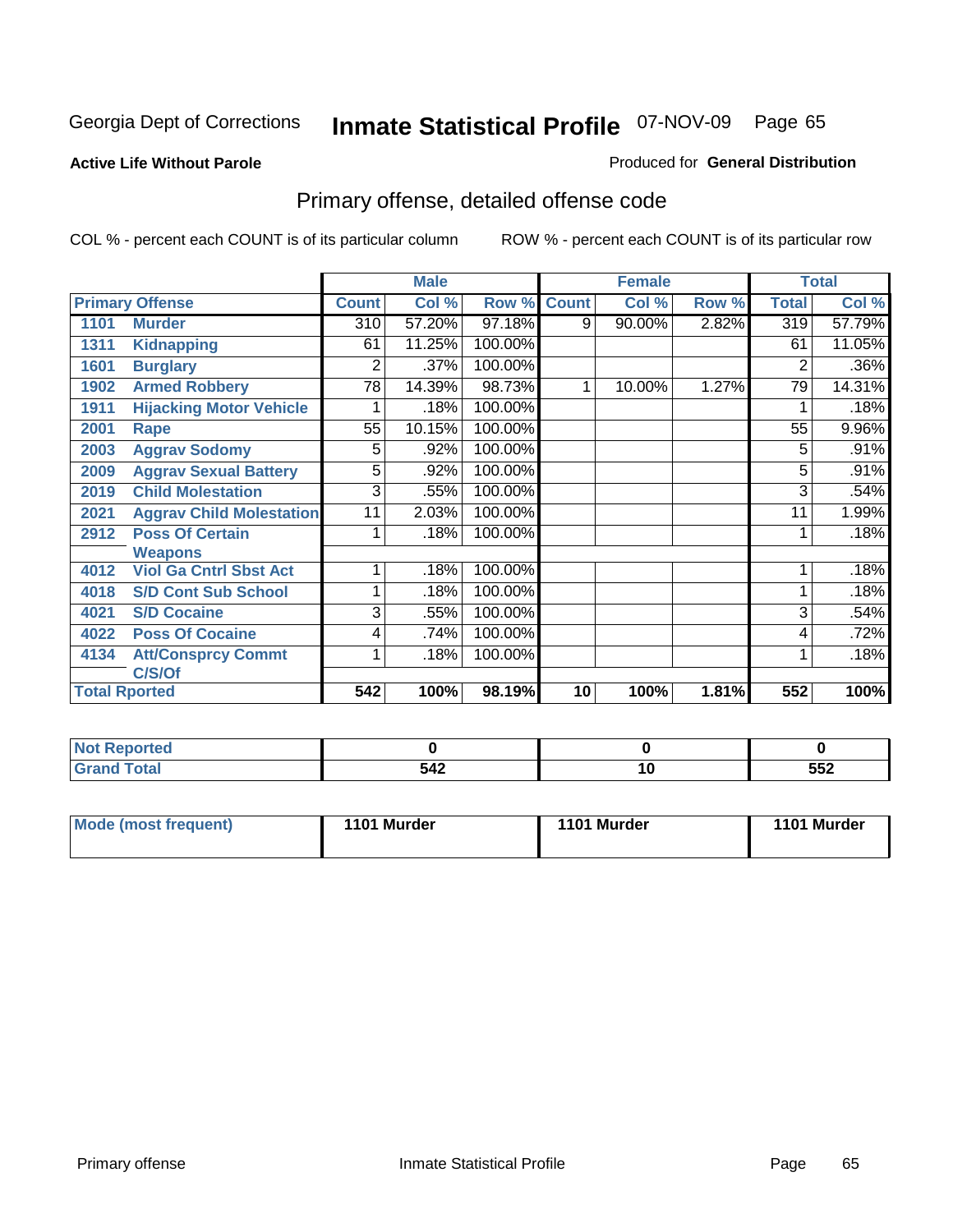Georgia Dept of Corrections **Inmate Statistical Profile** 07-NOV-09 Page 65

**Active Life Without Parole**

Produced for **General Distribution**

## Primary offense, detailed offense code

COL % - percent each COUNT is of its particular column    ROW % - percent each COUNT is of its particular row

| Primary Offense | | Male | | | Female | | | Total | |
|---|---|---|---|---|---|---|---|---|---|
| | | Count | Col % | Row % | Count | Col % | Row % | Total | Col % |
| 1101 | Murder | 310 | 57.20% | 97.18% | 9 | 90.00% | 2.82% | 319 | 57.79% |
| 1311 | Kidnapping | 61 | 11.25% | 100.00% | | | | 61 | 11.05% |
| 1601 | Burglary | 2 | .37% | 100.00% | | | | 2 | .36% |
| 1902 | Armed Robbery | 78 | 14.39% | 98.73% | 1 | 10.00% | 1.27% | 79 | 14.31% |
| 1911 | Hijacking Motor Vehicle | 1 | .18% | 100.00% | | | | 1 | .18% |
| 2001 | Rape | 55 | 10.15% | 100.00% | | | | 55 | 9.96% |
| 2003 | Aggrav Sodomy | 5 | .92% | 100.00% | | | | 5 | .91% |
| 2009 | Aggrav Sexual Battery | 5 | .92% | 100.00% | | | | 5 | .91% |
| 2019 | Child Molestation | 3 | .55% | 100.00% | | | | 3 | .54% |
| 2021 | Aggrav Child Molestation | 11 | 2.03% | 100.00% | | | | 11 | 1.99% |
| 2912 | Poss Of Certain Weapons | 1 | .18% | 100.00% | | | | 1 | .18% |
| 4012 | Viol Ga Cntrl Sbst Act | 1 | .18% | 100.00% | | | | 1 | .18% |
| 4018 | S/D Cont Sub School | 1 | .18% | 100.00% | | | | 1 | .18% |
| 4021 | S/D Cocaine | 3 | .55% | 100.00% | | | | 3 | .54% |
| 4022 | Poss Of Cocaine | 4 | .74% | 100.00% | | | | 4 | .72% |
| 4134 | Att/Consprcy Commt C/S/Of | 1 | .18% | 100.00% | | | | 1 | .18% |
| **Total Rported** | | **542** | **100%** | **98.19%** | **10** | **100%** | **1.81%** | **552** | **100%** |

| | Male | Female | Total |
|---|---|---|---|
| Not Reported | 0 | 0 | 0 |
| Grand Total | 542 | 10 | 552 |

| | Male | Female | Total |
|---|---|---|---|
| Mode (most frequent) | 1101 Murder | 1101 Murder | 1101 Murder |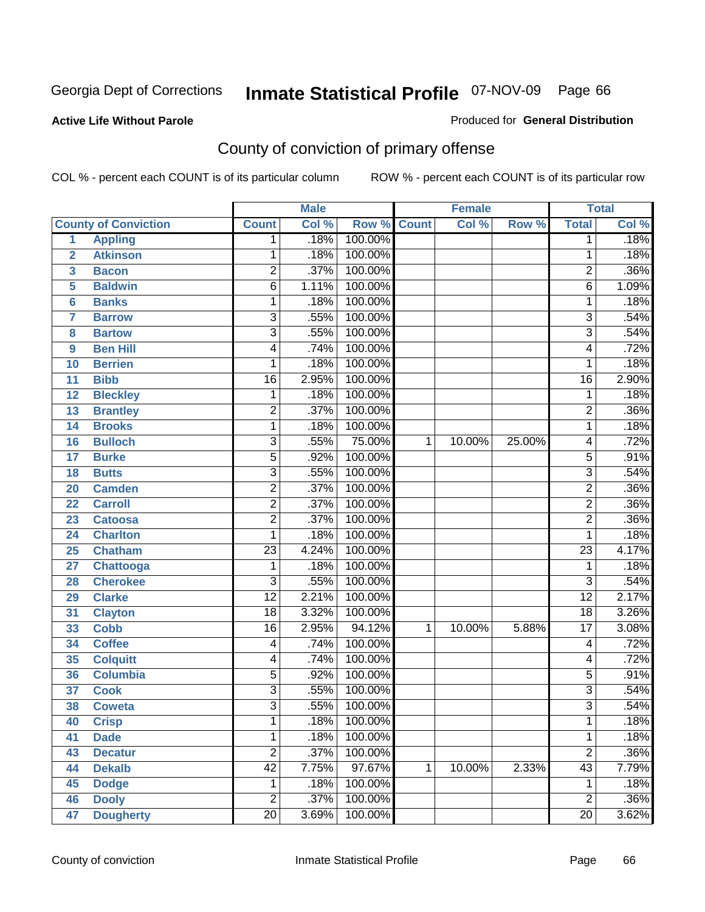Georgia Dept of Corrections **Inmate Statistical Profile** 07-NOV-09

**Active Life Without Parole**

Produced for **General Distribution**

## County of conviction of primary offense

COL % - percent each COUNT is of its particular column ROW % - percent each COUNT is of its particular row

| County of Conviction | | Male | | | Female | | | Total | |
|---|---|---|---|---|---|---|---|---|---|
| | | Count | Col % | Row % | Count | Col % | Row % | Total | Col % |
| 1 | Appling | 1 | .18% | 100.00% | | | | 1 | .18% |
| 2 | Atkinson | 1 | .18% | 100.00% | | | | 1 | .18% |
| 3 | Bacon | 2 | .37% | 100.00% | | | | 2 | .36% |
| 5 | Baldwin | 6 | 1.11% | 100.00% | | | | 6 | 1.09% |
| 6 | Banks | 1 | .18% | 100.00% | | | | 1 | .18% |
| 7 | Barrow | 3 | .55% | 100.00% | | | | 3 | .54% |
| 8 | Bartow | 3 | .55% | 100.00% | | | | 3 | .54% |
| 9 | Ben Hill | 4 | .74% | 100.00% | | | | 4 | .72% |
| 10 | Berrien | 1 | .18% | 100.00% | | | | 1 | .18% |
| 11 | Bibb | 16 | 2.95% | 100.00% | | | | 16 | 2.90% |
| 12 | Bleckley | 1 | .18% | 100.00% | | | | 1 | .18% |
| 13 | Brantley | 2 | .37% | 100.00% | | | | 2 | .36% |
| 14 | Brooks | 1 | .18% | 100.00% | | | | 1 | .18% |
| 16 | Bulloch | 3 | .55% | 75.00% | 1 | 10.00% | 25.00% | 4 | .72% |
| 17 | Burke | 5 | .92% | 100.00% | | | | 5 | .91% |
| 18 | Butts | 3 | .55% | 100.00% | | | | 3 | .54% |
| 20 | Camden | 2 | .37% | 100.00% | | | | 2 | .36% |
| 22 | Carroll | 2 | .37% | 100.00% | | | | 2 | .36% |
| 23 | Catoosa | 2 | .37% | 100.00% | | | | 2 | .36% |
| 24 | Charlton | 1 | .18% | 100.00% | | | | 1 | .18% |
| 25 | Chatham | 23 | 4.24% | 100.00% | | | | 23 | 4.17% |
| 27 | Chattooga | 1 | .18% | 100.00% | | | | 1 | .18% |
| 28 | Cherokee | 3 | .55% | 100.00% | | | | 3 | .54% |
| 29 | Clarke | 12 | 2.21% | 100.00% | | | | 12 | 2.17% |
| 31 | Clayton | 18 | 3.32% | 100.00% | | | | 18 | 3.26% |
| 33 | Cobb | 16 | 2.95% | 94.12% | 1 | 10.00% | 5.88% | 17 | 3.08% |
| 34 | Coffee | 4 | .74% | 100.00% | | | | 4 | .72% |
| 35 | Colquitt | 4 | .74% | 100.00% | | | | 4 | .72% |
| 36 | Columbia | 5 | .92% | 100.00% | | | | 5 | .91% |
| 37 | Cook | 3 | .55% | 100.00% | | | | 3 | .54% |
| 38 | Coweta | 3 | .55% | 100.00% | | | | 3 | .54% |
| 40 | Crisp | 1 | .18% | 100.00% | | | | 1 | .18% |
| 41 | Dade | 1 | .18% | 100.00% | | | | 1 | .18% |
| 43 | Decatur | 2 | .37% | 100.00% | | | | 2 | .36% |
| 44 | Dekalb | 42 | 7.75% | 97.67% | 1 | 10.00% | 2.33% | 43 | 7.79% |
| 45 | Dodge | 1 | .18% | 100.00% | | | | 1 | .18% |
| 46 | Dooly | 2 | .37% | 100.00% | | | | 2 | .36% |
| 47 | Dougherty | 20 | 3.69% | 100.00% | | | | 20 | 3.62% |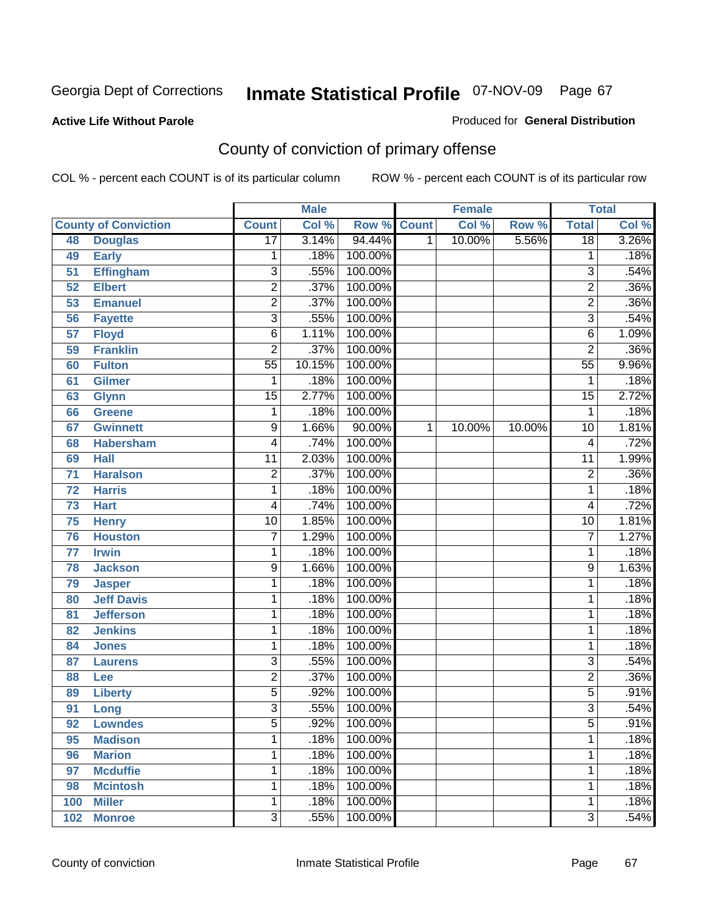Georgia Dept of Corrections **Inmate Statistical Profile** 07-NOV-09

**Active Life Without Parole**

Produced for **General Distribution**

## County of conviction of primary offense

COL % - percent each COUNT is of its particular column ROW % - percent each COUNT is of its particular row

| | | Male | | | Female | | | Total | |
|---|---|---|---|---|---|---|---|---|---|
| **County of Conviction** | | **Count** | **Col %** | **Row %** | **Count** | **Col %** | **Row %** | **Total** | **Col %** |
| 48 | Douglas | 17 | 3.14% | 94.44% | 1 | 10.00% | 5.56% | 18 | 3.26% |
| 49 | Early | 1 | .18% | 100.00% | | | | 1 | .18% |
| 51 | Effingham | 3 | .55% | 100.00% | | | | 3 | .54% |
| 52 | Elbert | 2 | .37% | 100.00% | | | | 2 | .36% |
| 53 | Emanuel | 2 | .37% | 100.00% | | | | 2 | .36% |
| 56 | Fayette | 3 | .55% | 100.00% | | | | 3 | .54% |
| 57 | Floyd | 6 | 1.11% | 100.00% | | | | 6 | 1.09% |
| 59 | Franklin | 2 | .37% | 100.00% | | | | 2 | .36% |
| 60 | Fulton | 55 | 10.15% | 100.00% | | | | 55 | 9.96% |
| 61 | Gilmer | 1 | .18% | 100.00% | | | | 1 | .18% |
| 63 | Glynn | 15 | 2.77% | 100.00% | | | | 15 | 2.72% |
| 66 | Greene | 1 | .18% | 100.00% | | | | 1 | .18% |
| 67 | Gwinnett | 9 | 1.66% | 90.00% | 1 | 10.00% | 10.00% | 10 | 1.81% |
| 68 | Habersham | 4 | .74% | 100.00% | | | | 4 | .72% |
| 69 | Hall | 11 | 2.03% | 100.00% | | | | 11 | 1.99% |
| 71 | Haralson | 2 | .37% | 100.00% | | | | 2 | .36% |
| 72 | Harris | 1 | .18% | 100.00% | | | | 1 | .18% |
| 73 | Hart | 4 | .74% | 100.00% | | | | 4 | .72% |
| 75 | Henry | 10 | 1.85% | 100.00% | | | | 10 | 1.81% |
| 76 | Houston | 7 | 1.29% | 100.00% | | | | 7 | 1.27% |
| 77 | Irwin | 1 | .18% | 100.00% | | | | 1 | .18% |
| 78 | Jackson | 9 | 1.66% | 100.00% | | | | 9 | 1.63% |
| 79 | Jasper | 1 | .18% | 100.00% | | | | 1 | .18% |
| 80 | Jeff Davis | 1 | .18% | 100.00% | | | | 1 | .18% |
| 81 | Jefferson | 1 | .18% | 100.00% | | | | 1 | .18% |
| 82 | Jenkins | 1 | .18% | 100.00% | | | | 1 | .18% |
| 84 | Jones | 1 | .18% | 100.00% | | | | 1 | .18% |
| 87 | Laurens | 3 | .55% | 100.00% | | | | 3 | .54% |
| 88 | Lee | 2 | .37% | 100.00% | | | | 2 | .36% |
| 89 | Liberty | 5 | .92% | 100.00% | | | | 5 | .91% |
| 91 | Long | 3 | .55% | 100.00% | | | | 3 | .54% |
| 92 | Lowndes | 5 | .92% | 100.00% | | | | 5 | .91% |
| 95 | Madison | 1 | .18% | 100.00% | | | | 1 | .18% |
| 96 | Marion | 1 | .18% | 100.00% | | | | 1 | .18% |
| 97 | Mcduffie | 1 | .18% | 100.00% | | | | 1 | .18% |
| 98 | Mcintosh | 1 | .18% | 100.00% | | | | 1 | .18% |
| 100 | Miller | 1 | .18% | 100.00% | | | | 1 | .18% |
| 102 | Monroe | 3 | .55% | 100.00% | | | | 3 | .54% |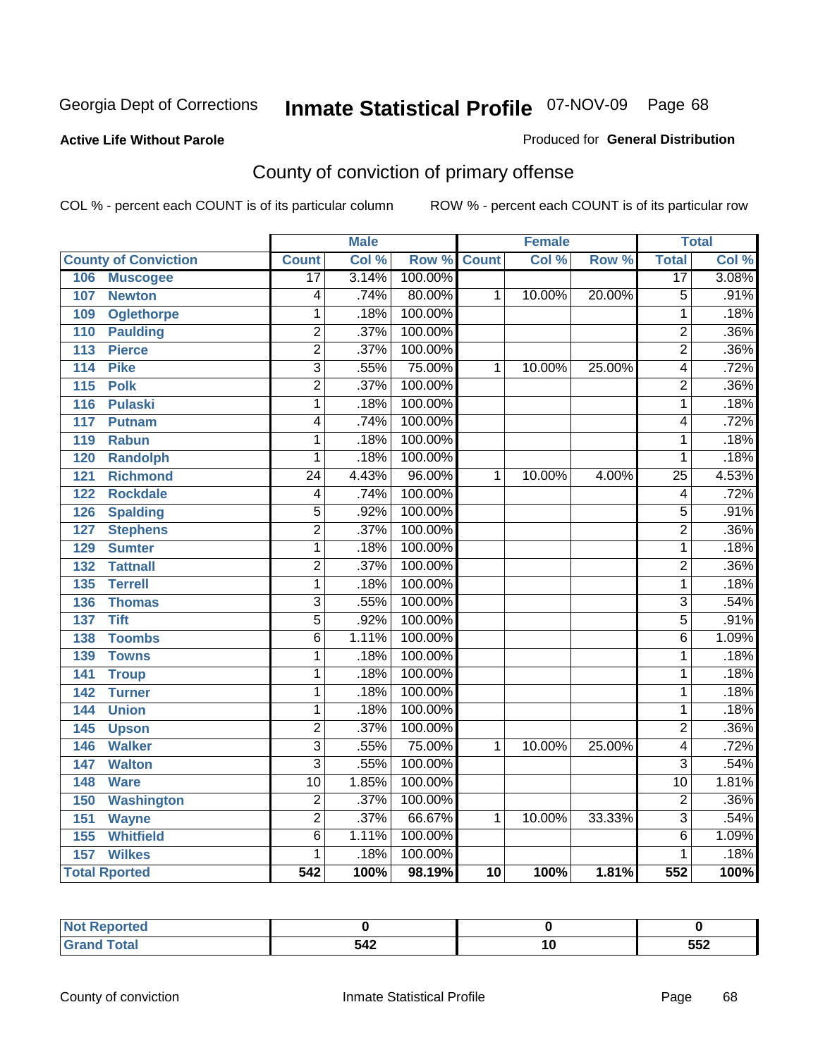Georgia Dept of Corrections **Inmate Statistical Profile** 07-NOV-09

**Active Life Without Parole**

Produced for **General Distribution**

## County of conviction of primary offense

COL % - percent each COUNT is of its particular column ROW % - percent each COUNT is of its particular row

| | Male | | | Female | | | Total | |
|---|---|---|---|---|---|---|---|---|
| **County of Conviction** | **Count** | **Col %** | **Row %** | **Count** | **Col %** | **Row %** | **Total** | **Col %** |
| 106 Muscogee | 17 | 3.14% | 100.00% | | | | 17 | 3.08% |
| 107 Newton | 4 | .74% | 80.00% | 1 | 10.00% | 20.00% | 5 | .91% |
| 109 Oglethorpe | 1 | .18% | 100.00% | | | | 1 | .18% |
| 110 Paulding | 2 | .37% | 100.00% | | | | 2 | .36% |
| 113 Pierce | 2 | .37% | 100.00% | | | | 2 | .36% |
| 114 Pike | 3 | .55% | 75.00% | 1 | 10.00% | 25.00% | 4 | .72% |
| 115 Polk | 2 | .37% | 100.00% | | | | 2 | .36% |
| 116 Pulaski | 1 | .18% | 100.00% | | | | 1 | .18% |
| 117 Putnam | 4 | .74% | 100.00% | | | | 4 | .72% |
| 119 Rabun | 1 | .18% | 100.00% | | | | 1 | .18% |
| 120 Randolph | 1 | .18% | 100.00% | | | | 1 | .18% |
| 121 Richmond | 24 | 4.43% | 96.00% | 1 | 10.00% | 4.00% | 25 | 4.53% |
| 122 Rockdale | 4 | .74% | 100.00% | | | | 4 | .72% |
| 126 Spalding | 5 | .92% | 100.00% | | | | 5 | .91% |
| 127 Stephens | 2 | .37% | 100.00% | | | | 2 | .36% |
| 129 Sumter | 1 | .18% | 100.00% | | | | 1 | .18% |
| 132 Tattnall | 2 | .37% | 100.00% | | | | 2 | .36% |
| 135 Terrell | 1 | .18% | 100.00% | | | | 1 | .18% |
| 136 Thomas | 3 | .55% | 100.00% | | | | 3 | .54% |
| 137 Tift | 5 | .92% | 100.00% | | | | 5 | .91% |
| 138 Toombs | 6 | 1.11% | 100.00% | | | | 6 | 1.09% |
| 139 Towns | 1 | .18% | 100.00% | | | | 1 | .18% |
| 141 Troup | 1 | .18% | 100.00% | | | | 1 | .18% |
| 142 Turner | 1 | .18% | 100.00% | | | | 1 | .18% |
| 144 Union | 1 | .18% | 100.00% | | | | 1 | .18% |
| 145 Upson | 2 | .37% | 100.00% | | | | 2 | .36% |
| 146 Walker | 3 | .55% | 75.00% | 1 | 10.00% | 25.00% | 4 | .72% |
| 147 Walton | 3 | .55% | 100.00% | | | | 3 | .54% |
| 148 Ware | 10 | 1.85% | 100.00% | | | | 10 | 1.81% |
| 150 Washington | 2 | .37% | 100.00% | | | | 2 | .36% |
| 151 Wayne | 2 | .37% | 66.67% | 1 | 10.00% | 33.33% | 3 | .54% |
| 155 Whitfield | 6 | 1.11% | 100.00% | | | | 6 | 1.09% |
| 157 Wilkes | 1 | .18% | 100.00% | | | | 1 | .18% |
| **Total Rported** | **542** | **100%** | **98.19%** | **10** | **100%** | **1.81%** | **552** | **100%** |

| | Male | Female | Total |
|---|---|---|---|
| **Not Reported** | **0** | **0** | **0** |
| **Grand Total** | **542** | **10** | **552** |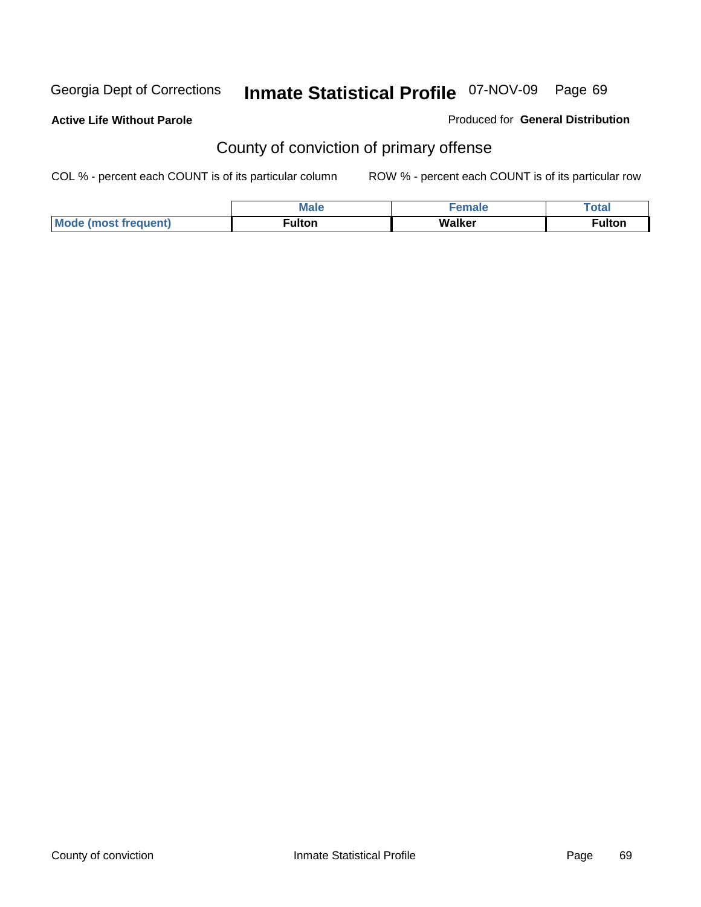Georgia Dept of Corrections **Inmate Statistical Profile** 07-NOV-09 Page 69

**Active Life Without Parole**

Produced for **General Distribution**

## County of conviction of primary offense

COL % - percent each COUNT is of its particular column ROW % - percent each COUNT is of its particular row

| | Male | Female | Total |
|---|---|---|---|
| Mode (most frequent) | Fulton | Walker | Fulton |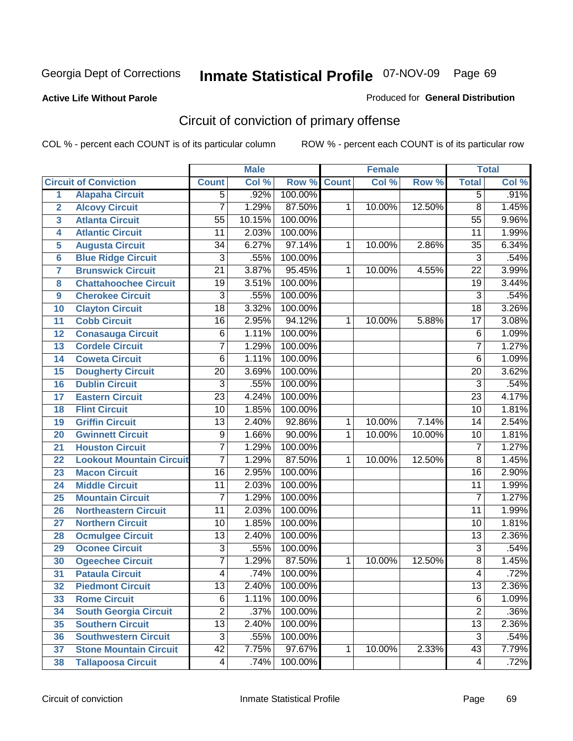Georgia Dept of Corrections **Inmate Statistical Profile** 07-NOV-09 Page 69

**Active Life Without Parole**

Produced for **General Distribution**

## Circuit of conviction of primary offense

COL % - percent each COUNT is of its particular column ROW % - percent each COUNT is of its particular row

| | | Male | | | Female | | | Total | |
|---|---|---|---|---|---|---|---|---|---|
| | **Circuit of Conviction** | **Count** | **Col %** | **Row %** | **Count** | **Col %** | **Row %** | **Total** | **Col %** |
| 1 | **Alapaha Circuit** | 5 | .92% | 100.00% | | | | 5 | .91% |
| 2 | **Alcovy Circuit** | 7 | 1.29% | 87.50% | 1 | 10.00% | 12.50% | 8 | 1.45% |
| 3 | **Atlanta Circuit** | 55 | 10.15% | 100.00% | | | | 55 | 9.96% |
| 4 | **Atlantic Circuit** | 11 | 2.03% | 100.00% | | | | 11 | 1.99% |
| 5 | **Augusta Circuit** | 34 | 6.27% | 97.14% | 1 | 10.00% | 2.86% | 35 | 6.34% |
| 6 | **Blue Ridge Circuit** | 3 | .55% | 100.00% | | | | 3 | .54% |
| 7 | **Brunswick Circuit** | 21 | 3.87% | 95.45% | 1 | 10.00% | 4.55% | 22 | 3.99% |
| 8 | **Chattahoochee Circuit** | 19 | 3.51% | 100.00% | | | | 19 | 3.44% |
| 9 | **Cherokee Circuit** | 3 | .55% | 100.00% | | | | 3 | .54% |
| 10 | **Clayton Circuit** | 18 | 3.32% | 100.00% | | | | 18 | 3.26% |
| 11 | **Cobb Circuit** | 16 | 2.95% | 94.12% | 1 | 10.00% | 5.88% | 17 | 3.08% |
| 12 | **Conasauga Circuit** | 6 | 1.11% | 100.00% | | | | 6 | 1.09% |
| 13 | **Cordele Circuit** | 7 | 1.29% | 100.00% | | | | 7 | 1.27% |
| 14 | **Coweta Circuit** | 6 | 1.11% | 100.00% | | | | 6 | 1.09% |
| 15 | **Dougherty Circuit** | 20 | 3.69% | 100.00% | | | | 20 | 3.62% |
| 16 | **Dublin Circuit** | 3 | .55% | 100.00% | | | | 3 | .54% |
| 17 | **Eastern Circuit** | 23 | 4.24% | 100.00% | | | | 23 | 4.17% |
| 18 | **Flint Circuit** | 10 | 1.85% | 100.00% | | | | 10 | 1.81% |
| 19 | **Griffin Circuit** | 13 | 2.40% | 92.86% | 1 | 10.00% | 7.14% | 14 | 2.54% |
| 20 | **Gwinnett Circuit** | 9 | 1.66% | 90.00% | 1 | 10.00% | 10.00% | 10 | 1.81% |
| 21 | **Houston Circuit** | 7 | 1.29% | 100.00% | | | | 7 | 1.27% |
| 22 | **Lookout Mountain Circuit** | 7 | 1.29% | 87.50% | 1 | 10.00% | 12.50% | 8 | 1.45% |
| 23 | **Macon Circuit** | 16 | 2.95% | 100.00% | | | | 16 | 2.90% |
| 24 | **Middle Circuit** | 11 | 2.03% | 100.00% | | | | 11 | 1.99% |
| 25 | **Mountain Circuit** | 7 | 1.29% | 100.00% | | | | 7 | 1.27% |
| 26 | **Northeastern Circuit** | 11 | 2.03% | 100.00% | | | | 11 | 1.99% |
| 27 | **Northern Circuit** | 10 | 1.85% | 100.00% | | | | 10 | 1.81% |
| 28 | **Ocmulgee Circuit** | 13 | 2.40% | 100.00% | | | | 13 | 2.36% |
| 29 | **Oconee Circuit** | 3 | .55% | 100.00% | | | | 3 | .54% |
| 30 | **Ogeechee Circuit** | 7 | 1.29% | 87.50% | 1 | 10.00% | 12.50% | 8 | 1.45% |
| 31 | **Pataula Circuit** | 4 | .74% | 100.00% | | | | 4 | .72% |
| 32 | **Piedmont Circuit** | 13 | 2.40% | 100.00% | | | | 13 | 2.36% |
| 33 | **Rome Circuit** | 6 | 1.11% | 100.00% | | | | 6 | 1.09% |
| 34 | **South Georgia Circuit** | 2 | .37% | 100.00% | | | | 2 | .36% |
| 35 | **Southern Circuit** | 13 | 2.40% | 100.00% | | | | 13 | 2.36% |
| 36 | **Southwestern Circuit** | 3 | .55% | 100.00% | | | | 3 | .54% |
| 37 | **Stone Mountain Circuit** | 42 | 7.75% | 97.67% | 1 | 10.00% | 2.33% | 43 | 7.79% |
| 38 | **Tallapoosa Circuit** | 4 | .74% | 100.00% | | | | 4 | .72% |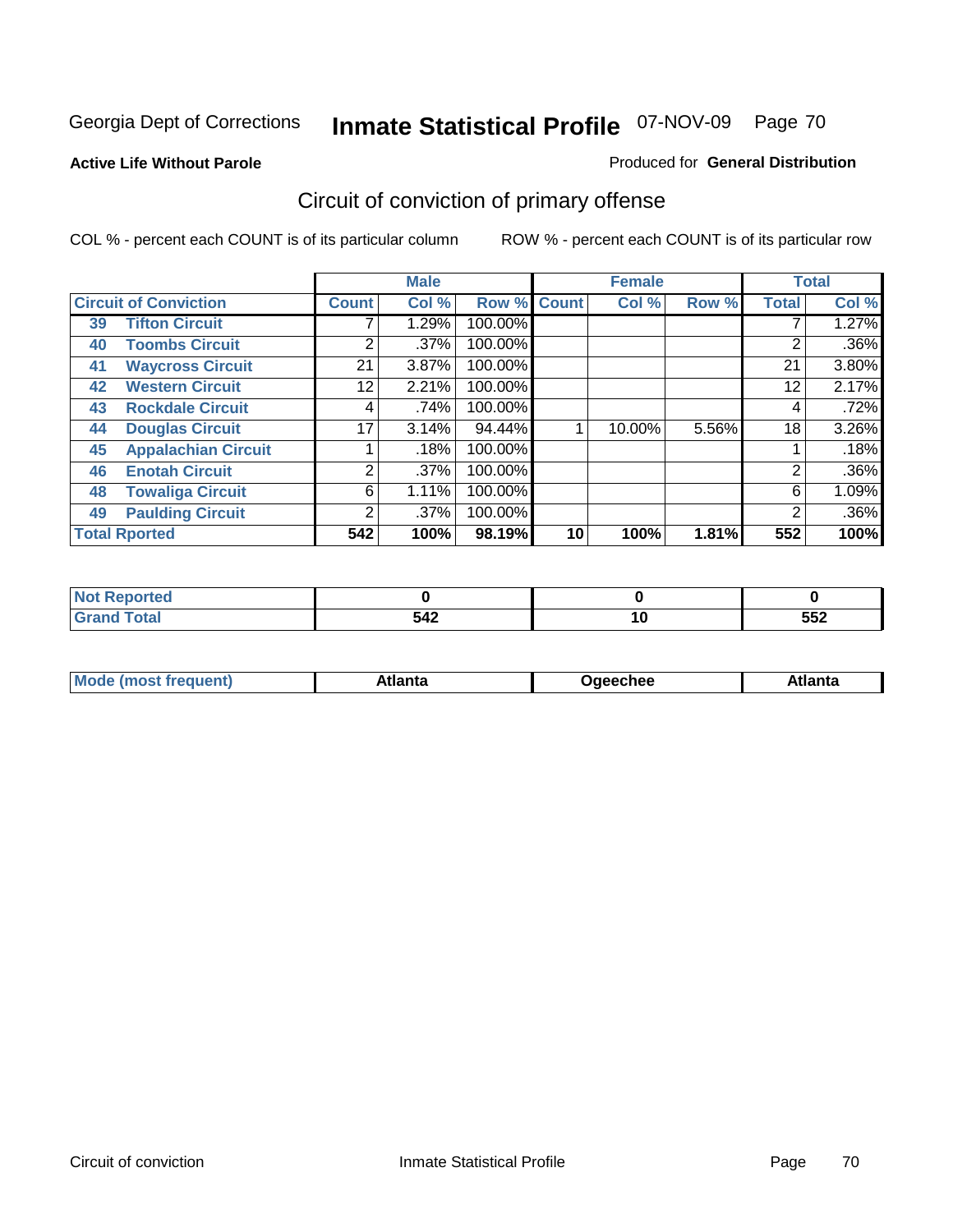Georgia Dept of Corrections **Inmate Statistical Profile** 07-NOV-09

**Active Life Without Parole**

Produced for **General Distribution**

## Circuit of conviction of primary offense

COL % - percent each COUNT is of its particular column

ROW % - percent each COUNT is of its particular row

| Circuit of Conviction | | Male | | | Female | | | Total | |
|---|---|---|---|---|---|---|---|---|---|
| | | Count | Col % | Row % | Count | Col % | Row % | Total | Col % |
| 39 | Tifton Circuit | 7 | 1.29% | 100.00% | | | | 7 | 1.27% |
| 40 | Toombs Circuit | 2 | .37% | 100.00% | | | | 2 | .36% |
| 41 | Waycross Circuit | 21 | 3.87% | 100.00% | | | | 21 | 3.80% |
| 42 | Western Circuit | 12 | 2.21% | 100.00% | | | | 12 | 2.17% |
| 43 | Rockdale Circuit | 4 | .74% | 100.00% | | | | 4 | .72% |
| 44 | Douglas Circuit | 17 | 3.14% | 94.44% | 1 | 10.00% | 5.56% | 18 | 3.26% |
| 45 | Appalachian Circuit | 1 | .18% | 100.00% | | | | 1 | .18% |
| 46 | Enotah Circuit | 2 | .37% | 100.00% | | | | 2 | .36% |
| 48 | Towaliga Circuit | 6 | 1.11% | 100.00% | | | | 6 | 1.09% |
| 49 | Paulding Circuit | 2 | .37% | 100.00% | | | | 2 | .36% |
| Total Rported | | 542 | 100% | 98.19% | 10 | 100% | 1.81% | 552 | 100% |

| | Male | Female | Total |
|---|---|---|---|
| Not Reported | 0 | 0 | 0 |
| Grand Total | 542 | 10 | 552 |

| | Male | Female | Total |
|---|---|---|---|
| Mode (most frequent) | Atlanta | Ogeechee | Atlanta |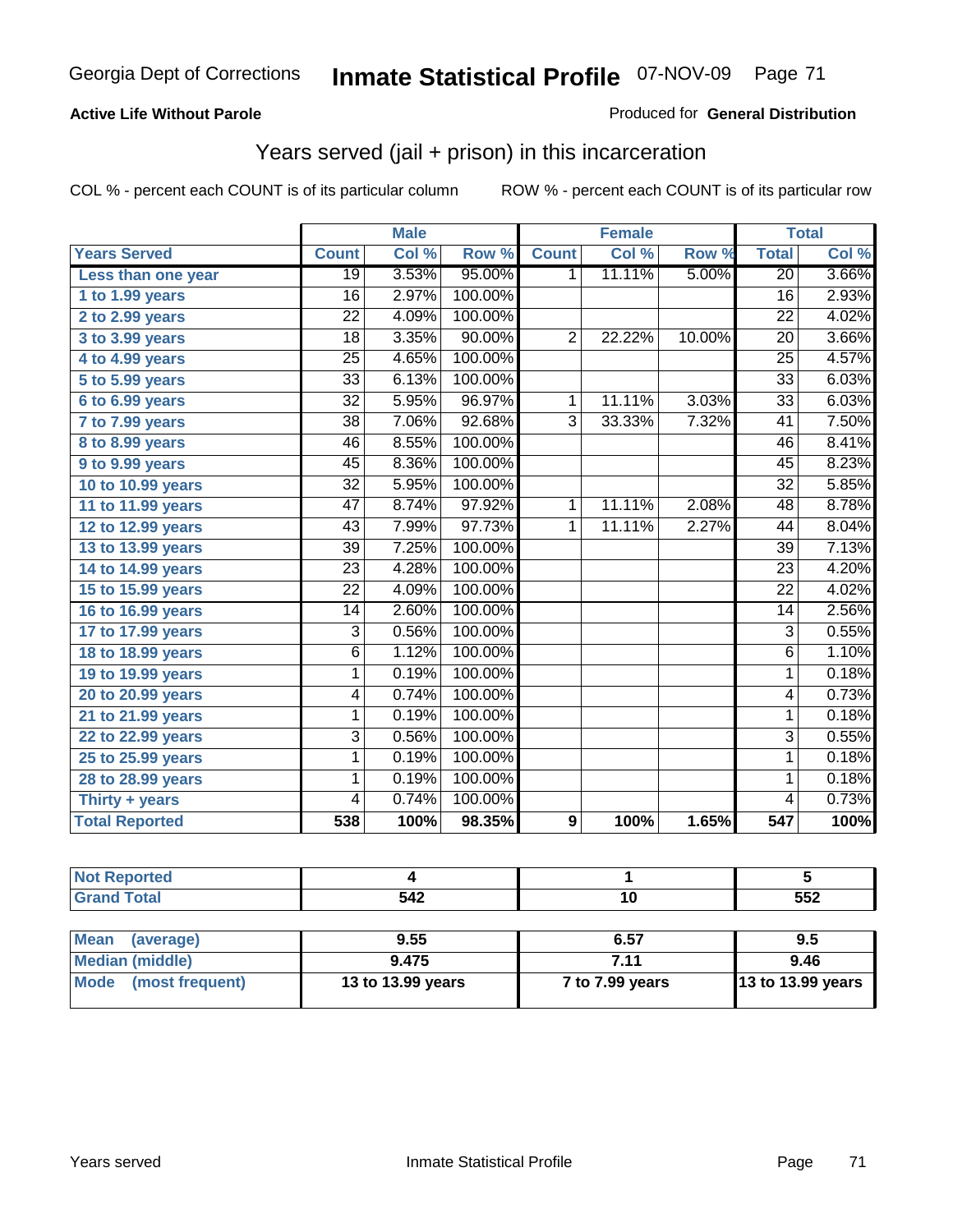Georgia Dept of Corrections **Inmate Statistical Profile** 07-NOV-09

**Active Life Without Parole**

Produced for **General Distribution**

## Years served (jail + prison) in this incarceration

COL % - percent each COUNT is of its particular column ROW % - percent each COUNT is of its particular row

| | Male | | | Female | | | Total | |
|---|---|---|---|---|---|---|---|---|
| **Years Served** | **Count** | **Col %** | **Row %** | **Count** | **Col %** | **Row %** | **Total** | **Col %** |
| **Less than one year** | 19 | 3.53% | 95.00% | 1 | 11.11% | 5.00% | 20 | 3.66% |
| **1 to 1.99 years** | 16 | 2.97% | 100.00% | | | | 16 | 2.93% |
| **2 to 2.99 years** | 22 | 4.09% | 100.00% | | | | 22 | 4.02% |
| **3 to 3.99 years** | 18 | 3.35% | 90.00% | 2 | 22.22% | 10.00% | 20 | 3.66% |
| **4 to 4.99 years** | 25 | 4.65% | 100.00% | | | | 25 | 4.57% |
| **5 to 5.99 years** | 33 | 6.13% | 100.00% | | | | 33 | 6.03% |
| **6 to 6.99 years** | 32 | 5.95% | 96.97% | 1 | 11.11% | 3.03% | 33 | 6.03% |
| **7 to 7.99 years** | 38 | 7.06% | 92.68% | 3 | 33.33% | 7.32% | 41 | 7.50% |
| **8 to 8.99 years** | 46 | 8.55% | 100.00% | | | | 46 | 8.41% |
| **9 to 9.99 years** | 45 | 8.36% | 100.00% | | | | 45 | 8.23% |
| **10 to 10.99 years** | 32 | 5.95% | 100.00% | | | | 32 | 5.85% |
| **11 to 11.99 years** | 47 | 8.74% | 97.92% | 1 | 11.11% | 2.08% | 48 | 8.78% |
| **12 to 12.99 years** | 43 | 7.99% | 97.73% | 1 | 11.11% | 2.27% | 44 | 8.04% |
| **13 to 13.99 years** | 39 | 7.25% | 100.00% | | | | 39 | 7.13% |
| **14 to 14.99 years** | 23 | 4.28% | 100.00% | | | | 23 | 4.20% |
| **15 to 15.99 years** | 22 | 4.09% | 100.00% | | | | 22 | 4.02% |
| **16 to 16.99 years** | 14 | 2.60% | 100.00% | | | | 14 | 2.56% |
| **17 to 17.99 years** | 3 | 0.56% | 100.00% | | | | 3 | 0.55% |
| **18 to 18.99 years** | 6 | 1.12% | 100.00% | | | | 6 | 1.10% |
| **19 to 19.99 years** | 1 | 0.19% | 100.00% | | | | 1 | 0.18% |
| **20 to 20.99 years** | 4 | 0.74% | 100.00% | | | | 4 | 0.73% |
| **21 to 21.99 years** | 1 | 0.19% | 100.00% | | | | 1 | 0.18% |
| **22 to 22.99 years** | 3 | 0.56% | 100.00% | | | | 3 | 0.55% |
| **25 to 25.99 years** | 1 | 0.19% | 100.00% | | | | 1 | 0.18% |
| **28 to 28.99 years** | 1 | 0.19% | 100.00% | | | | 1 | 0.18% |
| **Thirty + years** | 4 | 0.74% | 100.00% | | | | 4 | 0.73% |
| **Total Reported** | **538** | **100%** | **98.35%** | **9** | **100%** | **1.65%** | **547** | **100%** |

| | Male | Female | Total |
|---|---|---|---|
| **Not Reported** | **4** | **1** | **5** |
| **Grand Total** | **542** | **10** | **552** |

| | Male | Female | Total |
|---|---|---|---|
| **Mean (average)** | **9.55** | **6.57** | **9.5** |
| **Median (middle)** | **9.475** | **7.11** | **9.46** |
| **Mode (most frequent)** | **13 to 13.99 years** | **7 to 7.99 years** | **13 to 13.99 years** |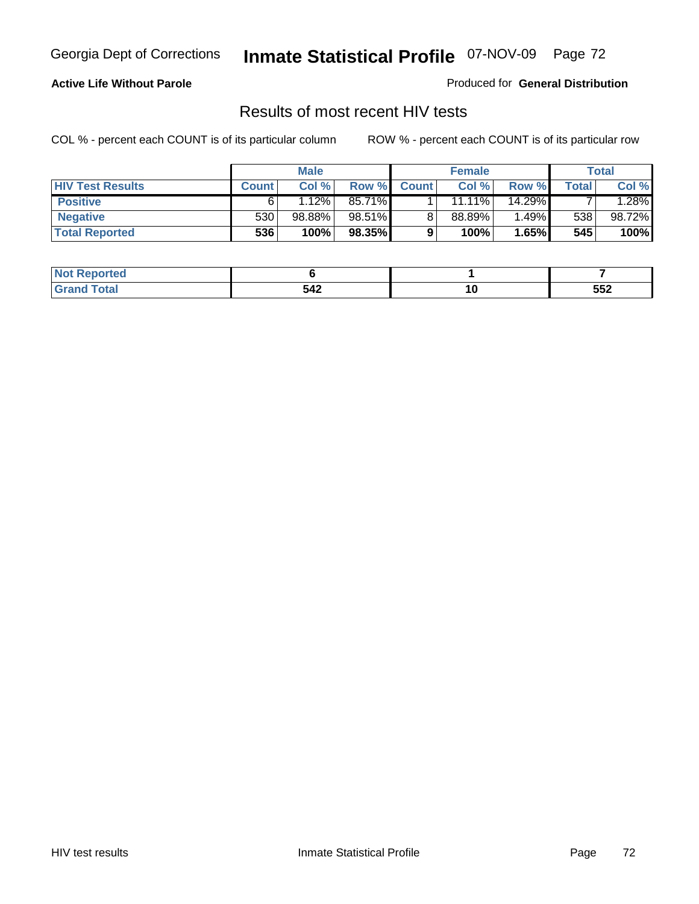**Active Life Without Parole**

Produced for **General Distribution**

## Results of most recent HIV tests

COL % - percent each COUNT is of its particular column        ROW % - percent each COUNT is of its particular row

| | Male | | | Female | | | Total | |
|---|---|---|---|---|---|---|---|---|
| **HIV Test Results** | **Count** | **Col %** | **Row %** | **Count** | **Col %** | **Row %** | **Total** | **Col %** |
| **Positive** | 6 | 1.12% | 85.71% | 1 | 11.11% | 14.29% | 7 | 1.28% |
| **Negative** | 530 | 98.88% | 98.51% | 8 | 88.89% | 1.49% | 538 | 98.72% |
| **Total Reported** | **536** | **100%** | **98.35%** | **9** | **100%** | **1.65%** | **545** | **100%** |

| | Male | Female | Total |
|---|---|---|---|
| **Not Reported** | **6** | **1** | **7** |
| **Grand Total** | **542** | **10** | **552** |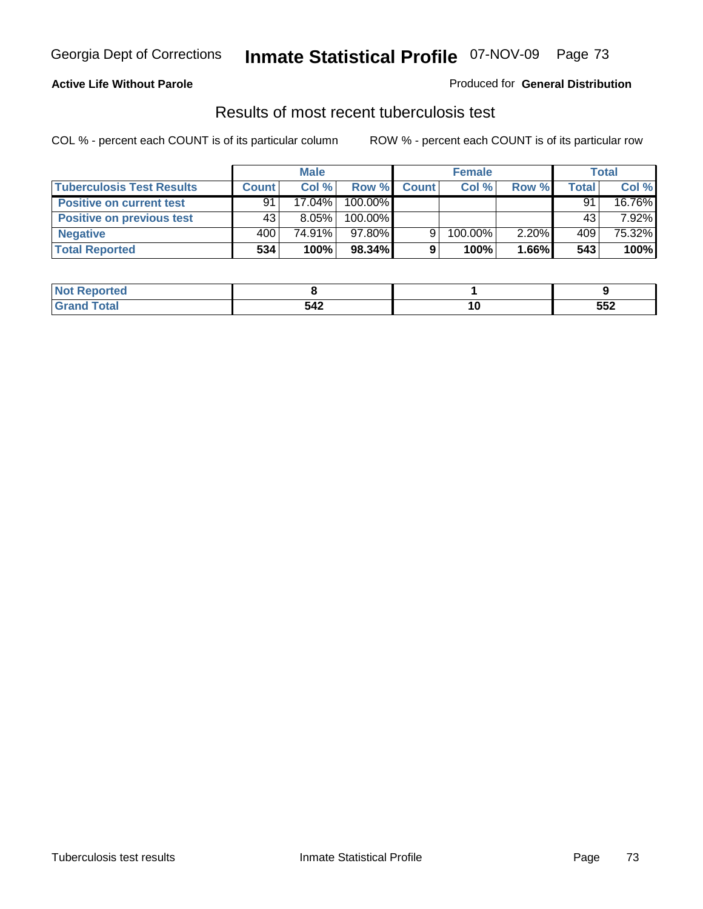**Active Life Without Parole**

Produced for **General Distribution**

## Results of most recent tuberculosis test

COL % - percent each COUNT is of its particular column

ROW % - percent each COUNT is of its particular row

| | Male | | | Female | | | Total | |
|---|---|---|---|---|---|---|---|---|
| **Tuberculosis Test Results** | **Count** | **Col %** | **Row %** | **Count** | **Col %** | **Row %** | **Total** | **Col %** |
| **Positive on current test** | 91 | 17.04% | 100.00% | | | | 91 | 16.76% |
| **Positive on previous test** | 43 | 8.05% | 100.00% | | | | 43 | 7.92% |
| **Negative** | 400 | 74.91% | 97.80% | 9 | 100.00% | 2.20% | 409 | 75.32% |
| **Total Reported** | **534** | **100%** | **98.34%** | **9** | **100%** | **1.66%** | **543** | **100%** |

| | Male | Female | Total |
|---|---|---|---|
| **Not Reported** | **8** | **1** | **9** |
| **Grand Total** | **542** | **10** | **552** |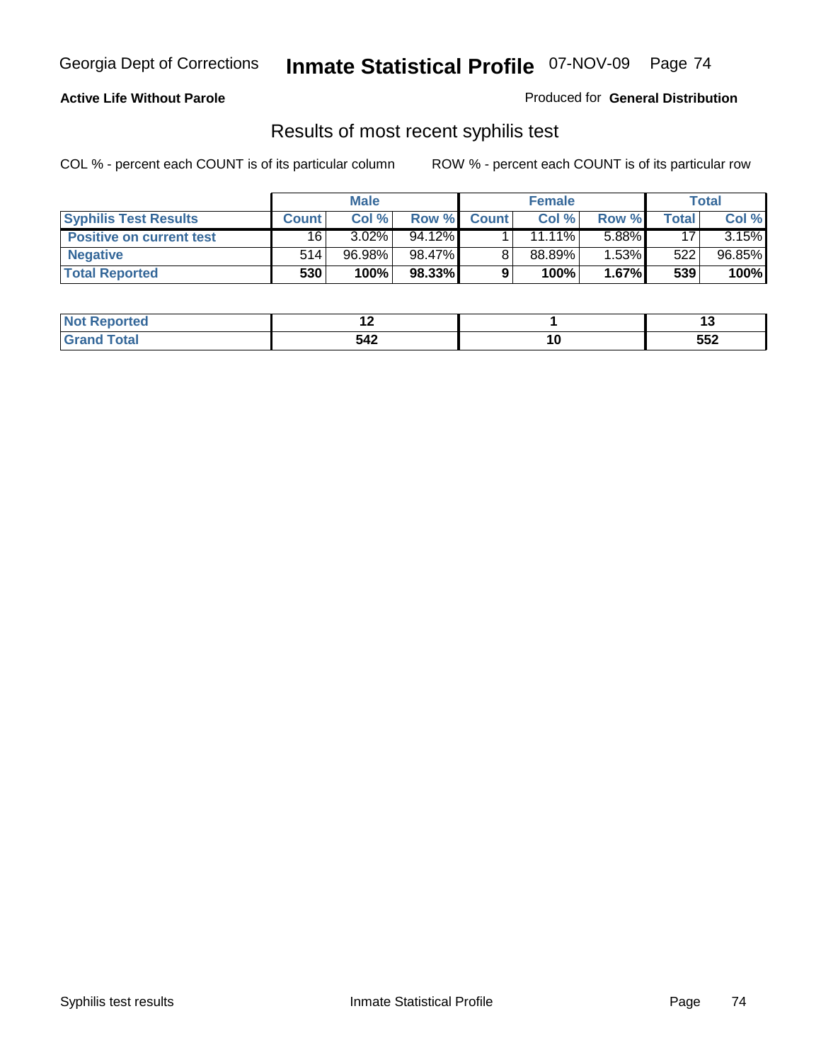**Active Life Without Parole** | Produced for **General Distribution**

## Results of most recent syphilis test

COL % - percent each COUNT is of its particular column | ROW % - percent each COUNT is of its particular row

| | Male | | | Female | | | Total | |
|---|---|---|---|---|---|---|---|---|
| **Syphilis Test Results** | **Count** | **Col %** | **Row %** | **Count** | **Col %** | **Row %** | **Total** | **Col %** |
| **Positive on current test** | 16 | 3.02% | 94.12% | 1 | 11.11% | 5.88% | 17 | 3.15% |
| **Negative** | 514 | 96.98% | 98.47% | 8 | 88.89% | 1.53% | 522 | 96.85% |
| **Total Reported** | **530** | **100%** | **98.33%** | **9** | **100%** | **1.67%** | **539** | **100%** |

| | Male | Female | Total |
|---|---|---|---|
| **Not Reported** | **12** | **1** | **13** |
| **Grand Total** | **542** | **10** | **552** |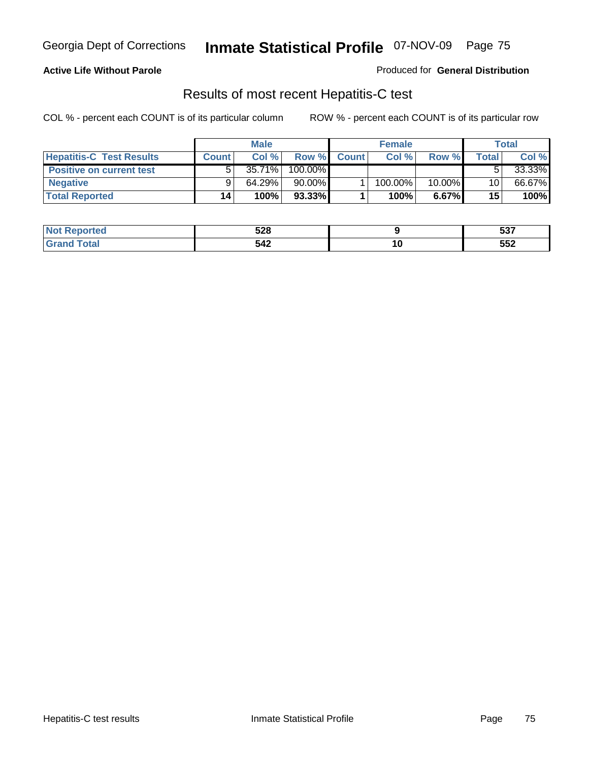Georgia Dept of Corrections **Inmate Statistical Profile** 07-NOV-09

**Active Life Without Parole**

Produced for **General Distribution**

## Results of most recent Hepatitis-C test

COL % - percent each COUNT is of its particular column

ROW % - percent each COUNT is of its particular row

| | Male | | | Female | | | Total | |
|---|---|---|---|---|---|---|---|---|
| **Hepatitis-C Test Results** | **Count** | **Col %** | **Row %** | **Count** | **Col %** | **Row %** | **Total** | **Col %** |
| **Positive on current test** | 5 | 35.71% | 100.00% | | | | 5 | 33.33% |
| **Negative** | 9 | 64.29% | 90.00% | 1 | 100.00% | 10.00% | 10 | 66.67% |
| **Total Reported** | **14** | **100%** | **93.33%** | **1** | **100%** | **6.67%** | **15** | **100%** |

| | | | |
|---|---|---|---|
| **Not Reported** | **528** | **9** | **537** |
| **Grand Total** | **542** | **10** | **552** |

Hepatitis-C test results

Inmate Statistical Profile